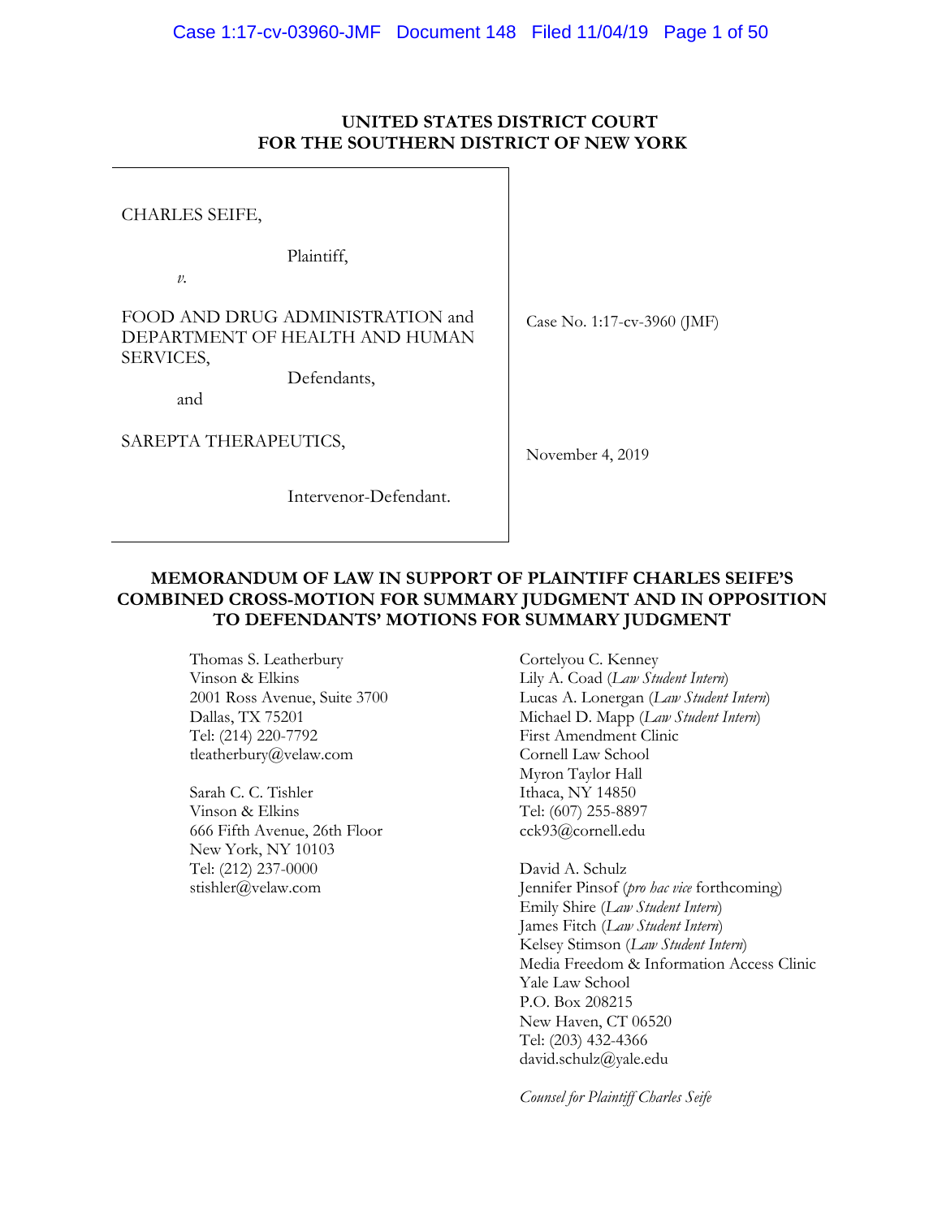**UNITED STATES DISTRICT COURT**
**FOR THE SOUTHERN DISTRICT OF NEW YORK**

CHARLES SEIFE,

Plaintiff,

*v.*

FOOD AND DRUG ADMINISTRATION and DEPARTMENT OF HEALTH AND HUMAN SERVICES,

Defendants,

and

SAREPTA THERAPEUTICS,

Intervenor-Defendant.

Case No. 1:17-cv-3960 (JMF)

November 4, 2019

**MEMORANDUM OF LAW IN SUPPORT OF PLAINTIFF CHARLES SEIFE'S COMBINED CROSS-MOTION FOR SUMMARY JUDGMENT AND IN OPPOSITION TO DEFENDANTS' MOTIONS FOR SUMMARY JUDGMENT**

Thomas S. Leatherbury
Vinson & Elkins
2001 Ross Avenue, Suite 3700
Dallas, TX 75201
Tel: (214) 220-7792
tleatherbury@velaw.com

Sarah C. C. Tishler
Vinson & Elkins
666 Fifth Avenue, 26th Floor
New York, NY 10103
Tel: (212) 237-0000
stishler@velaw.com

Cortelyou C. Kenney
Lily A. Coad (*Law Student Intern*)
Lucas A. Lonergan (*Law Student Intern*)
Michael D. Mapp (*Law Student Intern*)
First Amendment Clinic
Cornell Law School
Myron Taylor Hall
Ithaca, NY 14850
Tel: (607) 255-8897
cck93@cornell.edu

David A. Schulz
Jennifer Pinsof (*pro hac vice* forthcoming)
Emily Shire (*Law Student Intern*)
James Fitch (*Law Student Intern*)
Kelsey Stimson (*Law Student Intern*)
Media Freedom & Information Access Clinic
Yale Law School
P.O. Box 208215
New Haven, CT 06520
Tel: (203) 432-4366
david.schulz@yale.edu

*Counsel for Plaintiff Charles Seife*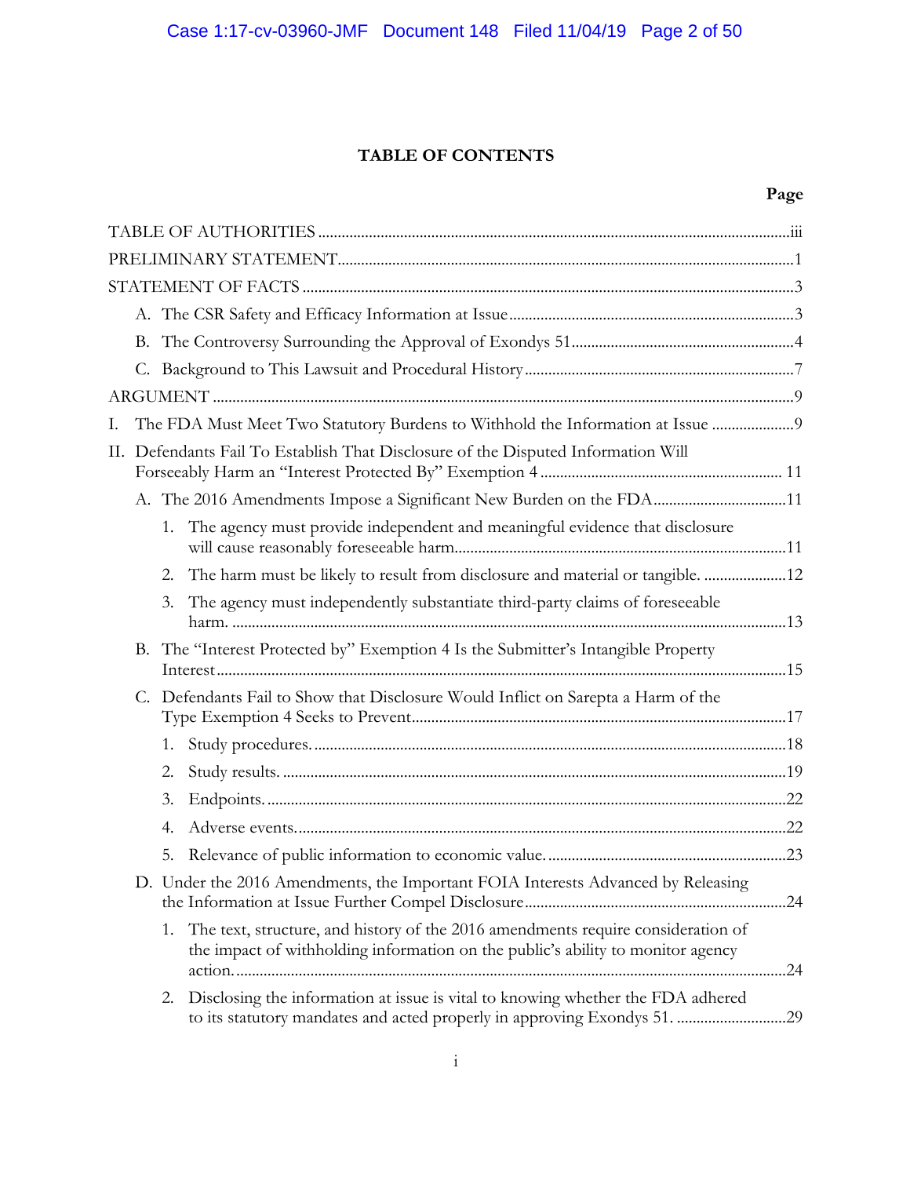# TABLE OF CONTENTS

**Page**

TABLE OF AUTHORITIES ..... iii

PRELIMINARY STATEMENT ..... 1

STATEMENT OF FACTS ..... 3

- A. The CSR Safety and Efficacy Information at Issue ..... 3
- B. The Controversy Surrounding the Approval of Exondys 51 ..... 4
- C. Background to This Lawsuit and Procedural History ..... 7

ARGUMENT ..... 9

I. The FDA Must Meet Two Statutory Burdens to Withhold the Information at Issue ..... 9

II. Defendants Fail To Establish That Disclosure of the Disputed Information Will Forseeably Harm an "Interest Protected By" Exemption 4 ..... 11

- A. The 2016 Amendments Impose a Significant New Burden on the FDA ..... 11
  1. The agency must provide independent and meaningful evidence that disclosure will cause reasonably foreseeable harm ..... 11
  2. The harm must be likely to result from disclosure and material or tangible. ..... 12
  3. The agency must independently substantiate third-party claims of foreseeable harm. ..... 13
- B. The "Interest Protected by" Exemption 4 Is the Submitter's Intangible Property Interest ..... 15
- C. Defendants Fail to Show that Disclosure Would Inflict on Sarepta a Harm of the Type Exemption 4 Seeks to Prevent ..... 17
  1. Study procedures. ..... 18
  2. Study results. ..... 19
  3. Endpoints. ..... 22
  4. Adverse events. ..... 22
  5. Relevance of public information to economic value. ..... 23
- D. Under the 2016 Amendments, the Important FOIA Interests Advanced by Releasing the Information at Issue Further Compel Disclosure ..... 24
  1. The text, structure, and history of the 2016 amendments require consideration of the impact of withholding information on the public's ability to monitor agency action. ..... 24
  2. Disclosing the information at issue is vital to knowing whether the FDA adhered to its statutory mandates and acted properly in approving Exondys 51. ..... 29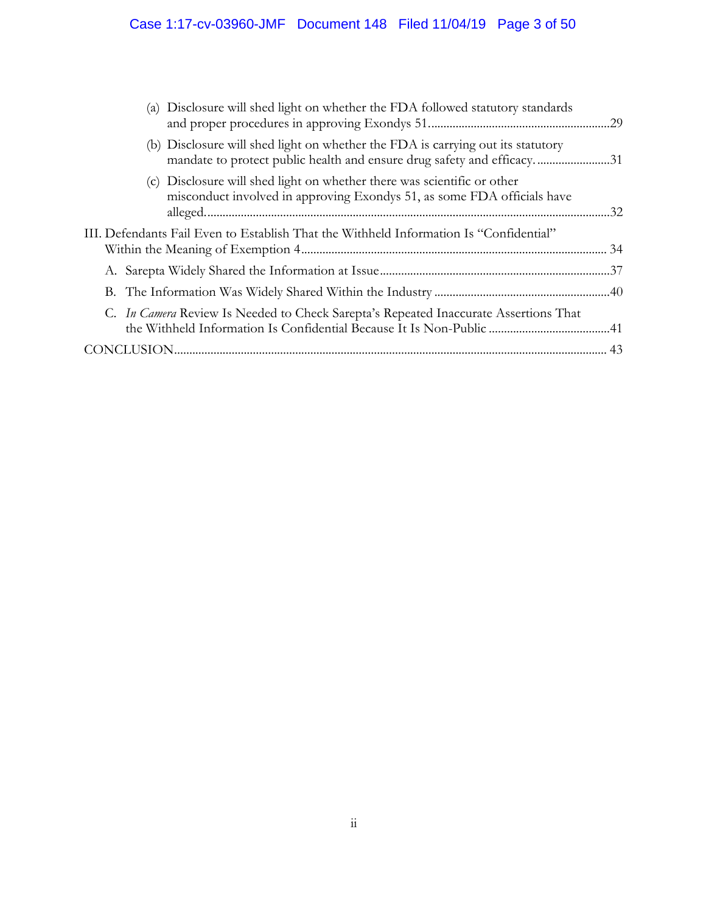(a) Disclosure will shed light on whether the FDA followed statutory standards and proper procedures in approving Exondys 51.......................................................... 29

(b) Disclosure will shed light on whether the FDA is carrying out its statutory mandate to protect public health and ensure drug safety and efficacy. ....................... 31

(c) Disclosure will shed light on whether there was scientific or other misconduct involved in approving Exondys 51, as some FDA officials have alleged.................................................................................................................... 32

III. Defendants Fail Even to Establish That the Withheld Information Is "Confidential" Within the Meaning of Exemption 4................................................................................... 34

A. Sarepta Widely Shared the Information at Issue.......................................................................... 37

B. The Information Was Widely Shared Within the Industry ........................................................ 40

C. *In Camera* Review Is Needed to Check Sarepta's Repeated Inaccurate Assertions That the Withheld Information Is Confidential Because It Is Non-Public ....................................... 41

CONCLUSION............................................................................................................................ 43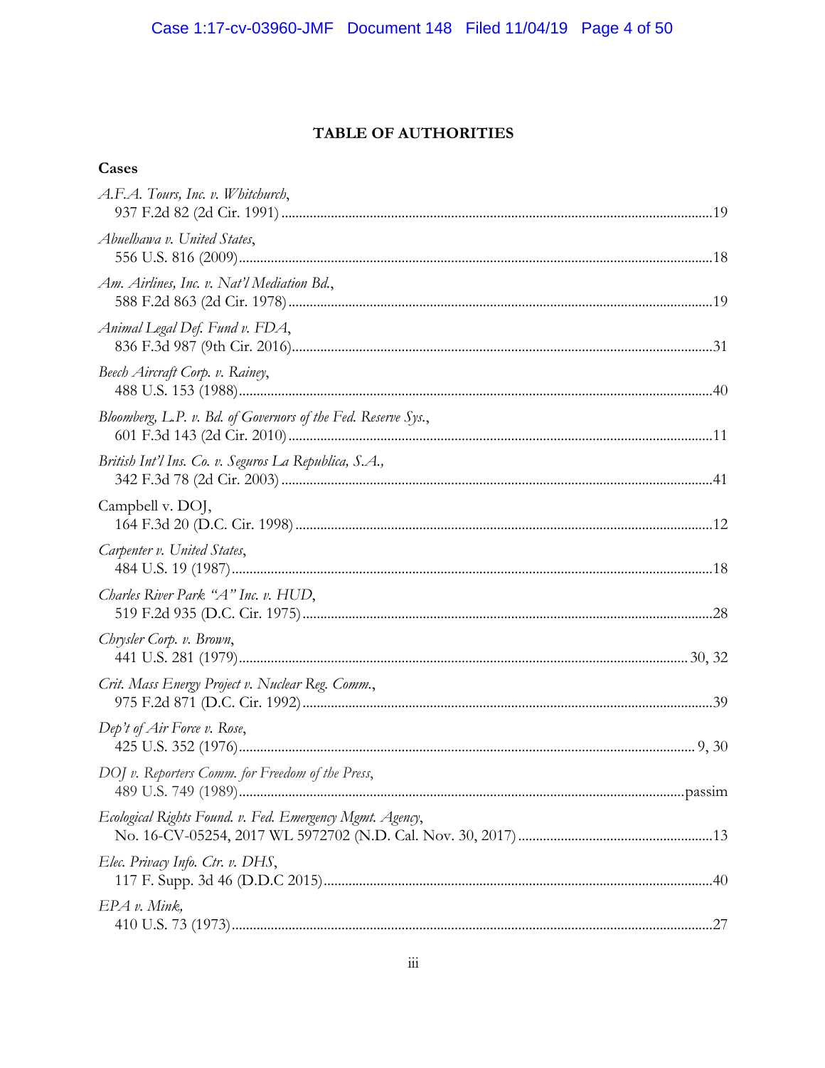## TABLE OF AUTHORITIES

### Cases

*A.F.A. Tours, Inc. v. Whitchurch*,
937 F.2d 82 (2d Cir. 1991) .......................................................................................................19

*Abuelhawa v. United States*,
556 U.S. 816 (2009)...................................................................................................................18

*Am. Airlines, Inc. v. Nat'l Mediation Bd.*,
588 F.2d 863 (2d Cir. 1978) ......................................................................................................19

*Animal Legal Def. Fund v. FDA*,
836 F.3d 987 (9th Cir. 2016).....................................................................................................31

*Beech Aircraft Corp. v. Rainey*,
488 U.S. 153 (1988)...................................................................................................................40

*Bloomberg, L.P. v. Bd. of Governors of the Fed. Reserve Sys.*,
601 F.3d 143 (2d Cir. 2010) ......................................................................................................11

*British Int'l Ins. Co. v. Seguros La Republica, S.A.*,
342 F.3d 78 (2d Cir. 2003) ........................................................................................................41

Campbell v. DOJ,
164 F.3d 20 (D.C. Cir. 1998) ....................................................................................................12

*Carpenter v. United States*,
484 U.S. 19 (1987).....................................................................................................................18

*Charles River Park "A" Inc. v. HUD*,
519 F.2d 935 (D.C. Cir. 1975)..................................................................................................28

*Chrysler Corp. v. Brown*,
441 U.S. 281 (1979)............................................................................................................. 30, 32

*Crit. Mass Energy Project v. Nuclear Reg. Comm.*,
975 F.2d 871 (D.C. Cir. 1992)..................................................................................................39

*Dep't of Air Force v. Rose*,
425 U.S. 352 (1976)............................................................................................................... 9, 30

*DOJ v. Reporters Comm. for Freedom of the Press*,
489 U.S. 749 (1989)............................................................................................................passim

*Ecological Rights Found. v. Fed. Emergency Mgmt. Agency*,
No. 16-CV-05254, 2017 WL 5972702 (N.D. Cal. Nov. 30, 2017) ......................................................13

*Elec. Privacy Info. Ctr. v. DHS*,
117 F. Supp. 3d 46 (D.D.C 2015)............................................................................................40

*EPA v. Mink,*
410 U.S. 73 (1973).....................................................................................................................27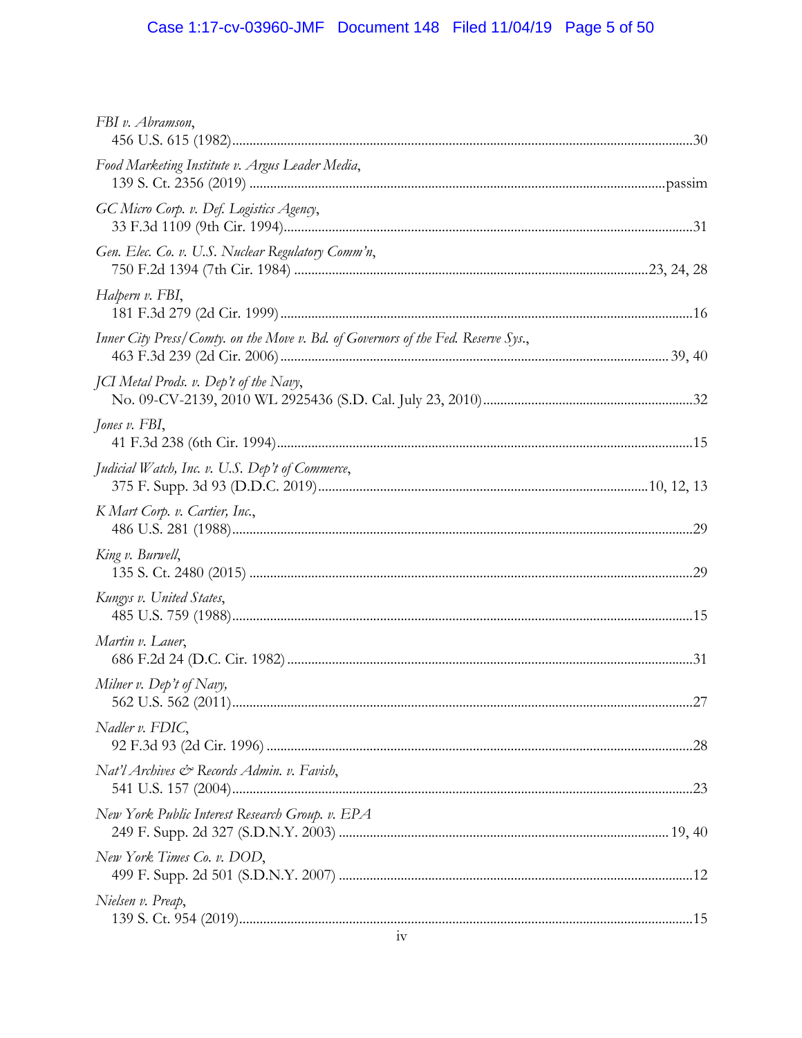*FBI v. Abramson*,
456 U.S. 615 (1982)....................................................................................................30

*Food Marketing Institute v. Argus Leader Media*,
139 S. Ct. 2356 (2019) ..........................................................................................passim

*GC Micro Corp. v. Def. Logistics Agency*,
33 F.3d 1109 (9th Cir. 1994)......................................................................................31

*Gen. Elec. Co. v. U.S. Nuclear Regulatory Comm'n*,
750 F.2d 1394 (7th Cir. 1984) ..........................................................................23, 24, 28

*Halpern v. FBI*,
181 F.3d 279 (2d Cir. 1999)........................................................................................16

*Inner City Press/Comty. on the Move v. Bd. of Governors of the Fed. Reserve Sys.*,
463 F.3d 239 (2d Cir. 2006)..................................................................................39, 40

*JCI Metal Prods. v. Dep't of the Navy*,
No. 09-CV-2139, 2010 WL 2925436 (S.D. Cal. July 23, 2010)..........................................32

*Jones v. FBI*,
41 F.3d 238 (6th Cir. 1994).........................................................................................15

*Judicial Watch, Inc. v. U.S. Dep't of Commerce*,
375 F. Supp. 3d 93 (D.D.C. 2019).....................................................................10, 12, 13

*K Mart Corp. v. Cartier, Inc.*,
486 U.S. 281 (1988)....................................................................................................29

*King v. Burwell*,
135 S. Ct. 2480 (2015) ...............................................................................................29

*Kungys v. United States*,
485 U.S. 759 (1988)....................................................................................................15

*Martin v. Lauer*,
686 F.2d 24 (D.C. Cir. 1982) .......................................................................................31

*Milner v. Dep't of Navy,*
562 U.S. 562 (2011)....................................................................................................27

*Nadler v. FDIC*,
92 F.3d 93 (2d Cir. 1996) ............................................................................................28

*Nat'l Archives & Records Admin. v. Favish*,
541 U.S. 157 (2004)....................................................................................................23

*New York Public Interest Research Group. v. EPA*
249 F. Supp. 2d 327 (S.D.N.Y. 2003) .....................................................................19, 40

*New York Times Co. v. DOD*,
499 F. Supp. 2d 501 (S.D.N.Y. 2007) ...........................................................................12

*Nielsen v. Preap*,
139 S. Ct. 954 (2019)..................................................................................................15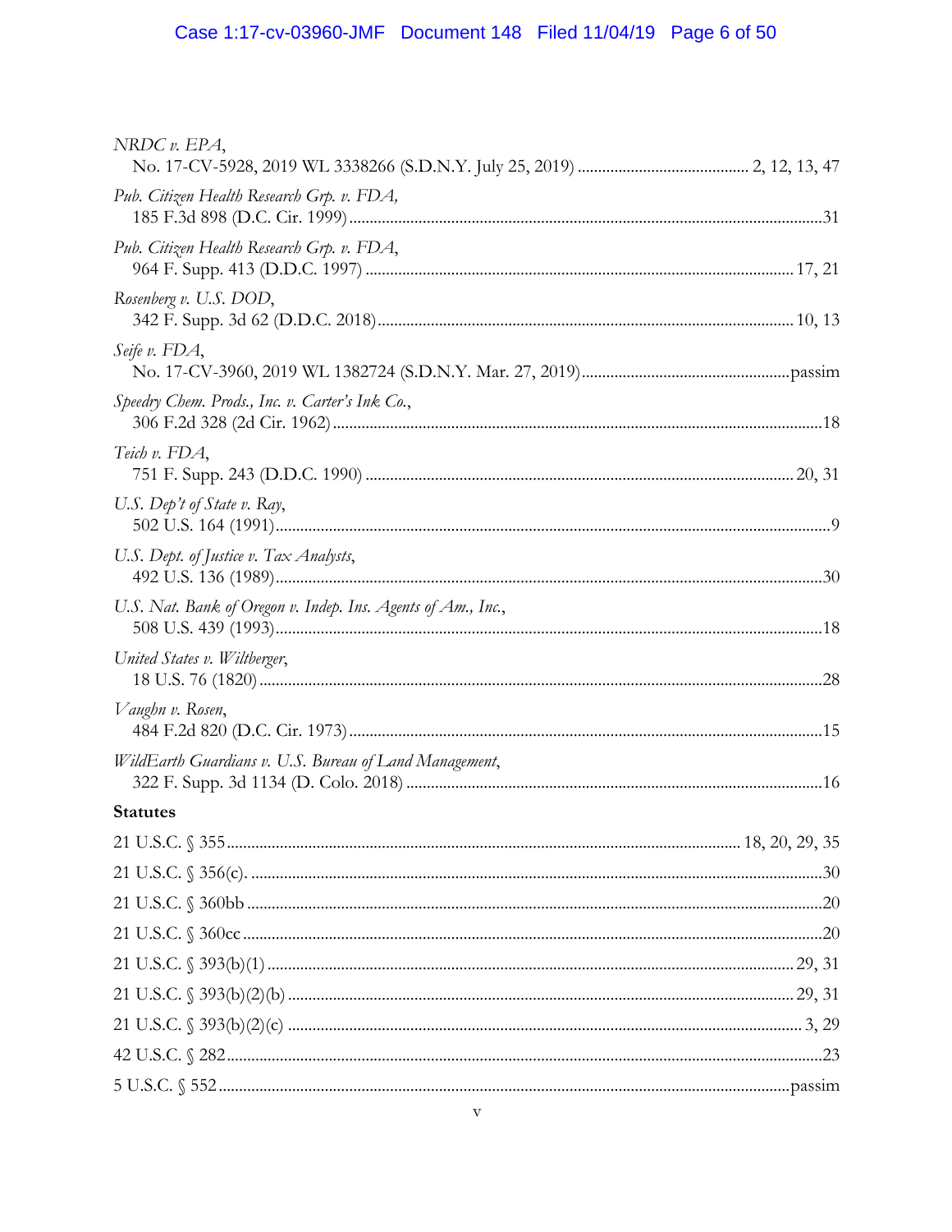*NRDC v. EPA*,
No. 17-CV-5928, 2019 WL 3338266 (S.D.N.Y. July 25, 2019) ........................................ 2, 12, 13, 47

*Pub. Citizen Health Research Grp. v. FDA,*
185 F.3d 898 (D.C. Cir. 1999) ..................................................................................................31

*Pub. Citizen Health Research Grp. v. FDA*,
964 F. Supp. 413 (D.D.C. 1997) ........................................................................................ 17, 21

*Rosenberg v. U.S. DOD*,
342 F. Supp. 3d 62 (D.D.C. 2018) ..................................................................................... 10, 13

*Seife v. FDA*,
No. 17-CV-3960, 2019 WL 1382724 (S.D.N.Y. Mar. 27, 2019) ..................................................passim

*Speedry Chem. Prods., Inc. v. Carter's Ink Co.*,
306 F.2d 328 (2d Cir. 1962) ......................................................................................................18

*Teich v. FDA*,
751 F. Supp. 243 (D.D.C. 1990) ........................................................................................ 20, 31

*U.S. Dep't of State v. Ray*,
502 U.S. 164 (1991) ....................................................................................................................9

*U.S. Dept. of Justice v. Tax Analysts*,
492 U.S. 136 (1989) ..................................................................................................................30

*U.S. Nat. Bank of Oregon v. Indep. Ins. Agents of Am., Inc.*,
508 U.S. 439 (1993) ..................................................................................................................18

*United States v. Wiltberger*,
18 U.S. 76 (1820) ......................................................................................................................28

*Vaughn v. Rosen*,
484 F.2d 820 (D.C. Cir. 1973) ..................................................................................................15

*WildEarth Guardians v. U.S. Bureau of Land Management*,
322 F. Supp. 3d 1134 (D. Colo. 2018) .....................................................................................16

**Statutes**

21 U.S.C. § 355 ............................................................................................................ 18, 20, 29, 35

21 U.S.C. § 356(c). ..........................................................................................................................30

21 U.S.C. § 360bb ..........................................................................................................................20

21 U.S.C. § 360cc ..........................................................................................................................20

21 U.S.C. § 393(b)(1) ............................................................................................................. 29, 31

21 U.S.C. § 393(b)(2)(b) .......................................................................................................... 29, 31

21 U.S.C. § 393(b)(2)(c) ............................................................................................................ 3, 29

42 U.S.C. § 282 ..............................................................................................................................23

5 U.S.C. § 552 ..........................................................................................................................passim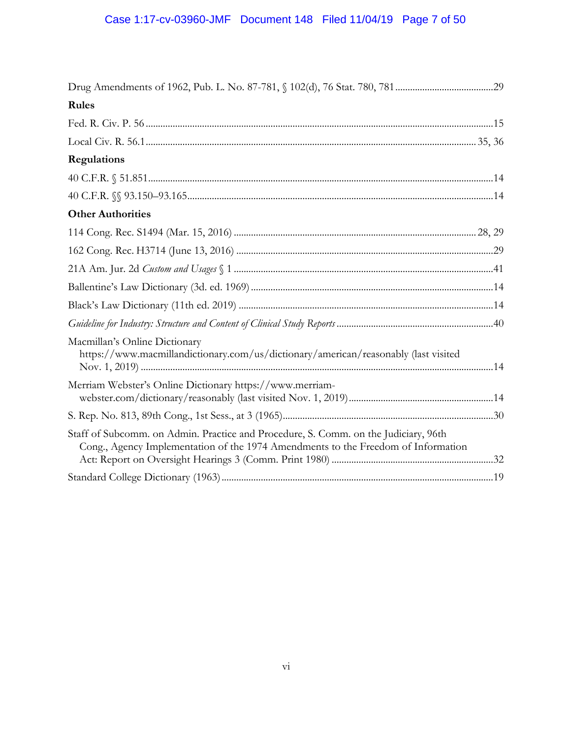Drug Amendments of 1962, Pub. L. No. 87-781, § 102(d), 76 Stat. 780, 781 ........................................ 29

**Rules**

Fed. R. Civ. P. 56 ........................................................................................................................... 15

Local Civ. R. 56.1 ..................................................................................................................... 35, 36

**Regulations**

40 C.F.R. § 51.851 .......................................................................................................................... 14

40 C.F.R. §§ 93.150–93.165 .......................................................................................................... 14

**Other Authorities**

114 Cong. Rec. S1494 (Mar. 15, 2016) ................................................................................. 28, 29

162 Cong. Rec. H3714 (June 13, 2016) ....................................................................................... 29

21A Am. Jur. 2d *Custom and Usages* § 1 ........................................................................................ 41

Ballentine's Law Dictionary (3d. ed. 1969) .................................................................................. 14

Black's Law Dictionary (11th ed. 2019) ....................................................................................... 14

*Guideline for Industry: Structure and Content of Clinical Study Reports* ............................................................. 40

Macmillan's Online Dictionary https://www.macmillandictionary.com/us/dictionary/american/reasonably (last visited Nov. 1, 2019) ............................................................................................................................. 14

Merriam Webster's Online Dictionary https://www.merriam-webster.com/dictionary/reasonably (last visited Nov. 1, 2019) .......................................................... 14

S. Rep. No. 813, 89th Cong., 1st Sess., at 3 (1965) ..................................................................... 30

Staff of Subcomm. on Admin. Practice and Procedure, S. Comm. on the Judiciary, 96th Cong., Agency Implementation of the 1974 Amendments to the Freedom of Information Act: Report on Oversight Hearings 3 (Comm. Print 1980) ................................................................. 32

Standard College Dictionary (1963) ............................................................................................. 19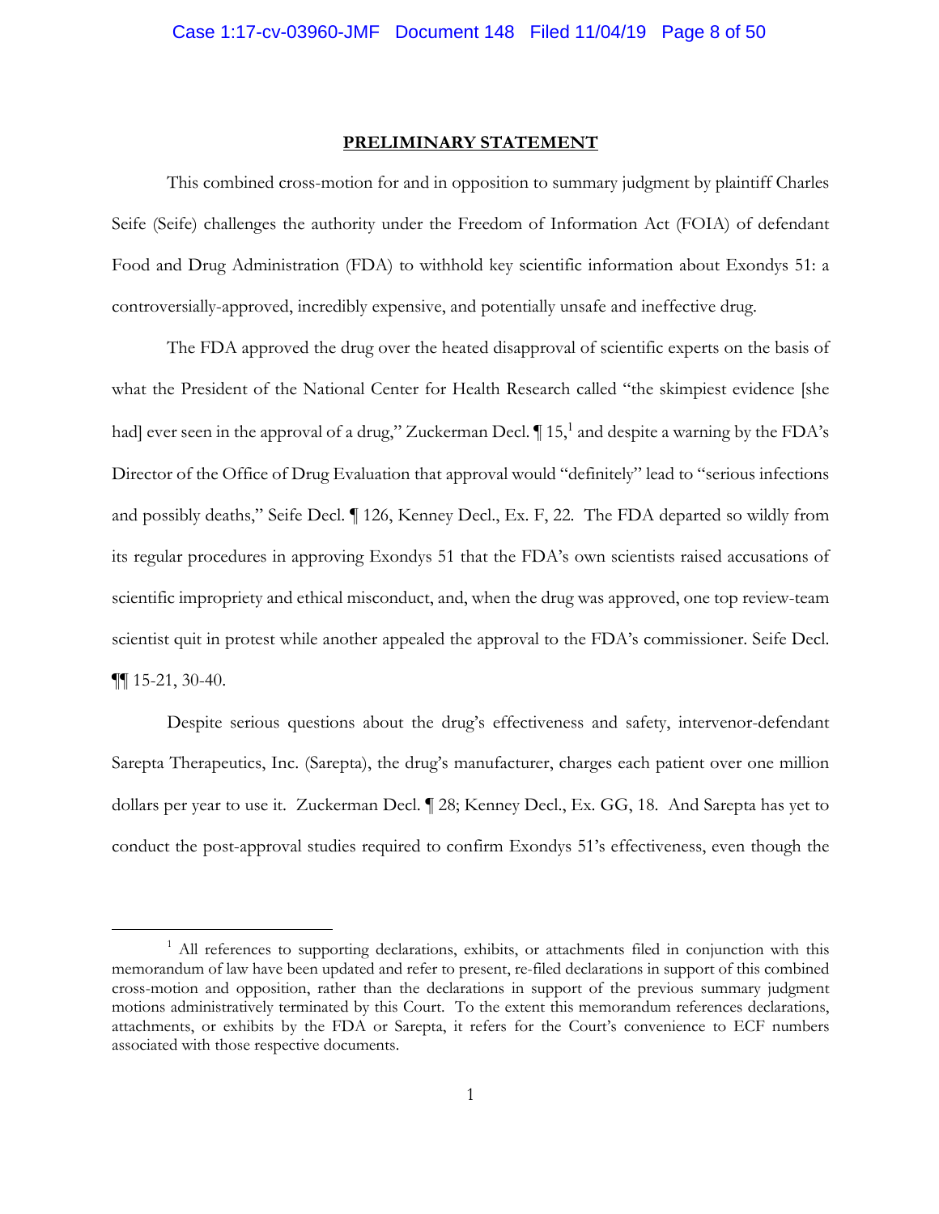## PRELIMINARY STATEMENT

This combined cross-motion for and in opposition to summary judgment by plaintiff Charles Seife (Seife) challenges the authority under the Freedom of Information Act (FOIA) of defendant Food and Drug Administration (FDA) to withhold key scientific information about Exondys 51: a controversially-approved, incredibly expensive, and potentially unsafe and ineffective drug.

The FDA approved the drug over the heated disapproval of scientific experts on the basis of what the President of the National Center for Health Research called "the skimpiest evidence [she had] ever seen in the approval of a drug," Zuckerman Decl. ¶ 15,[1] and despite a warning by the FDA's Director of the Office of Drug Evaluation that approval would "definitely" lead to "serious infections and possibly deaths," Seife Decl. ¶ 126, Kenney Decl., Ex. F, 22. The FDA departed so wildly from its regular procedures in approving Exondys 51 that the FDA's own scientists raised accusations of scientific impropriety and ethical misconduct, and, when the drug was approved, one top review-team scientist quit in protest while another appealed the approval to the FDA's commissioner. Seife Decl. ¶¶ 15-21, 30-40.

Despite serious questions about the drug's effectiveness and safety, intervenor-defendant Sarepta Therapeutics, Inc. (Sarepta), the drug's manufacturer, charges each patient over one million dollars per year to use it. Zuckerman Decl. ¶ 28; Kenney Decl., Ex. GG, 18. And Sarepta has yet to conduct the post-approval studies required to confirm Exondys 51's effectiveness, even though the

[1] All references to supporting declarations, exhibits, or attachments filed in conjunction with this memorandum of law have been updated and refer to present, re-filed declarations in support of this combined cross-motion and opposition, rather than the declarations in support of the previous summary judgment motions administratively terminated by this Court. To the extent this memorandum references declarations, attachments, or exhibits by the FDA or Sarepta, it refers for the Court's convenience to ECF numbers associated with those respective documents.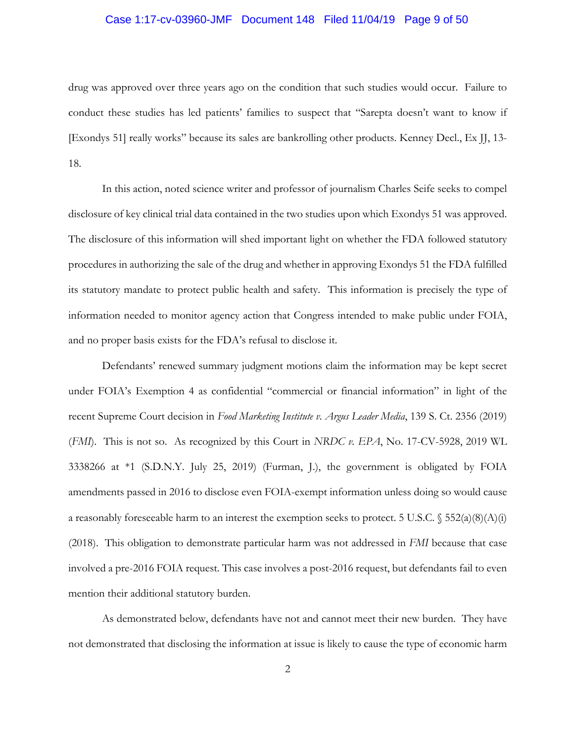drug was approved over three years ago on the condition that such studies would occur. Failure to conduct these studies has led patients' families to suspect that "Sarepta doesn't want to know if [Exondys 51] really works" because its sales are bankrolling other products. Kenney Decl., Ex JJ, 13-18.

In this action, noted science writer and professor of journalism Charles Seife seeks to compel disclosure of key clinical trial data contained in the two studies upon which Exondys 51 was approved. The disclosure of this information will shed important light on whether the FDA followed statutory procedures in authorizing the sale of the drug and whether in approving Exondys 51 the FDA fulfilled its statutory mandate to protect public health and safety. This information is precisely the type of information needed to monitor agency action that Congress intended to make public under FOIA, and no proper basis exists for the FDA's refusal to disclose it.

Defendants' renewed summary judgment motions claim the information may be kept secret under FOIA's Exemption 4 as confidential "commercial or financial information" in light of the recent Supreme Court decision in *Food Marketing Institute v. Argus Leader Media*, 139 S. Ct. 2356 (2019) (*FMI*). This is not so. As recognized by this Court in *NRDC v. EPA*, No. 17-CV-5928, 2019 WL 3338266 at *1 (S.D.N.Y. July 25, 2019) (Furman, J.), the government is obligated by FOIA amendments passed in 2016 to disclose even FOIA-exempt information unless doing so would cause a reasonably foreseeable harm to an interest the exemption seeks to protect. 5 U.S.C. § 552(a)(8)(A)(i) (2018). This obligation to demonstrate particular harm was not addressed in *FMI* because that case involved a pre-2016 FOIA request. This case involves a post-2016 request, but defendants fail to even mention their additional statutory burden.

As demonstrated below, defendants have not and cannot meet their new burden. They have not demonstrated that disclosing the information at issue is likely to cause the type of economic harm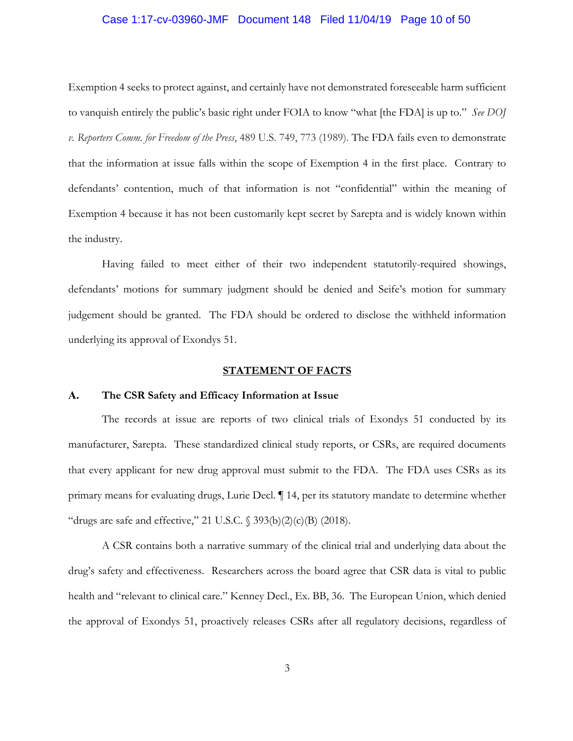Exemption 4 seeks to protect against, and certainly have not demonstrated foreseeable harm sufficient to vanquish entirely the public's basic right under FOIA to know "what [the FDA] is up to." *See DOJ v. Reporters Comm. for Freedom of the Press*, 489 U.S. 749, 773 (1989). The FDA fails even to demonstrate that the information at issue falls within the scope of Exemption 4 in the first place. Contrary to defendants' contention, much of that information is not "confidential" within the meaning of Exemption 4 because it has not been customarily kept secret by Sarepta and is widely known within the industry.

Having failed to meet either of their two independent statutorily-required showings, defendants' motions for summary judgment should be denied and Seife's motion for summary judgement should be granted. The FDA should be ordered to disclose the withheld information underlying its approval of Exondys 51.

## STATEMENT OF FACTS

### A. The CSR Safety and Efficacy Information at Issue

The records at issue are reports of two clinical trials of Exondys 51 conducted by its manufacturer, Sarepta. These standardized clinical study reports, or CSRs, are required documents that every applicant for new drug approval must submit to the FDA. The FDA uses CSRs as its primary means for evaluating drugs, Lurie Decl. ¶ 14, per its statutory mandate to determine whether "drugs are safe and effective," 21 U.S.C. § 393(b)(2)(c)(B) (2018).

A CSR contains both a narrative summary of the clinical trial and underlying data about the drug's safety and effectiveness. Researchers across the board agree that CSR data is vital to public health and "relevant to clinical care." Kenney Decl., Ex. BB, 36. The European Union, which denied the approval of Exondys 51, proactively releases CSRs after all regulatory decisions, regardless of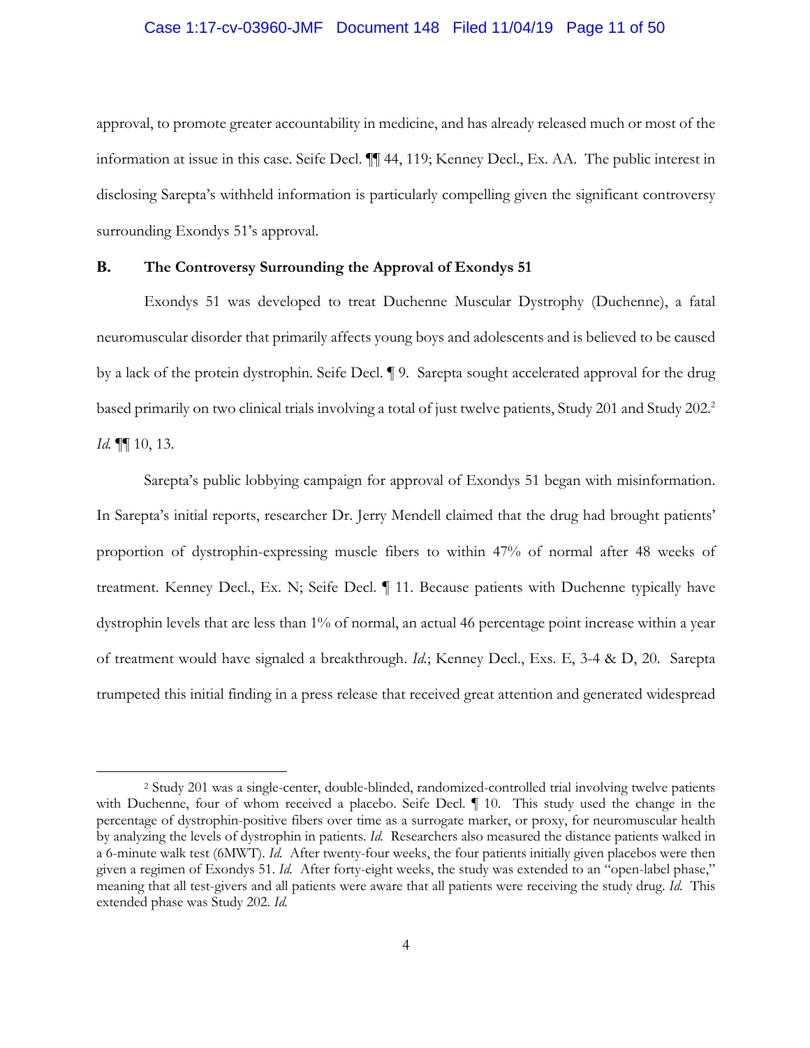approval, to promote greater accountability in medicine, and has already released much or most of the information at issue in this case. Seife Decl. ¶¶ 44, 119; Kenney Decl., Ex. AA. The public interest in disclosing Sarepta's withheld information is particularly compelling given the significant controversy surrounding Exondys 51's approval.

### B. The Controversy Surrounding the Approval of Exondys 51

Exondys 51 was developed to treat Duchenne Muscular Dystrophy (Duchenne), a fatal neuromuscular disorder that primarily affects young boys and adolescents and is believed to be caused by a lack of the protein dystrophin. Seife Decl. ¶ 9. Sarepta sought accelerated approval for the drug based primarily on two clinical trials involving a total of just twelve patients, Study 201 and Study 202.[2] *Id.* ¶¶ 10, 13.

Sarepta's public lobbying campaign for approval of Exondys 51 began with misinformation. In Sarepta's initial reports, researcher Dr. Jerry Mendell claimed that the drug had brought patients' proportion of dystrophin-expressing muscle fibers to within 47% of normal after 48 weeks of treatment. Kenney Decl., Ex. N; Seife Decl. ¶ 11. Because patients with Duchenne typically have dystrophin levels that are less than 1% of normal, an actual 46 percentage point increase within a year of treatment would have signaled a breakthrough. *Id.*; Kenney Decl., Exs. E, 3-4 & D, 20. Sarepta trumpeted this initial finding in a press release that received great attention and generated widespread

---

[2] Study 201 was a single-center, double-blinded, randomized-controlled trial involving twelve patients with Duchenne, four of whom received a placebo. Seife Decl. ¶ 10. This study used the change in the percentage of dystrophin-positive fibers over time as a surrogate marker, or proxy, for neuromuscular health by analyzing the levels of dystrophin in patients. *Id.* Researchers also measured the distance patients walked in a 6-minute walk test (6MWT). *Id.* After twenty-four weeks, the four patients initially given placebos were then given a regimen of Exondys 51. *Id.* After forty-eight weeks, the study was extended to an "open-label phase," meaning that all test-givers and all patients were aware that all patients were receiving the study drug. *Id.* This extended phase was Study 202. *Id.*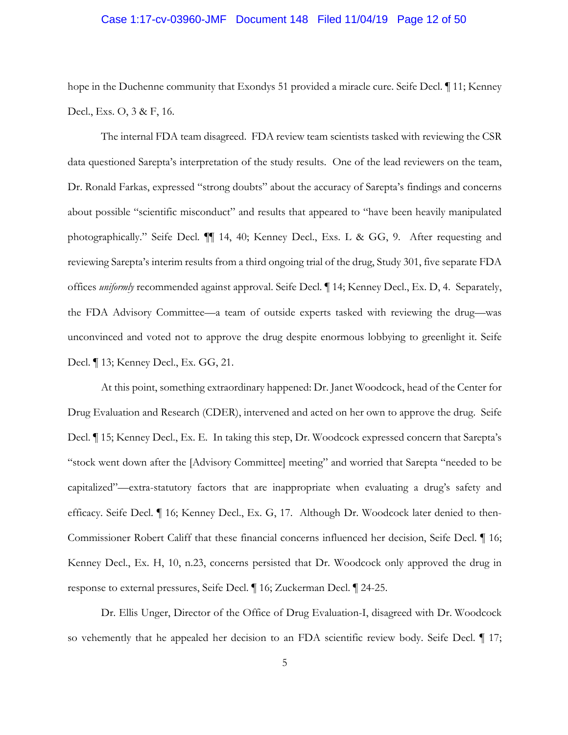hope in the Duchenne community that Exondys 51 provided a miracle cure. Seife Decl. ¶ 11; Kenney Decl., Exs. O, 3 & F, 16.

The internal FDA team disagreed. FDA review team scientists tasked with reviewing the CSR data questioned Sarepta's interpretation of the study results. One of the lead reviewers on the team, Dr. Ronald Farkas, expressed "strong doubts" about the accuracy of Sarepta's findings and concerns about possible "scientific misconduct" and results that appeared to "have been heavily manipulated photographically." Seife Decl. ¶¶ 14, 40; Kenney Decl., Exs. L & GG, 9. After requesting and reviewing Sarepta's interim results from a third ongoing trial of the drug, Study 301, five separate FDA offices *uniformly* recommended against approval. Seife Decl. ¶ 14; Kenney Decl., Ex. D, 4. Separately, the FDA Advisory Committee—a team of outside experts tasked with reviewing the drug—was unconvinced and voted not to approve the drug despite enormous lobbying to greenlight it. Seife Decl. ¶ 13; Kenney Decl., Ex. GG, 21.

At this point, something extraordinary happened: Dr. Janet Woodcock, head of the Center for Drug Evaluation and Research (CDER), intervened and acted on her own to approve the drug. Seife Decl. ¶ 15; Kenney Decl., Ex. E. In taking this step, Dr. Woodcock expressed concern that Sarepta's "stock went down after the [Advisory Committee] meeting" and worried that Sarepta "needed to be capitalized"—extra-statutory factors that are inappropriate when evaluating a drug's safety and efficacy. Seife Decl. ¶ 16; Kenney Decl., Ex. G, 17. Although Dr. Woodcock later denied to then-Commissioner Robert Califf that these financial concerns influenced her decision, Seife Decl. ¶ 16; Kenney Decl., Ex. H, 10, n.23, concerns persisted that Dr. Woodcock only approved the drug in response to external pressures, Seife Decl. ¶ 16; Zuckerman Decl. ¶ 24-25.

Dr. Ellis Unger, Director of the Office of Drug Evaluation-I, disagreed with Dr. Woodcock so vehemently that he appealed her decision to an FDA scientific review body. Seife Decl. ¶ 17;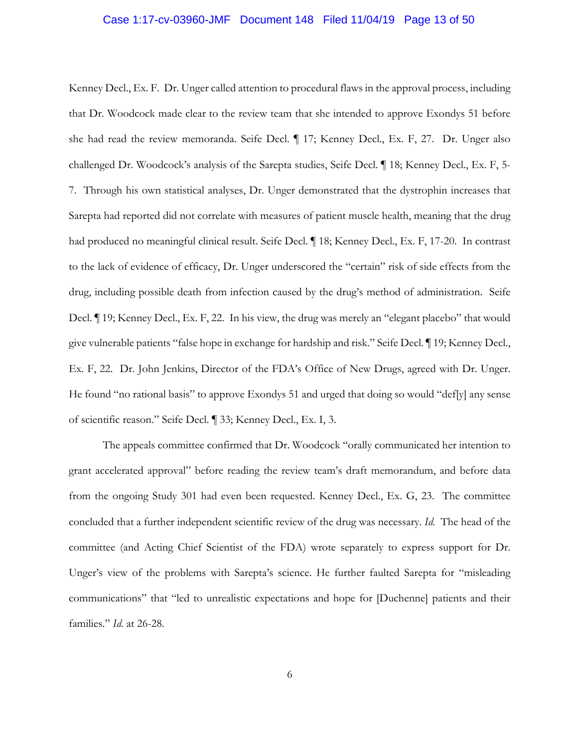Kenney Decl., Ex. F. Dr. Unger called attention to procedural flaws in the approval process, including that Dr. Woodcock made clear to the review team that she intended to approve Exondys 51 before she had read the review memoranda. Seife Decl. ¶ 17; Kenney Decl., Ex. F, 27. Dr. Unger also challenged Dr. Woodcock's analysis of the Sarepta studies, Seife Decl. ¶ 18; Kenney Decl., Ex. F, 5-7. Through his own statistical analyses, Dr. Unger demonstrated that the dystrophin increases that Sarepta had reported did not correlate with measures of patient muscle health, meaning that the drug had produced no meaningful clinical result. Seife Decl. ¶ 18; Kenney Decl., Ex. F, 17-20. In contrast to the lack of evidence of efficacy, Dr. Unger underscored the "certain" risk of side effects from the drug, including possible death from infection caused by the drug's method of administration. Seife Decl. ¶ 19; Kenney Decl., Ex. F, 22. In his view, the drug was merely an "elegant placebo" that would give vulnerable patients "false hope in exchange for hardship and risk." Seife Decl. ¶ 19; Kenney Decl., Ex. F, 22. Dr. John Jenkins, Director of the FDA's Office of New Drugs, agreed with Dr. Unger. He found "no rational basis" to approve Exondys 51 and urged that doing so would "def[y] any sense of scientific reason." Seife Decl. ¶ 33; Kenney Decl., Ex. I, 3.

The appeals committee confirmed that Dr. Woodcock "orally communicated her intention to grant accelerated approval" before reading the review team's draft memorandum, and before data from the ongoing Study 301 had even been requested. Kenney Decl., Ex. G, 23. The committee concluded that a further independent scientific review of the drug was necessary. *Id.* The head of the committee (and Acting Chief Scientist of the FDA) wrote separately to express support for Dr. Unger's view of the problems with Sarepta's science. He further faulted Sarepta for "misleading communications" that "led to unrealistic expectations and hope for [Duchenne] patients and their families." *Id.* at 26-28.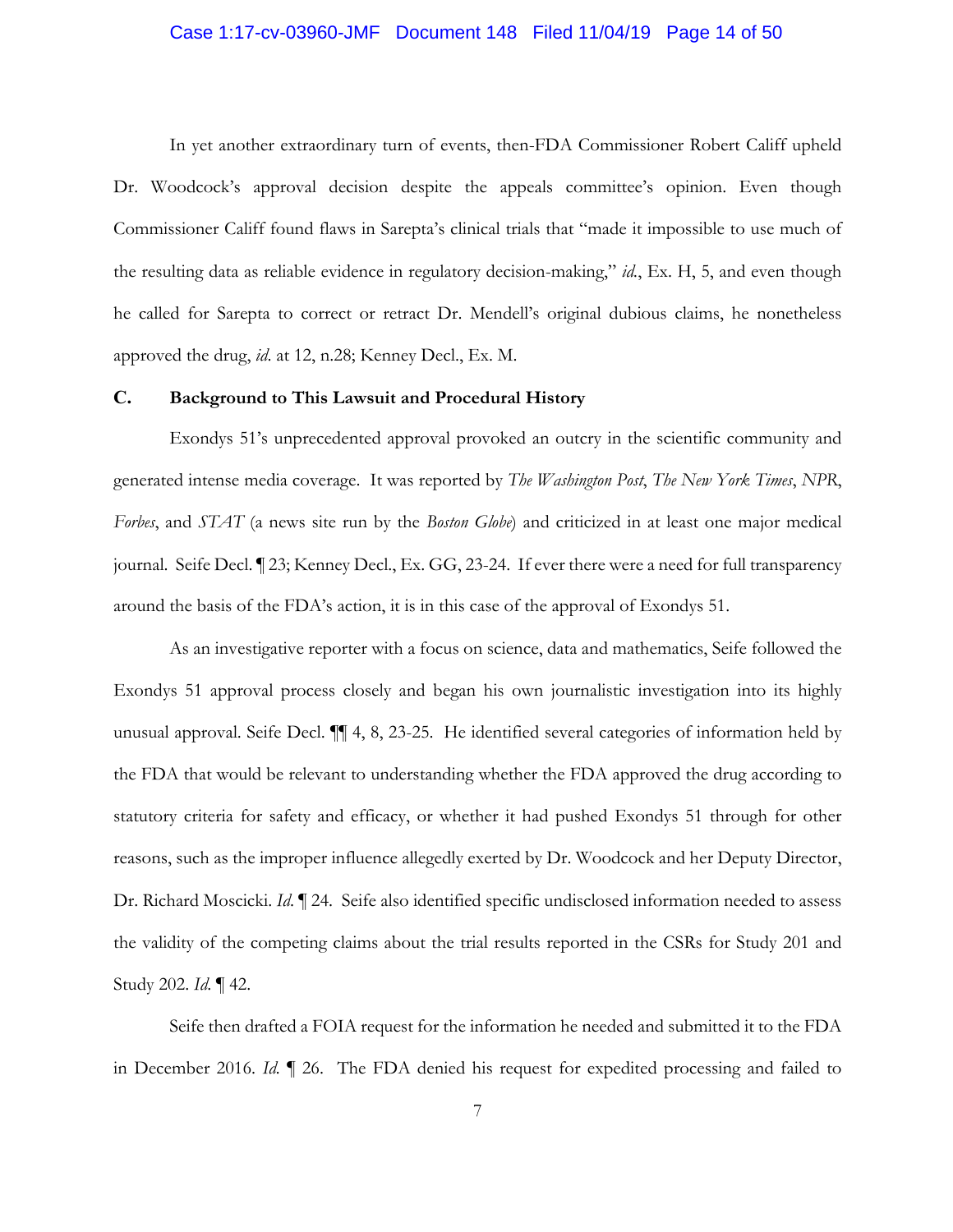In yet another extraordinary turn of events, then-FDA Commissioner Robert Califf upheld Dr. Woodcock's approval decision despite the appeals committee's opinion. Even though Commissioner Califf found flaws in Sarepta's clinical trials that "made it impossible to use much of the resulting data as reliable evidence in regulatory decision-making," *id.*, Ex. H, 5, and even though he called for Sarepta to correct or retract Dr. Mendell's original dubious claims, he nonetheless approved the drug, *id.* at 12, n.28; Kenney Decl., Ex. M.

### C. Background to This Lawsuit and Procedural History

Exondys 51's unprecedented approval provoked an outcry in the scientific community and generated intense media coverage. It was reported by *The Washington Post*, *The New York Times*, *NPR*, *Forbes*, and *STAT* (a news site run by the *Boston Globe*) and criticized in at least one major medical journal. Seife Decl. ¶ 23; Kenney Decl., Ex. GG, 23-24. If ever there were a need for full transparency around the basis of the FDA's action, it is in this case of the approval of Exondys 51.

As an investigative reporter with a focus on science, data and mathematics, Seife followed the Exondys 51 approval process closely and began his own journalistic investigation into its highly unusual approval. Seife Decl. ¶¶ 4, 8, 23-25. He identified several categories of information held by the FDA that would be relevant to understanding whether the FDA approved the drug according to statutory criteria for safety and efficacy, or whether it had pushed Exondys 51 through for other reasons, such as the improper influence allegedly exerted by Dr. Woodcock and her Deputy Director, Dr. Richard Moscicki. *Id.* ¶ 24. Seife also identified specific undisclosed information needed to assess the validity of the competing claims about the trial results reported in the CSRs for Study 201 and Study 202. *Id.* ¶ 42.

Seife then drafted a FOIA request for the information he needed and submitted it to the FDA in December 2016. *Id.* ¶ 26. The FDA denied his request for expedited processing and failed to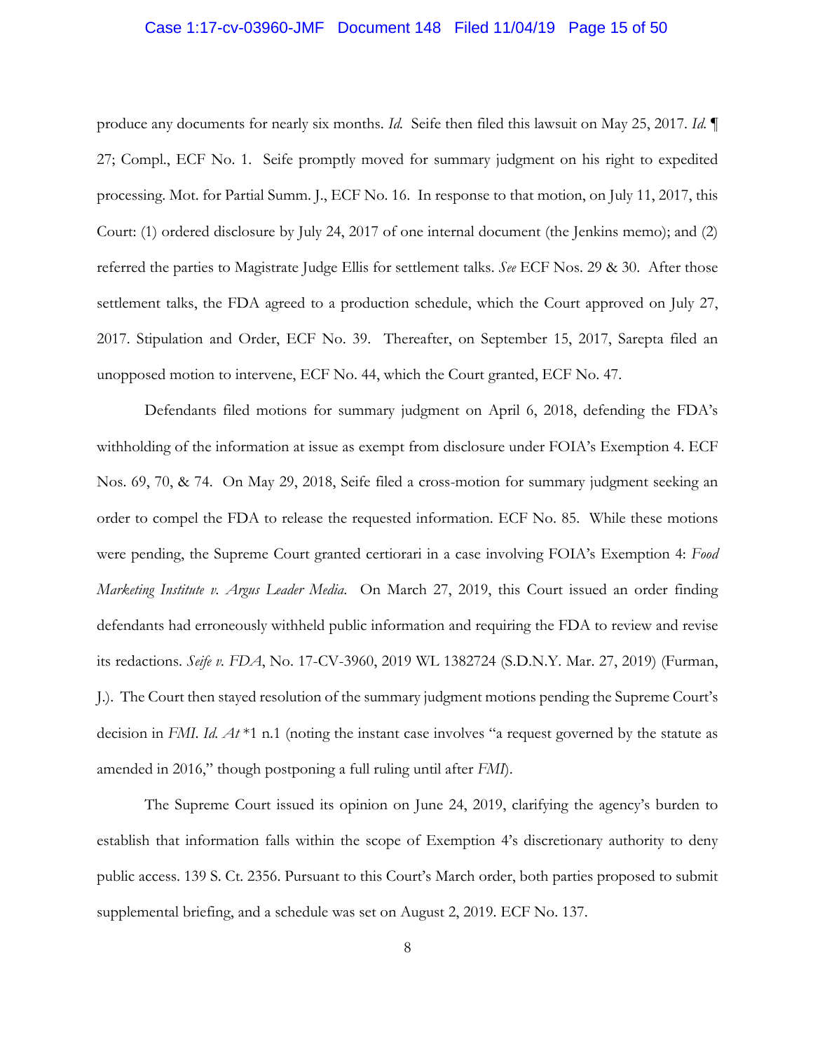produce any documents for nearly six months. *Id.* Seife then filed this lawsuit on May 25, 2017. *Id.* ¶ 27; Compl., ECF No. 1. Seife promptly moved for summary judgment on his right to expedited processing. Mot. for Partial Summ. J., ECF No. 16. In response to that motion, on July 11, 2017, this Court: (1) ordered disclosure by July 24, 2017 of one internal document (the Jenkins memo); and (2) referred the parties to Magistrate Judge Ellis for settlement talks. *See* ECF Nos. 29 & 30. After those settlement talks, the FDA agreed to a production schedule, which the Court approved on July 27, 2017. Stipulation and Order, ECF No. 39. Thereafter, on September 15, 2017, Sarepta filed an unopposed motion to intervene, ECF No. 44, which the Court granted, ECF No. 47.

Defendants filed motions for summary judgment on April 6, 2018, defending the FDA's withholding of the information at issue as exempt from disclosure under FOIA's Exemption 4. ECF Nos. 69, 70, & 74. On May 29, 2018, Seife filed a cross-motion for summary judgment seeking an order to compel the FDA to release the requested information. ECF No. 85. While these motions were pending, the Supreme Court granted certiorari in a case involving FOIA's Exemption 4: *Food Marketing Institute v. Argus Leader Media*. On March 27, 2019, this Court issued an order finding defendants had erroneously withheld public information and requiring the FDA to review and revise its redactions. *Seife v. FDA*, No. 17-CV-3960, 2019 WL 1382724 (S.D.N.Y. Mar. 27, 2019) (Furman, J.). The Court then stayed resolution of the summary judgment motions pending the Supreme Court's decision in *FMI*. *Id. At* *1 n.1 (noting the instant case involves "a request governed by the statute as amended in 2016," though postponing a full ruling until after *FMI*).

The Supreme Court issued its opinion on June 24, 2019, clarifying the agency's burden to establish that information falls within the scope of Exemption 4's discretionary authority to deny public access. 139 S. Ct. 2356. Pursuant to this Court's March order, both parties proposed to submit supplemental briefing, and a schedule was set on August 2, 2019. ECF No. 137.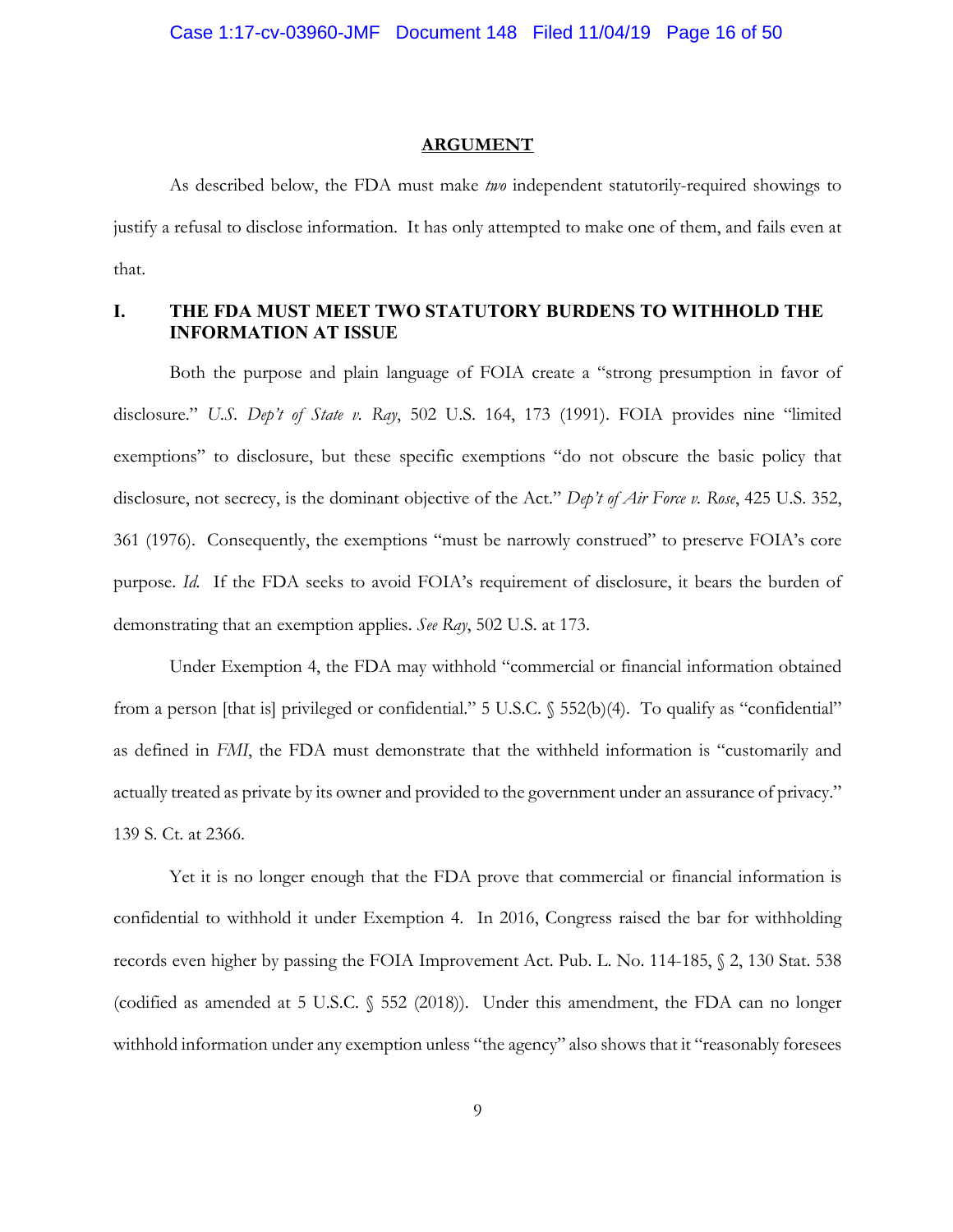## ARGUMENT

As described below, the FDA must make *two* independent statutorily-required showings to justify a refusal to disclose information. It has only attempted to make one of them, and fails even at that.

### I. THE FDA MUST MEET TWO STATUTORY BURDENS TO WITHHOLD THE INFORMATION AT ISSUE

Both the purpose and plain language of FOIA create a "strong presumption in favor of disclosure." *U.S. Dep't of State v. Ray*, 502 U.S. 164, 173 (1991). FOIA provides nine "limited exemptions" to disclosure, but these specific exemptions "do not obscure the basic policy that disclosure, not secrecy, is the dominant objective of the Act." *Dep't of Air Force v. Rose*, 425 U.S. 352, 361 (1976). Consequently, the exemptions "must be narrowly construed" to preserve FOIA's core purpose. *Id.* If the FDA seeks to avoid FOIA's requirement of disclosure, it bears the burden of demonstrating that an exemption applies. *See Ray*, 502 U.S. at 173.

Under Exemption 4, the FDA may withhold "commercial or financial information obtained from a person [that is] privileged or confidential." 5 U.S.C. § 552(b)(4). To qualify as "confidential" as defined in *FMI*, the FDA must demonstrate that the withheld information is "customarily and actually treated as private by its owner and provided to the government under an assurance of privacy." 139 S. Ct. at 2366.

Yet it is no longer enough that the FDA prove that commercial or financial information is confidential to withhold it under Exemption 4. In 2016, Congress raised the bar for withholding records even higher by passing the FOIA Improvement Act. Pub. L. No. 114-185, § 2, 130 Stat. 538 (codified as amended at 5 U.S.C. § 552 (2018)). Under this amendment, the FDA can no longer withhold information under any exemption unless "the agency" also shows that it "reasonably foresees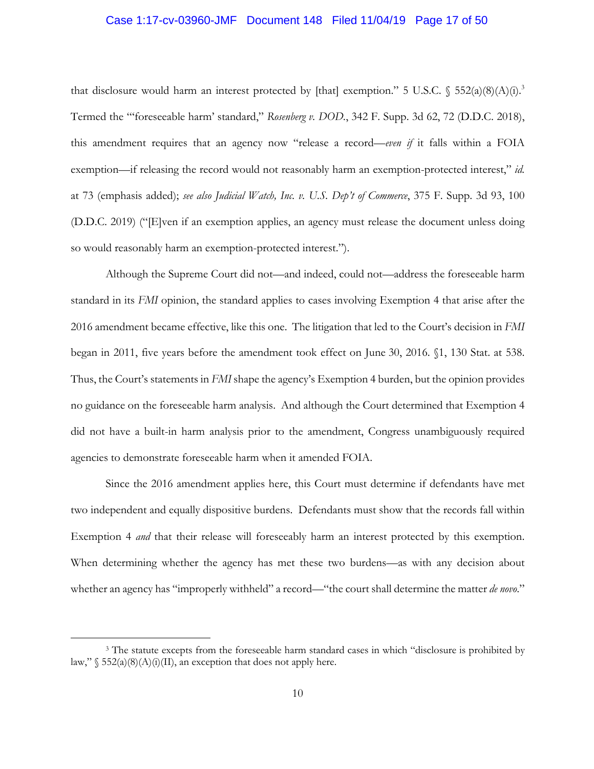that disclosure would harm an interest protected by [that] exemption." 5 U.S.C. § 552(a)(8)(A)(i).[3] Termed the "'foreseeable harm' standard," *Rosenberg v. DOD.*, 342 F. Supp. 3d 62, 72 (D.D.C. 2018), this amendment requires that an agency now "release a record—*even if* it falls within a FOIA exemption—if releasing the record would not reasonably harm an exemption-protected interest," *id.* at 73 (emphasis added); *see also Judicial Watch, Inc. v. U.S. Dep't of Commerce*, 375 F. Supp. 3d 93, 100 (D.D.C. 2019) ("[E]ven if an exemption applies, an agency must release the document unless doing so would reasonably harm an exemption-protected interest.").

Although the Supreme Court did not—and indeed, could not—address the foreseeable harm standard in its *FMI* opinion, the standard applies to cases involving Exemption 4 that arise after the 2016 amendment became effective, like this one. The litigation that led to the Court's decision in *FMI* began in 2011, five years before the amendment took effect on June 30, 2016. §1, 130 Stat. at 538. Thus, the Court's statements in *FMI* shape the agency's Exemption 4 burden, but the opinion provides no guidance on the foreseeable harm analysis. And although the Court determined that Exemption 4 did not have a built-in harm analysis prior to the amendment, Congress unambiguously required agencies to demonstrate foreseeable harm when it amended FOIA.

Since the 2016 amendment applies here, this Court must determine if defendants have met two independent and equally dispositive burdens. Defendants must show that the records fall within Exemption 4 *and* that their release will foreseeably harm an interest protected by this exemption. When determining whether the agency has met these two burdens—as with any decision about whether an agency has "improperly withheld" a record—"the court shall determine the matter *de novo*."

[3] The statute excepts from the foreseeable harm standard cases in which "disclosure is prohibited by law," § 552(a)(8)(A)(i)(II), an exception that does not apply here.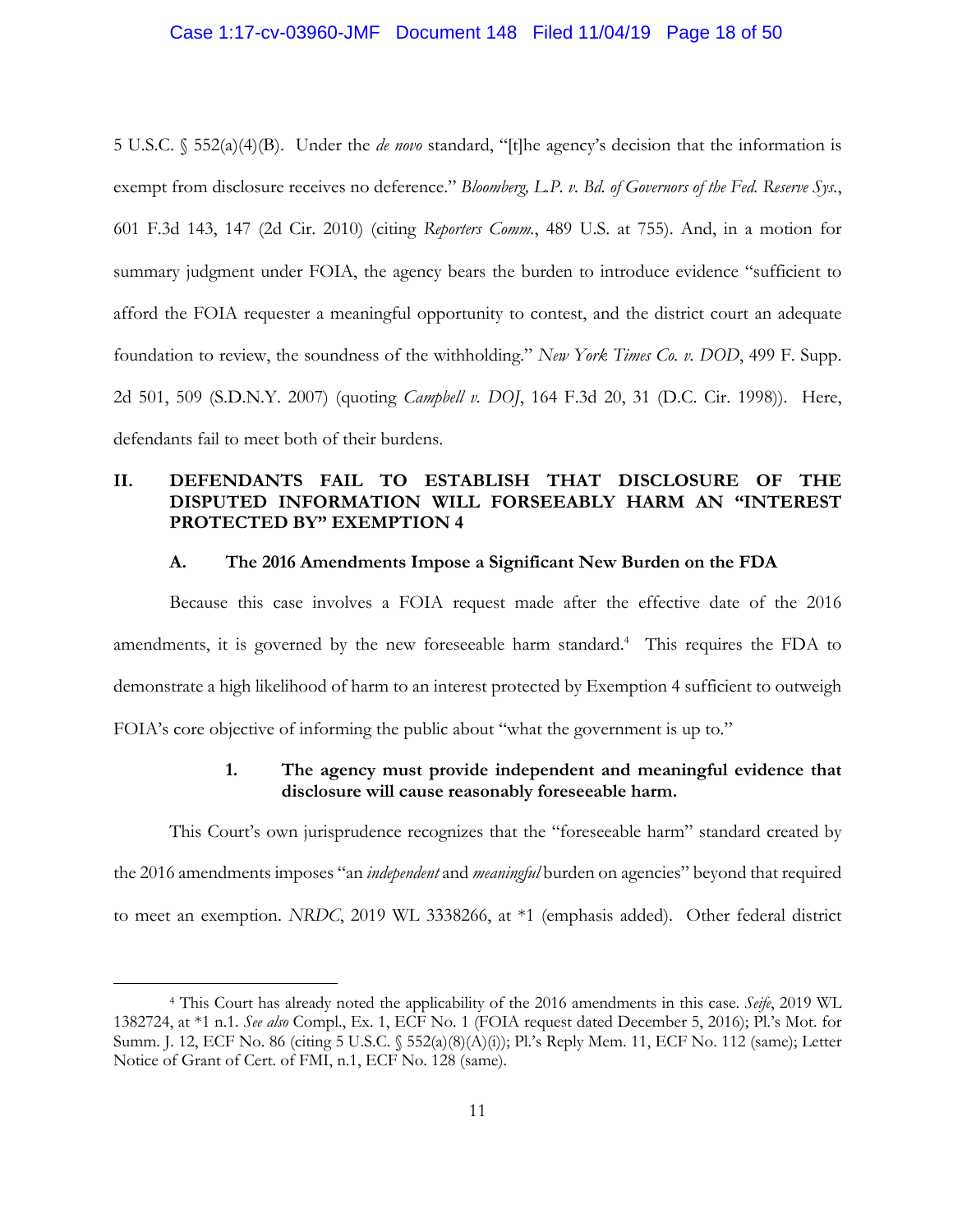5 U.S.C. § 552(a)(4)(B). Under the *de novo* standard, "[t]he agency's decision that the information is exempt from disclosure receives no deference." *Bloomberg, L.P. v. Bd. of Governors of the Fed. Reserve Sys.*, 601 F.3d 143, 147 (2d Cir. 2010) (citing *Reporters Comm.*, 489 U.S. at 755). And, in a motion for summary judgment under FOIA, the agency bears the burden to introduce evidence "sufficient to afford the FOIA requester a meaningful opportunity to contest, and the district court an adequate foundation to review, the soundness of the withholding." *New York Times Co. v. DOD*, 499 F. Supp. 2d 501, 509 (S.D.N.Y. 2007) (quoting *Campbell v. DOJ*, 164 F.3d 20, 31 (D.C. Cir. 1998)). Here, defendants fail to meet both of their burdens.

## II. DEFENDANTS FAIL TO ESTABLISH THAT DISCLOSURE OF THE DISPUTED INFORMATION WILL FORSEEABLY HARM AN "INTEREST PROTECTED BY" EXEMPTION 4

### A. The 2016 Amendments Impose a Significant New Burden on the FDA

Because this case involves a FOIA request made after the effective date of the 2016 amendments, it is governed by the new foreseeable harm standard.[4] This requires the FDA to demonstrate a high likelihood of harm to an interest protected by Exemption 4 sufficient to outweigh FOIA's core objective of informing the public about "what the government is up to."

#### 1. The agency must provide independent and meaningful evidence that disclosure will cause reasonably foreseeable harm.

This Court's own jurisprudence recognizes that the "foreseeable harm" standard created by the 2016 amendments imposes "an *independent* and *meaningful* burden on agencies" beyond that required to meet an exemption. *NRDC*, 2019 WL 3338266, at *1 (emphasis added). Other federal district

---

[4] This Court has already noted the applicability of the 2016 amendments in this case. *Seife*, 2019 WL 1382724, at *1 n.1. *See also* Compl., Ex. 1, ECF No. 1 (FOIA request dated December 5, 2016); Pl.'s Mot. for Summ. J. 12, ECF No. 86 (citing 5 U.S.C. § 552(a)(8)(A)(i)); Pl.'s Reply Mem. 11, ECF No. 112 (same); Letter Notice of Grant of Cert. of FMI, n.1, ECF No. 128 (same).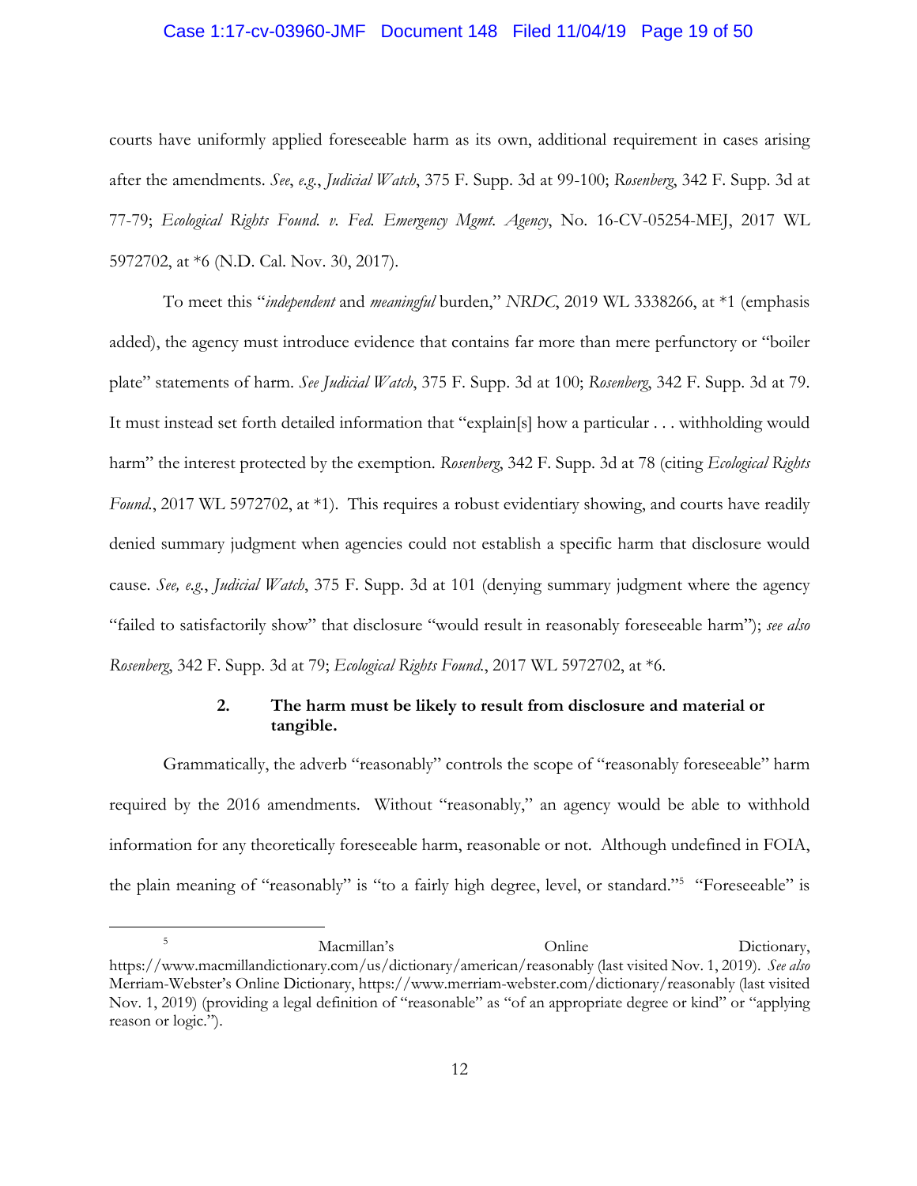courts have uniformly applied foreseeable harm as its own, additional requirement in cases arising after the amendments. *See*, *e.g.*, *Judicial Watch*, 375 F. Supp. 3d at 99-100; *Rosenberg*, 342 F. Supp. 3d at 77-79; *Ecological Rights Found. v. Fed. Emergency Mgmt. Agency*, No. 16-CV-05254-MEJ, 2017 WL 5972702, at *6 (N.D. Cal. Nov. 30, 2017).

To meet this "*independent* and *meaningful* burden," *NRDC*, 2019 WL 3338266, at *1 (emphasis added), the agency must introduce evidence that contains far more than mere perfunctory or "boiler plate" statements of harm. *See Judicial Watch*, 375 F. Supp. 3d at 100; *Rosenberg*, 342 F. Supp. 3d at 79. It must instead set forth detailed information that "explain[s] how a particular . . . withholding would harm" the interest protected by the exemption. *Rosenberg*, 342 F. Supp. 3d at 78 (citing *Ecological Rights Found.*, 2017 WL 5972702, at *1). This requires a robust evidentiary showing, and courts have readily denied summary judgment when agencies could not establish a specific harm that disclosure would cause. *See, e.g.*, *Judicial Watch*, 375 F. Supp. 3d at 101 (denying summary judgment where the agency "failed to satisfactorily show" that disclosure "would result in reasonably foreseeable harm"); *see also Rosenberg*, 342 F. Supp. 3d at 79; *Ecological Rights Found.*, 2017 WL 5972702, at *6.

#### 2. The harm must be likely to result from disclosure and material or tangible.

Grammatically, the adverb "reasonably" controls the scope of "reasonably foreseeable" harm required by the 2016 amendments. Without "reasonably," an agency would be able to withhold information for any theoretically foreseeable harm, reasonable or not. Although undefined in FOIA, the plain meaning of "reasonably" is "to a fairly high degree, level, or standard."[5] "Foreseeable" is

[5] Macmillan's Online Dictionary, https://www.macmillandictionary.com/us/dictionary/american/reasonably (last visited Nov. 1, 2019). *See also* Merriam-Webster's Online Dictionary, https://www.merriam-webster.com/dictionary/reasonably (last visited Nov. 1, 2019) (providing a legal definition of "reasonable" as "of an appropriate degree or kind" or "applying reason or logic.").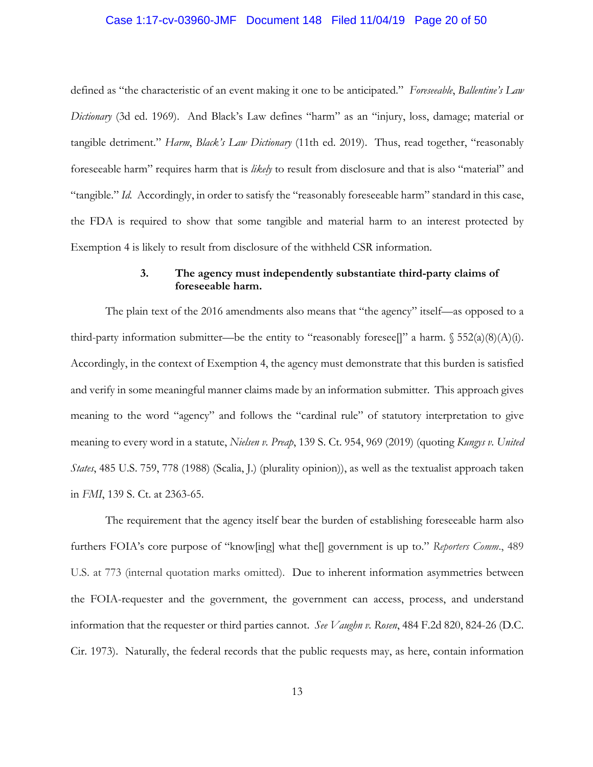defined as "the characteristic of an event making it one to be anticipated." *Foreseeable*, *Ballentine's Law Dictionary* (3d ed. 1969). And Black's Law defines "harm" as an "injury, loss, damage; material or tangible detriment." *Harm*, *Black's Law Dictionary* (11th ed. 2019). Thus, read together, "reasonably foreseeable harm" requires harm that is *likely* to result from disclosure and that is also "material" and "tangible." *Id.* Accordingly, in order to satisfy the "reasonably foreseeable harm" standard in this case, the FDA is required to show that some tangible and material harm to an interest protected by Exemption 4 is likely to result from disclosure of the withheld CSR information.

### 3. The agency must independently substantiate third-party claims of foreseeable harm.

The plain text of the 2016 amendments also means that "the agency" itself—as opposed to a third-party information submitter—be the entity to "reasonably foresee[]" a harm. § 552(a)(8)(A)(i). Accordingly, in the context of Exemption 4, the agency must demonstrate that this burden is satisfied and verify in some meaningful manner claims made by an information submitter. This approach gives meaning to the word "agency" and follows the "cardinal rule" of statutory interpretation to give meaning to every word in a statute, *Nielsen v. Preap*, 139 S. Ct. 954, 969 (2019) (quoting *Kungys v. United States*, 485 U.S. 759, 778 (1988) (Scalia, J.) (plurality opinion)), as well as the textualist approach taken in *FMI*, 139 S. Ct. at 2363-65.

The requirement that the agency itself bear the burden of establishing foreseeable harm also furthers FOIA's core purpose of "know[ing] what the[] government is up to." *Reporters Comm.*, 489 U.S. at 773 (internal quotation marks omitted). Due to inherent information asymmetries between the FOIA-requester and the government, the government can access, process, and understand information that the requester or third parties cannot. *See Vaughn v. Rosen*, 484 F.2d 820, 824-26 (D.C. Cir. 1973). Naturally, the federal records that the public requests may, as here, contain information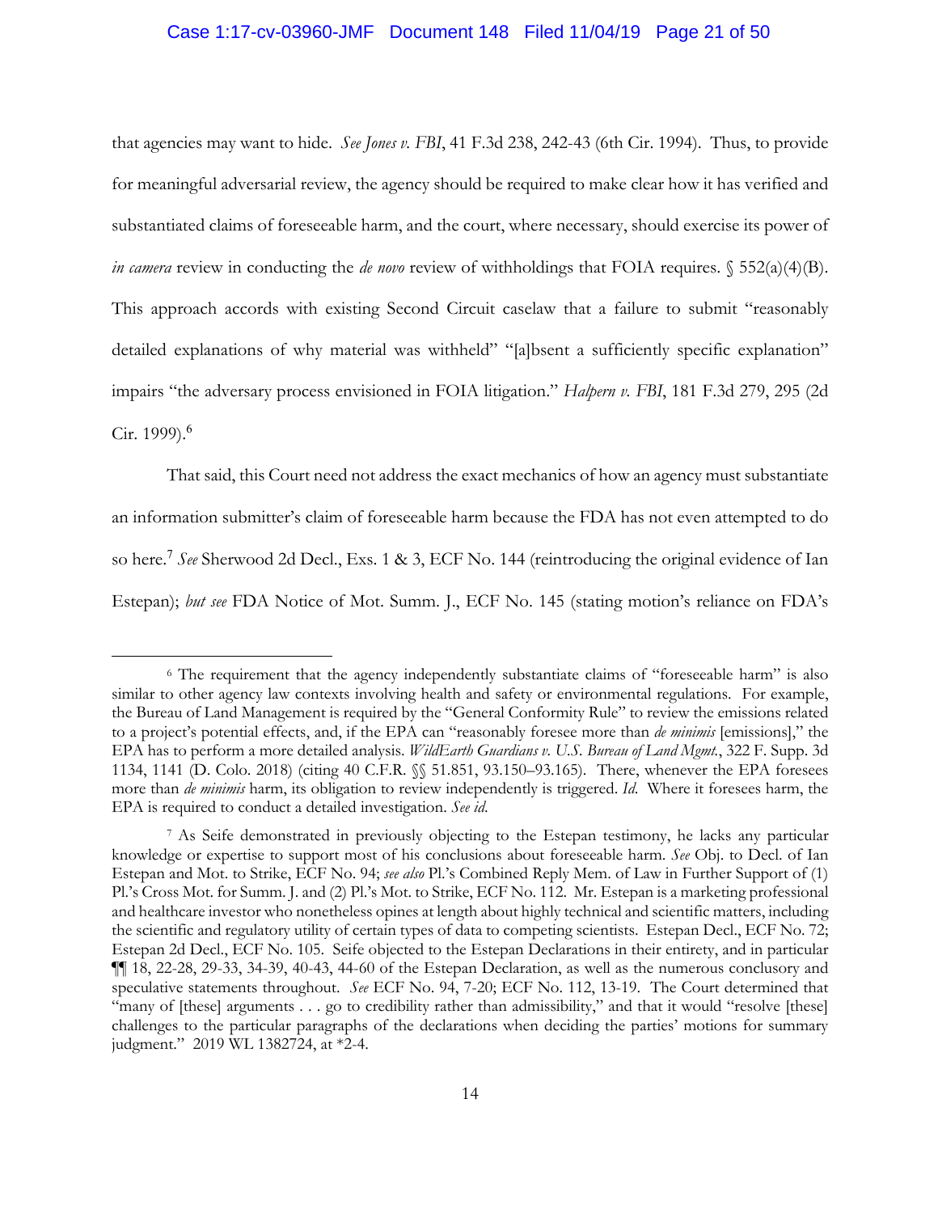that agencies may want to hide. *See Jones v. FBI*, 41 F.3d 238, 242-43 (6th Cir. 1994). Thus, to provide for meaningful adversarial review, the agency should be required to make clear how it has verified and substantiated claims of foreseeable harm, and the court, where necessary, should exercise its power of *in camera* review in conducting the *de novo* review of withholdings that FOIA requires. § 552(a)(4)(B). This approach accords with existing Second Circuit caselaw that a failure to submit "reasonably detailed explanations of why material was withheld" "[a]bsent a sufficiently specific explanation" impairs "the adversary process envisioned in FOIA litigation." *Halpern v. FBI*, 181 F.3d 279, 295 (2d Cir. 1999).[6]

That said, this Court need not address the exact mechanics of how an agency must substantiate an information submitter's claim of foreseeable harm because the FDA has not even attempted to do so here.[7] *See* Sherwood 2d Decl., Exs. 1 & 3, ECF No. 144 (reintroducing the original evidence of Ian Estepan); *but see* FDA Notice of Mot. Summ. J., ECF No. 145 (stating motion's reliance on FDA's

---

[6] The requirement that the agency independently substantiate claims of "foreseeable harm" is also similar to other agency law contexts involving health and safety or environmental regulations. For example, the Bureau of Land Management is required by the "General Conformity Rule" to review the emissions related to a project's potential effects, and, if the EPA can "reasonably foresee more than *de minimis* [emissions]," the EPA has to perform a more detailed analysis. *WildEarth Guardians v. U.S. Bureau of Land Mgmt.*, 322 F. Supp. 3d 1134, 1141 (D. Colo. 2018) (citing 40 C.F.R. §§ 51.851, 93.150–93.165). There, whenever the EPA foresees more than *de minimis* harm, its obligation to review independently is triggered. *Id.* Where it foresees harm, the EPA is required to conduct a detailed investigation. *See id.*

[7] As Seife demonstrated in previously objecting to the Estepan testimony, he lacks any particular knowledge or expertise to support most of his conclusions about foreseeable harm. *See* Obj. to Decl. of Ian Estepan and Mot. to Strike, ECF No. 94; *see also* Pl.'s Combined Reply Mem. of Law in Further Support of (1) Pl.'s Cross Mot. for Summ. J. and (2) Pl.'s Mot. to Strike, ECF No. 112. Mr. Estepan is a marketing professional and healthcare investor who nonetheless opines at length about highly technical and scientific matters, including the scientific and regulatory utility of certain types of data to competing scientists. Estepan Decl., ECF No. 72; Estepan 2d Decl., ECF No. 105. Seife objected to the Estepan Declarations in their entirety, and in particular ¶¶ 18, 22-28, 29-33, 34-39, 40-43, 44-60 of the Estepan Declaration, as well as the numerous conclusory and speculative statements throughout. *See* ECF No. 94, 7-20; ECF No. 112, 13-19. The Court determined that "many of [these] arguments . . . go to credibility rather than admissibility," and that it would "resolve [these] challenges to the particular paragraphs of the declarations when deciding the parties' motions for summary judgment." 2019 WL 1382724, at *2-4.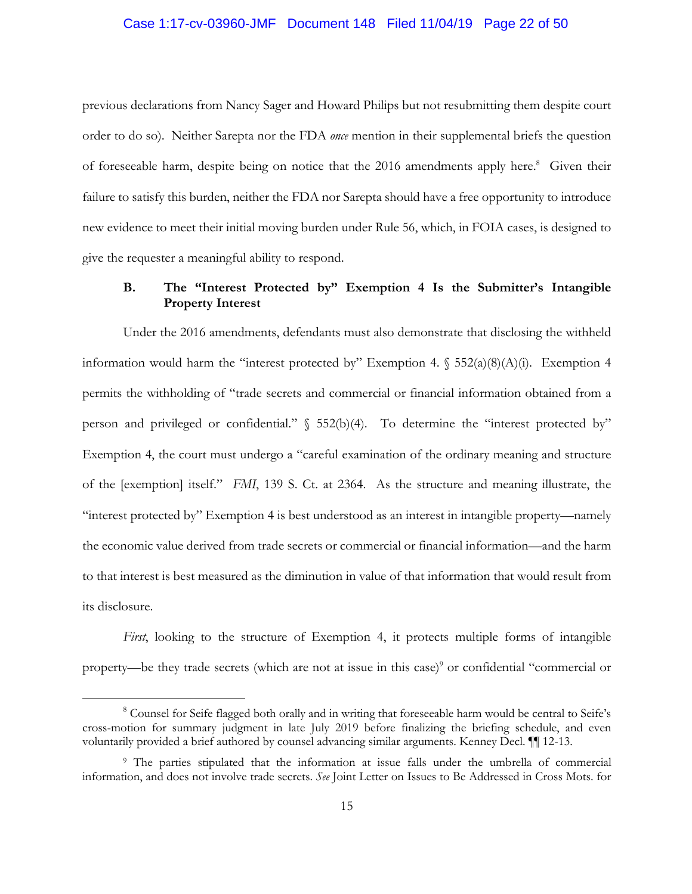previous declarations from Nancy Sager and Howard Philips but not resubmitting them despite court order to do so). Neither Sarepta nor the FDA *once* mention in their supplemental briefs the question of foreseeable harm, despite being on notice that the 2016 amendments apply here.[8] Given their failure to satisfy this burden, neither the FDA nor Sarepta should have a free opportunity to introduce new evidence to meet their initial moving burden under Rule 56, which, in FOIA cases, is designed to give the requester a meaningful ability to respond.

### B. The "Interest Protected by" Exemption 4 Is the Submitter's Intangible Property Interest

Under the 2016 amendments, defendants must also demonstrate that disclosing the withheld information would harm the "interest protected by" Exemption 4. § 552(a)(8)(A)(i). Exemption 4 permits the withholding of "trade secrets and commercial or financial information obtained from a person and privileged or confidential." § 552(b)(4). To determine the "interest protected by" Exemption 4, the court must undergo a "careful examination of the ordinary meaning and structure of the [exemption] itself." *FMI*, 139 S. Ct. at 2364. As the structure and meaning illustrate, the "interest protected by" Exemption 4 is best understood as an interest in intangible property—namely the economic value derived from trade secrets or commercial or financial information—and the harm to that interest is best measured as the diminution in value of that information that would result from its disclosure.

*First*, looking to the structure of Exemption 4, it protects multiple forms of intangible property—be they trade secrets (which are not at issue in this case)[9] or confidential "commercial or

---

[8] Counsel for Seife flagged both orally and in writing that foreseeable harm would be central to Seife's cross-motion for summary judgment in late July 2019 before finalizing the briefing schedule, and even voluntarily provided a brief authored by counsel advancing similar arguments. Kenney Decl. ¶¶ 12-13.

[9] The parties stipulated that the information at issue falls under the umbrella of commercial information, and does not involve trade secrets. *See* Joint Letter on Issues to Be Addressed in Cross Mots. for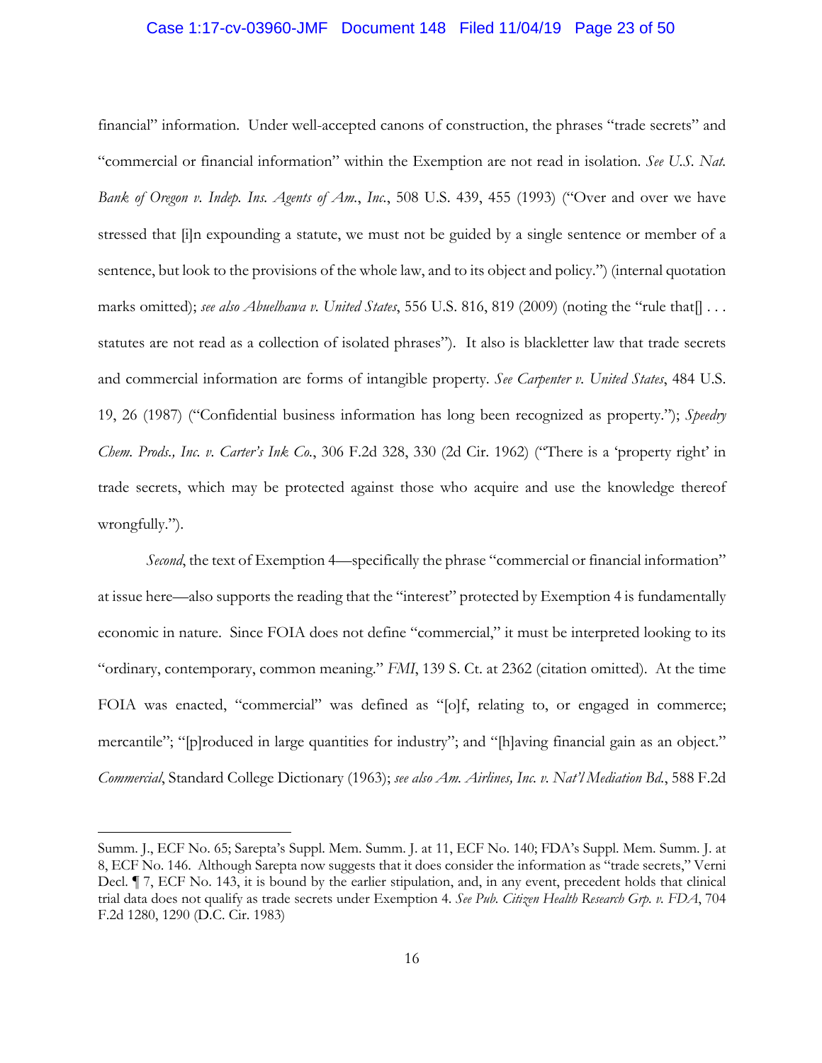financial" information. Under well-accepted canons of construction, the phrases "trade secrets" and "commercial or financial information" within the Exemption are not read in isolation. *See U.S. Nat. Bank of Oregon v. Indep. Ins. Agents of Am., Inc.*, 508 U.S. 439, 455 (1993) ("Over and over we have stressed that [i]n expounding a statute, we must not be guided by a single sentence or member of a sentence, but look to the provisions of the whole law, and to its object and policy.") (internal quotation marks omitted); *see also Abuelhawa v. United States*, 556 U.S. 816, 819 (2009) (noting the "rule that[] . . . statutes are not read as a collection of isolated phrases"). It also is blackletter law that trade secrets and commercial information are forms of intangible property. *See Carpenter v. United States*, 484 U.S. 19, 26 (1987) ("Confidential business information has long been recognized as property."); *Speedry Chem. Prods., Inc. v. Carter's Ink Co.*, 306 F.2d 328, 330 (2d Cir. 1962) ("There is a 'property right' in trade secrets, which may be protected against those who acquire and use the knowledge thereof wrongfully.").

*Second*, the text of Exemption 4—specifically the phrase "commercial or financial information" at issue here—also supports the reading that the "interest" protected by Exemption 4 is fundamentally economic in nature. Since FOIA does not define "commercial," it must be interpreted looking to its "ordinary, contemporary, common meaning." *FMI*, 139 S. Ct. at 2362 (citation omitted). At the time FOIA was enacted, "commercial" was defined as "[o]f, relating to, or engaged in commerce; mercantile"; "[p]roduced in large quantities for industry"; and "[h]aving financial gain as an object." *Commercial*, Standard College Dictionary (1963); *see also Am. Airlines, Inc. v. Nat'l Mediation Bd.*, 588 F.2d

---

Summ. J., ECF No. 65; Sarepta's Suppl. Mem. Summ. J. at 11, ECF No. 140; FDA's Suppl. Mem. Summ. J. at 8, ECF No. 146. Although Sarepta now suggests that it does consider the information as "trade secrets," Verni Decl. ¶ 7, ECF No. 143, it is bound by the earlier stipulation, and, in any event, precedent holds that clinical trial data does not qualify as trade secrets under Exemption 4. *See Pub. Citizen Health Research Grp. v. FDA*, 704 F.2d 1280, 1290 (D.C. Cir. 1983)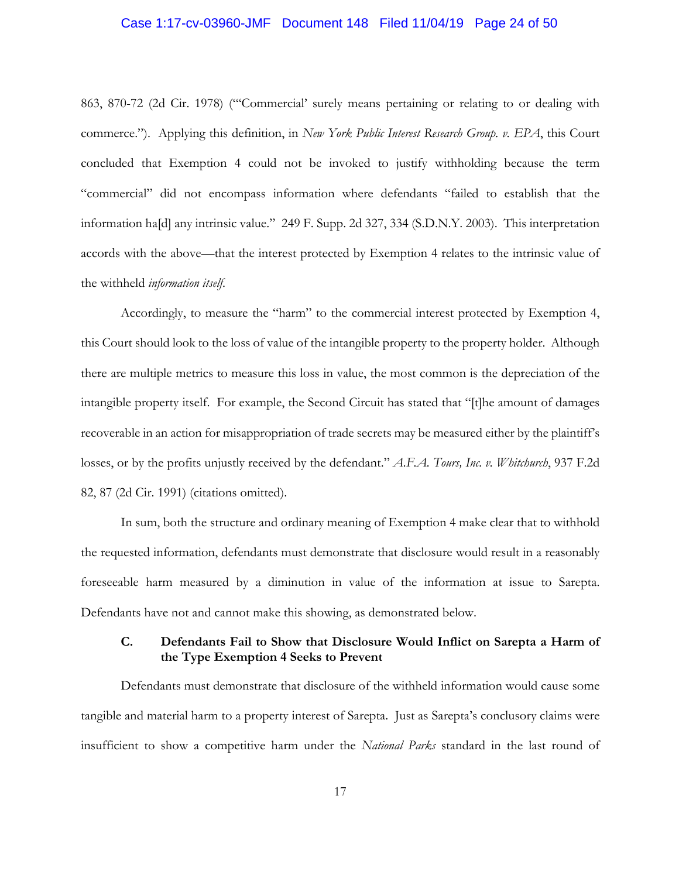863, 870-72 (2d Cir. 1978) ("'Commercial' surely means pertaining or relating to or dealing with commerce."). Applying this definition, in *New York Public Interest Research Group. v. EPA*, this Court concluded that Exemption 4 could not be invoked to justify withholding because the term "commercial" did not encompass information where defendants "failed to establish that the information ha[d] any intrinsic value." 249 F. Supp. 2d 327, 334 (S.D.N.Y. 2003). This interpretation accords with the above—that the interest protected by Exemption 4 relates to the intrinsic value of the withheld *information itself*.

Accordingly, to measure the "harm" to the commercial interest protected by Exemption 4, this Court should look to the loss of value of the intangible property to the property holder. Although there are multiple metrics to measure this loss in value, the most common is the depreciation of the intangible property itself. For example, the Second Circuit has stated that "[t]he amount of damages recoverable in an action for misappropriation of trade secrets may be measured either by the plaintiff's losses, or by the profits unjustly received by the defendant." *A.F.A. Tours, Inc. v. Whitchurch*, 937 F.2d 82, 87 (2d Cir. 1991) (citations omitted).

In sum, both the structure and ordinary meaning of Exemption 4 make clear that to withhold the requested information, defendants must demonstrate that disclosure would result in a reasonably foreseeable harm measured by a diminution in value of the information at issue to Sarepta. Defendants have not and cannot make this showing, as demonstrated below.

### C. Defendants Fail to Show that Disclosure Would Inflict on Sarepta a Harm of the Type Exemption 4 Seeks to Prevent

Defendants must demonstrate that disclosure of the withheld information would cause some tangible and material harm to a property interest of Sarepta. Just as Sarepta's conclusory claims were insufficient to show a competitive harm under the *National Parks* standard in the last round of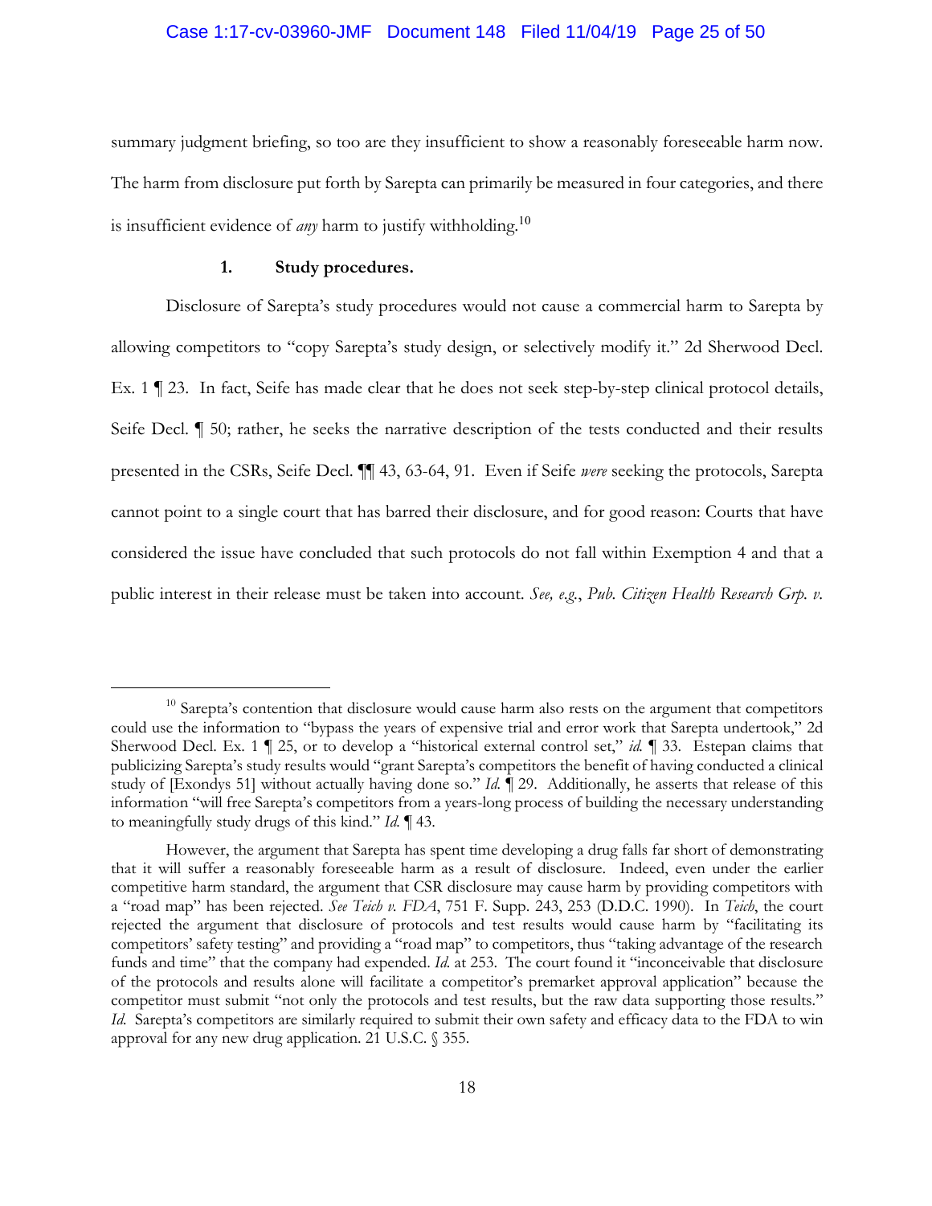summary judgment briefing, so too are they insufficient to show a reasonably foreseeable harm now. The harm from disclosure put forth by Sarepta can primarily be measured in four categories, and there is insufficient evidence of *any* harm to justify withholding.[10]

### 1. Study procedures.

Disclosure of Sarepta's study procedures would not cause a commercial harm to Sarepta by allowing competitors to "copy Sarepta's study design, or selectively modify it." 2d Sherwood Decl. Ex. 1 ¶ 23. In fact, Seife has made clear that he does not seek step-by-step clinical protocol details, Seife Decl. ¶ 50; rather, he seeks the narrative description of the tests conducted and their results presented in the CSRs, Seife Decl. ¶¶ 43, 63-64, 91. Even if Seife *were* seeking the protocols, Sarepta cannot point to a single court that has barred their disclosure, and for good reason: Courts that have considered the issue have concluded that such protocols do not fall within Exemption 4 and that a public interest in their release must be taken into account. *See, e.g.*, *Pub. Citizen Health Research Grp. v.*

---

[10] Sarepta's contention that disclosure would cause harm also rests on the argument that competitors could use the information to "bypass the years of expensive trial and error work that Sarepta undertook," 2d Sherwood Decl. Ex. 1 ¶ 25, or to develop a "historical external control set," *id.* ¶ 33. Estepan claims that publicizing Sarepta's study results would "grant Sarepta's competitors the benefit of having conducted a clinical study of [Exondys 51] without actually having done so." *Id.* ¶ 29. Additionally, he asserts that release of this information "will free Sarepta's competitors from a years-long process of building the necessary understanding to meaningfully study drugs of this kind." *Id.* ¶ 43.

However, the argument that Sarepta has spent time developing a drug falls far short of demonstrating that it will suffer a reasonably foreseeable harm as a result of disclosure. Indeed, even under the earlier competitive harm standard, the argument that CSR disclosure may cause harm by providing competitors with a "road map" has been rejected. *See Teich v. FDA*, 751 F. Supp. 243, 253 (D.D.C. 1990). In *Teich*, the court rejected the argument that disclosure of protocols and test results would cause harm by "facilitating its competitors' safety testing" and providing a "road map" to competitors, thus "taking advantage of the research funds and time" that the company had expended. *Id.* at 253. The court found it "inconceivable that disclosure of the protocols and results alone will facilitate a competitor's premarket approval application" because the competitor must submit "not only the protocols and test results, but the raw data supporting those results." *Id.* Sarepta's competitors are similarly required to submit their own safety and efficacy data to the FDA to win approval for any new drug application. 21 U.S.C. § 355.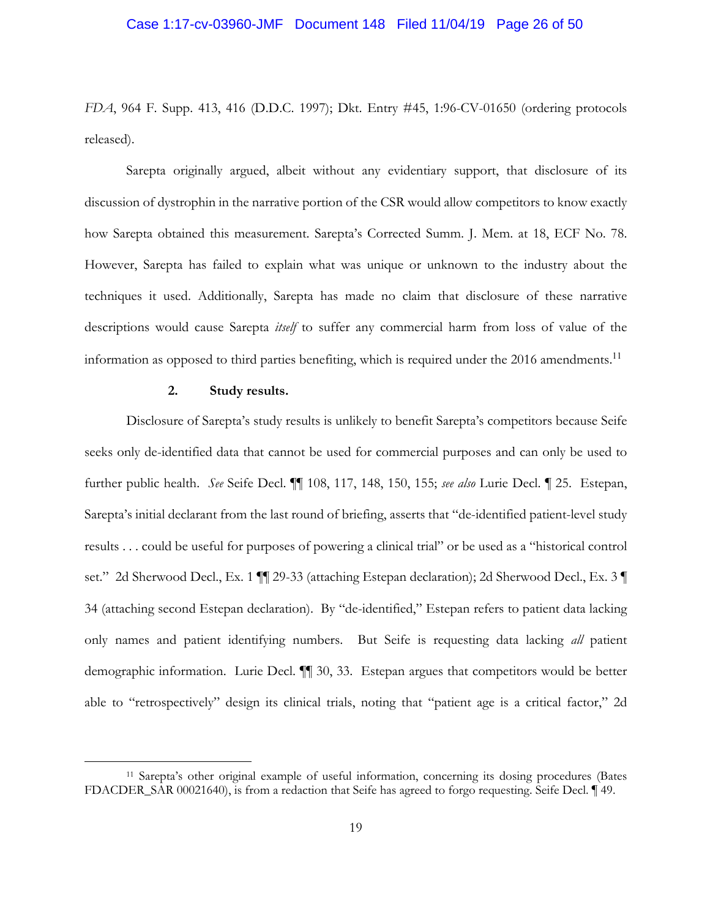*FDA*, 964 F. Supp. 413, 416 (D.D.C. 1997); Dkt. Entry #45, 1:96-CV-01650 (ordering protocols released).

Sarepta originally argued, albeit without any evidentiary support, that disclosure of its discussion of dystrophin in the narrative portion of the CSR would allow competitors to know exactly how Sarepta obtained this measurement. Sarepta's Corrected Summ. J. Mem. at 18, ECF No. 78. However, Sarepta has failed to explain what was unique or unknown to the industry about the techniques it used. Additionally, Sarepta has made no claim that disclosure of these narrative descriptions would cause Sarepta *itself* to suffer any commercial harm from loss of value of the information as opposed to third parties benefiting, which is required under the 2016 amendments.[11]

**2. Study results.**

Disclosure of Sarepta's study results is unlikely to benefit Sarepta's competitors because Seife seeks only de-identified data that cannot be used for commercial purposes and can only be used to further public health. *See* Seife Decl. ¶¶ 108, 117, 148, 150, 155; *see also* Lurie Decl. ¶ 25. Estepan, Sarepta's initial declarant from the last round of briefing, asserts that "de-identified patient-level study results . . . could be useful for purposes of powering a clinical trial" or be used as a "historical control set." 2d Sherwood Decl., Ex. 1 ¶¶ 29-33 (attaching Estepan declaration); 2d Sherwood Decl., Ex. 3 ¶ 34 (attaching second Estepan declaration). By "de-identified," Estepan refers to patient data lacking only names and patient identifying numbers. But Seife is requesting data lacking *all* patient demographic information. Lurie Decl. ¶¶ 30, 33. Estepan argues that competitors would be better able to "retrospectively" design its clinical trials, noting that "patient age is a critical factor," 2d

[11] Sarepta's other original example of useful information, concerning its dosing procedures (Bates FDACDER_SAR 00021640), is from a redaction that Seife has agreed to forgo requesting. Seife Decl. ¶ 49.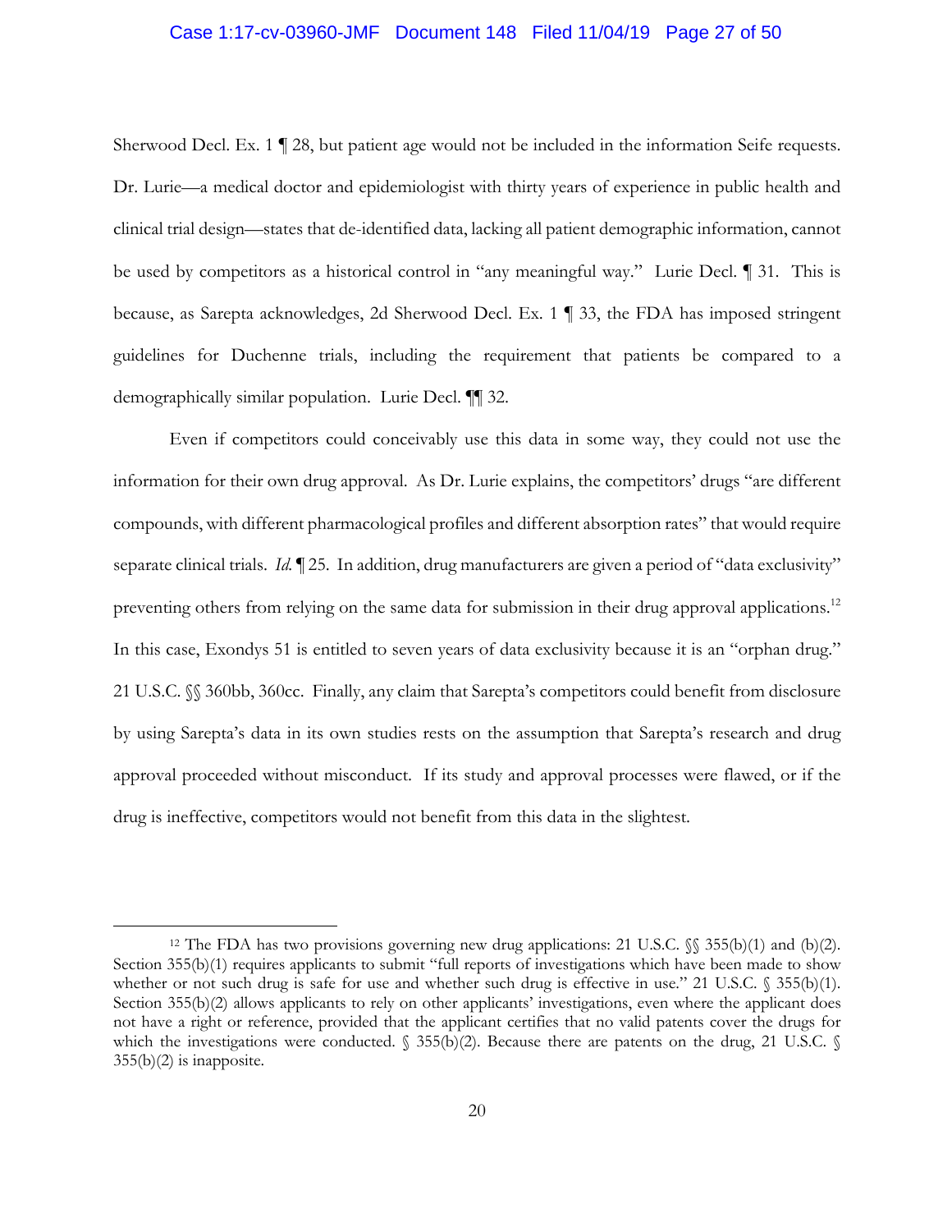Sherwood Decl. Ex. 1 ¶ 28, but patient age would not be included in the information Seife requests. Dr. Lurie—a medical doctor and epidemiologist with thirty years of experience in public health and clinical trial design—states that de-identified data, lacking all patient demographic information, cannot be used by competitors as a historical control in "any meaningful way." Lurie Decl. ¶ 31. This is because, as Sarepta acknowledges, 2d Sherwood Decl. Ex. 1 ¶ 33, the FDA has imposed stringent guidelines for Duchenne trials, including the requirement that patients be compared to a demographically similar population. Lurie Decl. ¶¶ 32.

Even if competitors could conceivably use this data in some way, they could not use the information for their own drug approval. As Dr. Lurie explains, the competitors' drugs "are different compounds, with different pharmacological profiles and different absorption rates" that would require separate clinical trials. *Id.* ¶ 25. In addition, drug manufacturers are given a period of "data exclusivity" preventing others from relying on the same data for submission in their drug approval applications.[12] In this case, Exondys 51 is entitled to seven years of data exclusivity because it is an "orphan drug." 21 U.S.C. §§ 360bb, 360cc. Finally, any claim that Sarepta's competitors could benefit from disclosure by using Sarepta's data in its own studies rests on the assumption that Sarepta's research and drug approval proceeded without misconduct. If its study and approval processes were flawed, or if the drug is ineffective, competitors would not benefit from this data in the slightest.

---

[12] The FDA has two provisions governing new drug applications: 21 U.S.C. §§ 355(b)(1) and (b)(2). Section 355(b)(1) requires applicants to submit "full reports of investigations which have been made to show whether or not such drug is safe for use and whether such drug is effective in use." 21 U.S.C. § 355(b)(1). Section 355(b)(2) allows applicants to rely on other applicants' investigations, even where the applicant does not have a right or reference, provided that the applicant certifies that no valid patents cover the drugs for which the investigations were conducted. § 355(b)(2). Because there are patents on the drug, 21 U.S.C. § 355(b)(2) is inapposite.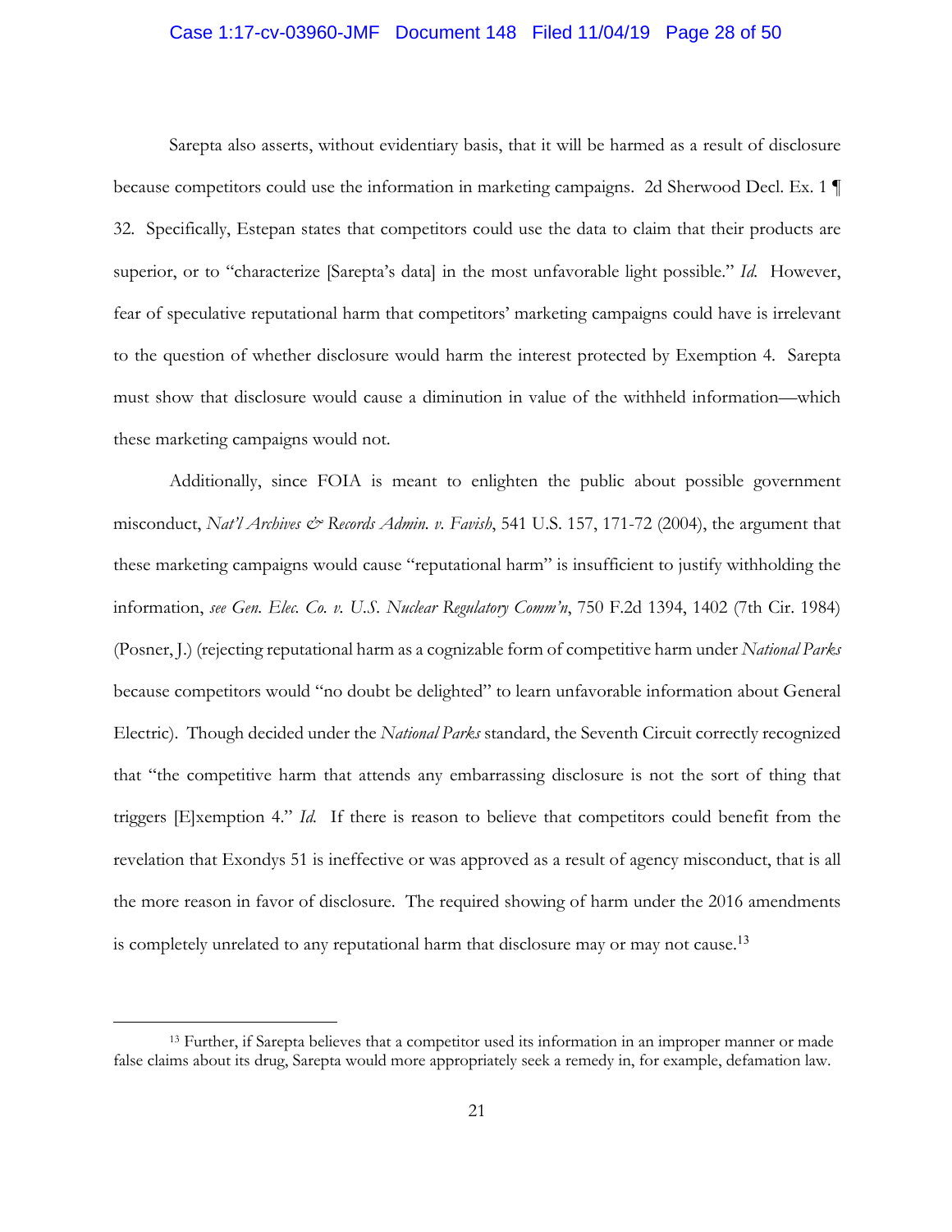Sarepta also asserts, without evidentiary basis, that it will be harmed as a result of disclosure because competitors could use the information in marketing campaigns. 2d Sherwood Decl. Ex. 1 ¶ 32. Specifically, Estepan states that competitors could use the data to claim that their products are superior, or to "characterize [Sarepta's data] in the most unfavorable light possible." *Id.* However, fear of speculative reputational harm that competitors' marketing campaigns could have is irrelevant to the question of whether disclosure would harm the interest protected by Exemption 4. Sarepta must show that disclosure would cause a diminution in value of the withheld information—which these marketing campaigns would not.

Additionally, since FOIA is meant to enlighten the public about possible government misconduct, *Nat'l Archives & Records Admin. v. Favish*, 541 U.S. 157, 171-72 (2004), the argument that these marketing campaigns would cause "reputational harm" is insufficient to justify withholding the information, *see Gen. Elec. Co. v. U.S. Nuclear Regulatory Comm'n*, 750 F.2d 1394, 1402 (7th Cir. 1984) (Posner, J.) (rejecting reputational harm as a cognizable form of competitive harm under *National Parks* because competitors would "no doubt be delighted" to learn unfavorable information about General Electric). Though decided under the *National Parks* standard, the Seventh Circuit correctly recognized that "the competitive harm that attends any embarrassing disclosure is not the sort of thing that triggers [E]xemption 4." *Id.* If there is reason to believe that competitors could benefit from the revelation that Exondys 51 is ineffective or was approved as a result of agency misconduct, that is all the more reason in favor of disclosure. The required showing of harm under the 2016 amendments is completely unrelated to any reputational harm that disclosure may or may not cause.[13]

[13] Further, if Sarepta believes that a competitor used its information in an improper manner or made false claims about its drug, Sarepta would more appropriately seek a remedy in, for example, defamation law.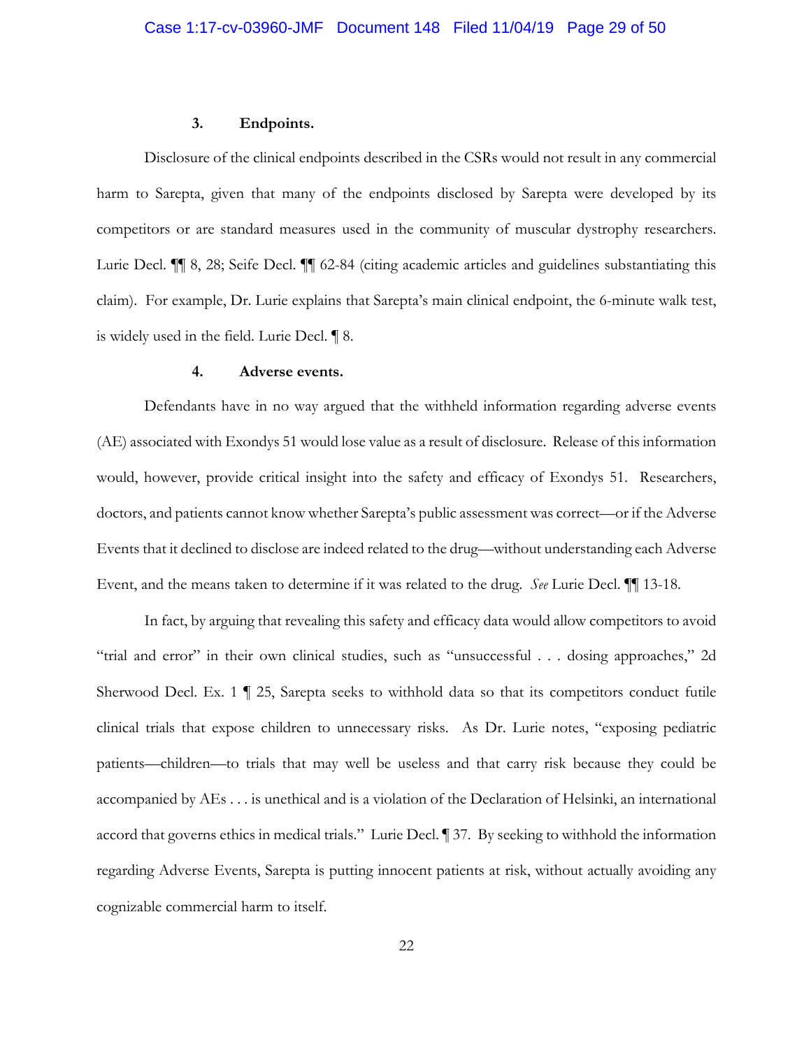### 3. Endpoints.

Disclosure of the clinical endpoints described in the CSRs would not result in any commercial harm to Sarepta, given that many of the endpoints disclosed by Sarepta were developed by its competitors or are standard measures used in the community of muscular dystrophy researchers. Lurie Decl. ¶¶ 8, 28; Seife Decl. ¶¶ 62-84 (citing academic articles and guidelines substantiating this claim). For example, Dr. Lurie explains that Sarepta's main clinical endpoint, the 6-minute walk test, is widely used in the field. Lurie Decl. ¶ 8.

### 4. Adverse events.

Defendants have in no way argued that the withheld information regarding adverse events (AE) associated with Exondys 51 would lose value as a result of disclosure. Release of this information would, however, provide critical insight into the safety and efficacy of Exondys 51. Researchers, doctors, and patients cannot know whether Sarepta's public assessment was correct—or if the Adverse Events that it declined to disclose are indeed related to the drug—without understanding each Adverse Event, and the means taken to determine if it was related to the drug. *See* Lurie Decl. ¶¶ 13-18.

In fact, by arguing that revealing this safety and efficacy data would allow competitors to avoid "trial and error" in their own clinical studies, such as "unsuccessful . . . dosing approaches," 2d Sherwood Decl. Ex. 1 ¶ 25, Sarepta seeks to withhold data so that its competitors conduct futile clinical trials that expose children to unnecessary risks. As Dr. Lurie notes, "exposing pediatric patients—children—to trials that may well be useless and that carry risk because they could be accompanied by AEs . . . is unethical and is a violation of the Declaration of Helsinki, an international accord that governs ethics in medical trials." Lurie Decl. ¶ 37. By seeking to withhold the information regarding Adverse Events, Sarepta is putting innocent patients at risk, without actually avoiding any cognizable commercial harm to itself.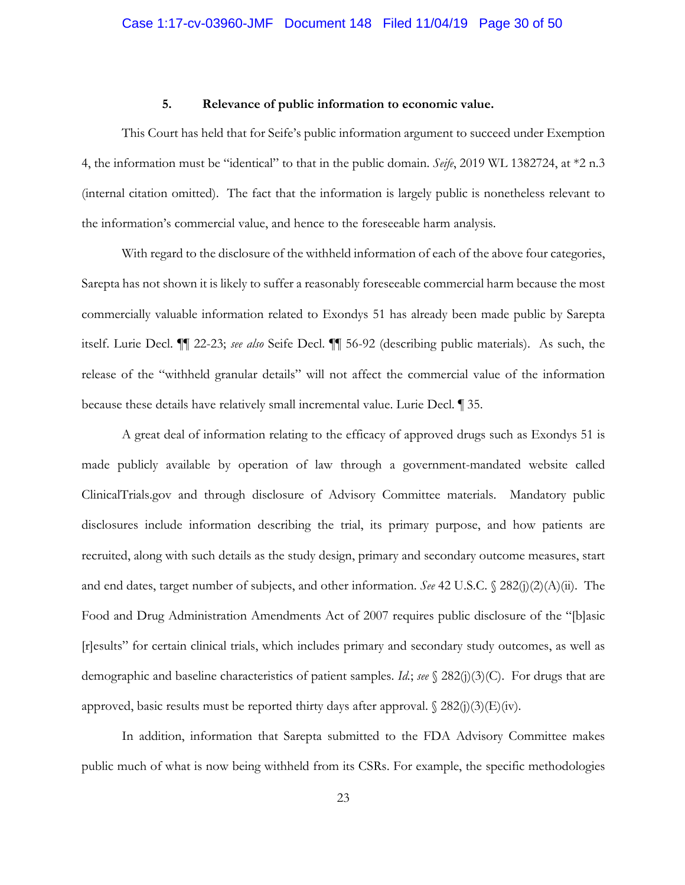### 5. Relevance of public information to economic value.

This Court has held that for Seife's public information argument to succeed under Exemption 4, the information must be "identical" to that in the public domain. *Seife*, 2019 WL 1382724, at *2 n.3 (internal citation omitted). The fact that the information is largely public is nonetheless relevant to the information's commercial value, and hence to the foreseeable harm analysis.

With regard to the disclosure of the withheld information of each of the above four categories, Sarepta has not shown it is likely to suffer a reasonably foreseeable commercial harm because the most commercially valuable information related to Exondys 51 has already been made public by Sarepta itself. Lurie Decl. ¶¶ 22-23; *see also* Seife Decl. ¶¶ 56-92 (describing public materials). As such, the release of the "withheld granular details" will not affect the commercial value of the information because these details have relatively small incremental value. Lurie Decl. ¶ 35.

A great deal of information relating to the efficacy of approved drugs such as Exondys 51 is made publicly available by operation of law through a government-mandated website called ClinicalTrials.gov and through disclosure of Advisory Committee materials. Mandatory public disclosures include information describing the trial, its primary purpose, and how patients are recruited, along with such details as the study design, primary and secondary outcome measures, start and end dates, target number of subjects, and other information. *See* 42 U.S.C. § 282(j)(2)(A)(ii). The Food and Drug Administration Amendments Act of 2007 requires public disclosure of the "[b]asic [r]esults" for certain clinical trials, which includes primary and secondary study outcomes, as well as demographic and baseline characteristics of patient samples. *Id.*; *see* § 282(j)(3)(C). For drugs that are approved, basic results must be reported thirty days after approval. § 282(j)(3)(E)(iv).

In addition, information that Sarepta submitted to the FDA Advisory Committee makes public much of what is now being withheld from its CSRs. For example, the specific methodologies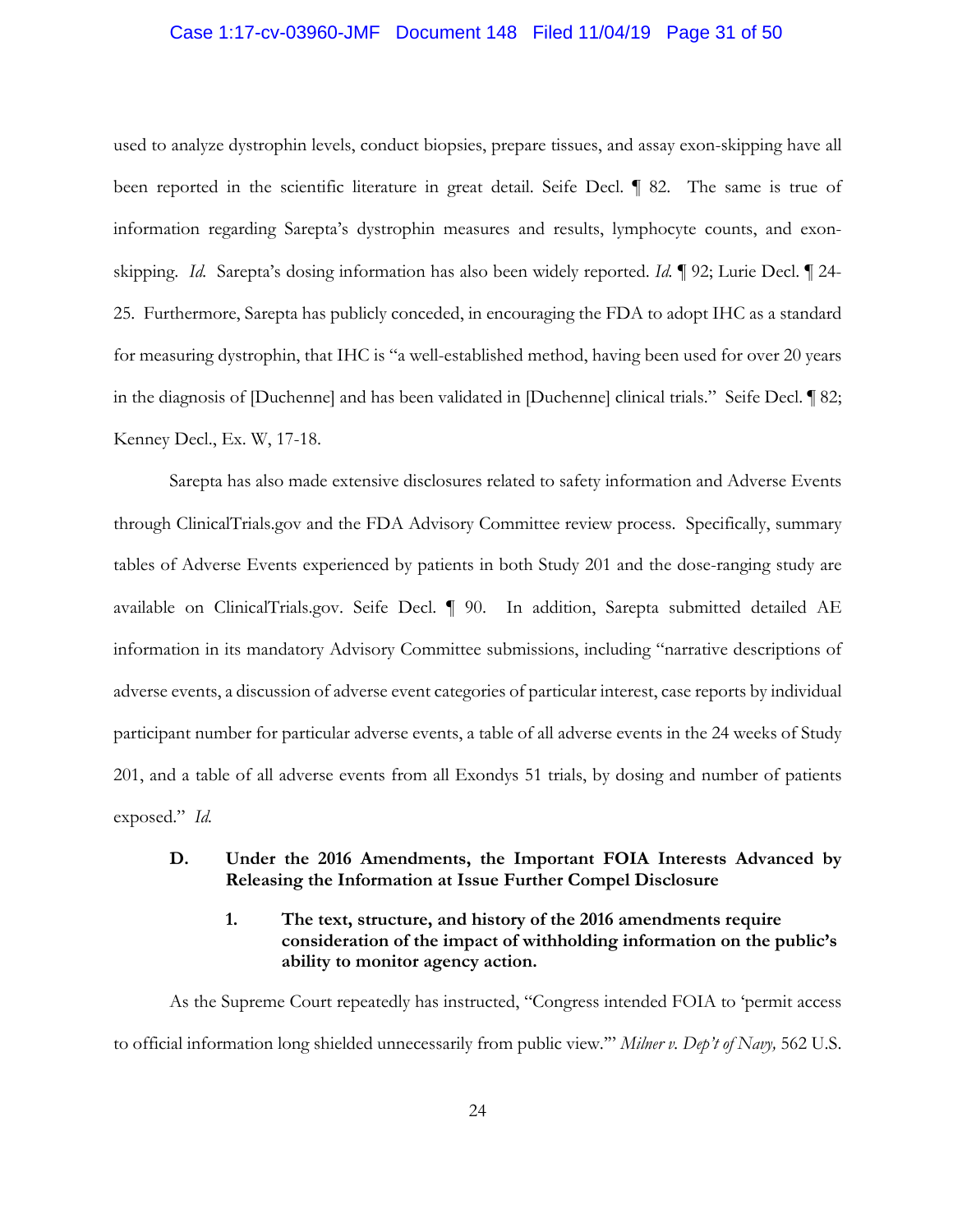used to analyze dystrophin levels, conduct biopsies, prepare tissues, and assay exon-skipping have all been reported in the scientific literature in great detail. Seife Decl. ¶ 82. The same is true of information regarding Sarepta's dystrophin measures and results, lymphocyte counts, and exon-skipping. *Id.* Sarepta's dosing information has also been widely reported. *Id.* ¶ 92; Lurie Decl. ¶ 24-25. Furthermore, Sarepta has publicly conceded, in encouraging the FDA to adopt IHC as a standard for measuring dystrophin, that IHC is "a well-established method, having been used for over 20 years in the diagnosis of [Duchenne] and has been validated in [Duchenne] clinical trials." Seife Decl. ¶ 82; Kenney Decl., Ex. W, 17-18.

Sarepta has also made extensive disclosures related to safety information and Adverse Events through ClinicalTrials.gov and the FDA Advisory Committee review process. Specifically, summary tables of Adverse Events experienced by patients in both Study 201 and the dose-ranging study are available on ClinicalTrials.gov. Seife Decl. ¶ 90. In addition, Sarepta submitted detailed AE information in its mandatory Advisory Committee submissions, including "narrative descriptions of adverse events, a discussion of adverse event categories of particular interest, case reports by individual participant number for particular adverse events, a table of all adverse events in the 24 weeks of Study 201, and a table of all adverse events from all Exondys 51 trials, by dosing and number of patients exposed." *Id.*

### D. Under the 2016 Amendments, the Important FOIA Interests Advanced by Releasing the Information at Issue Further Compel Disclosure

#### 1. The text, structure, and history of the 2016 amendments require consideration of the impact of withholding information on the public's ability to monitor agency action.

As the Supreme Court repeatedly has instructed, "Congress intended FOIA to 'permit access to official information long shielded unnecessarily from public view.'" *Milner v. Dep't of Navy,* 562 U.S.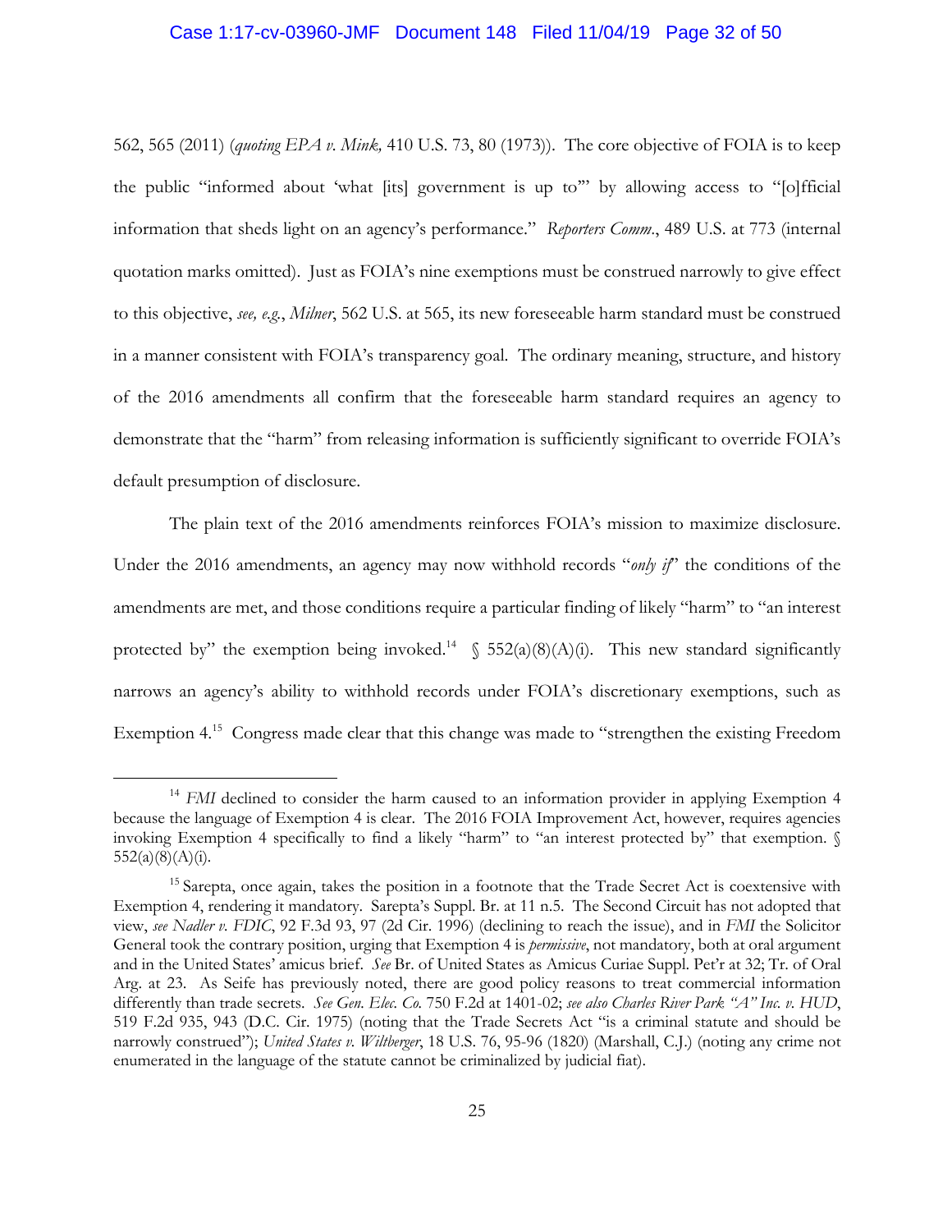562, 565 (2011) (*quoting EPA v. Mink,* 410 U.S. 73, 80 (1973)). The core objective of FOIA is to keep the public "informed about 'what [its] government is up to'" by allowing access to "[o]fficial information that sheds light on an agency's performance." *Reporters Comm.*, 489 U.S. at 773 (internal quotation marks omitted). Just as FOIA's nine exemptions must be construed narrowly to give effect to this objective, *see, e.g.*, *Milner*, 562 U.S. at 565, its new foreseeable harm standard must be construed in a manner consistent with FOIA's transparency goal. The ordinary meaning, structure, and history of the 2016 amendments all confirm that the foreseeable harm standard requires an agency to demonstrate that the "harm" from releasing information is sufficiently significant to override FOIA's default presumption of disclosure.

The plain text of the 2016 amendments reinforces FOIA's mission to maximize disclosure. Under the 2016 amendments, an agency may now withhold records "*only if*" the conditions of the amendments are met, and those conditions require a particular finding of likely "harm" to "an interest protected by" the exemption being invoked.[14] § 552(a)(8)(A)(i). This new standard significantly narrows an agency's ability to withhold records under FOIA's discretionary exemptions, such as Exemption 4.[15] Congress made clear that this change was made to "strengthen the existing Freedom

[14] *FMI* declined to consider the harm caused to an information provider in applying Exemption 4 because the language of Exemption 4 is clear. The 2016 FOIA Improvement Act, however, requires agencies invoking Exemption 4 specifically to find a likely "harm" to "an interest protected by" that exemption. § 552(a)(8)(A)(i).

[15] Sarepta, once again, takes the position in a footnote that the Trade Secret Act is coextensive with Exemption 4, rendering it mandatory. Sarepta's Suppl. Br. at 11 n.5. The Second Circuit has not adopted that view, *see Nadler v. FDIC*, 92 F.3d 93, 97 (2d Cir. 1996) (declining to reach the issue), and in *FMI* the Solicitor General took the contrary position, urging that Exemption 4 is *permissive*, not mandatory, both at oral argument and in the United States' amicus brief. *See* Br. of United States as Amicus Curiae Suppl. Pet'r at 32; Tr. of Oral Arg. at 23. As Seife has previously noted, there are good policy reasons to treat commercial information differently than trade secrets. *See Gen. Elec. Co.* 750 F.2d at 1401-02; *see also Charles River Park "A" Inc. v. HUD*, 519 F.2d 935, 943 (D.C. Cir. 1975) (noting that the Trade Secrets Act "is a criminal statute and should be narrowly construed"); *United States v. Wiltberger*, 18 U.S. 76, 95-96 (1820) (Marshall, C.J.) (noting any crime not enumerated in the language of the statute cannot be criminalized by judicial fiat).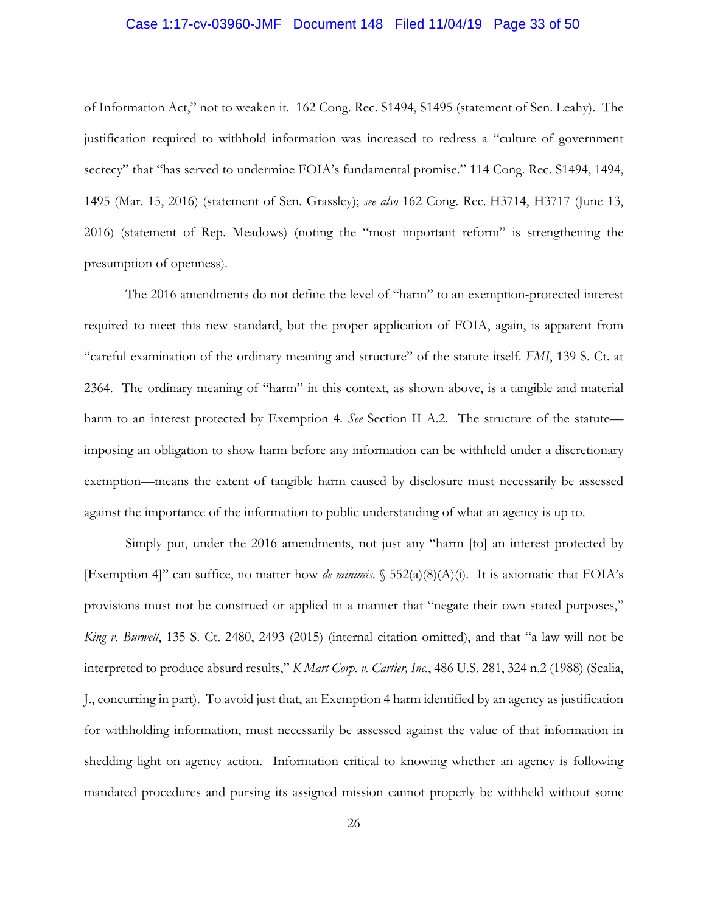of Information Act," not to weaken it. 162 Cong. Rec. S1494, S1495 (statement of Sen. Leahy). The justification required to withhold information was increased to redress a "culture of government secrecy" that "has served to undermine FOIA's fundamental promise." 114 Cong. Rec. S1494, 1494, 1495 (Mar. 15, 2016) (statement of Sen. Grassley); *see also* 162 Cong. Rec. H3714, H3717 (June 13, 2016) (statement of Rep. Meadows) (noting the "most important reform" is strengthening the presumption of openness).

The 2016 amendments do not define the level of "harm" to an exemption-protected interest required to meet this new standard, but the proper application of FOIA, again, is apparent from "careful examination of the ordinary meaning and structure" of the statute itself. *FMI*, 139 S. Ct. at 2364. The ordinary meaning of "harm" in this context, as shown above, is a tangible and material harm to an interest protected by Exemption 4. *See* Section II A.2. The structure of the statute—imposing an obligation to show harm before any information can be withheld under a discretionary exemption—means the extent of tangible harm caused by disclosure must necessarily be assessed against the importance of the information to public understanding of what an agency is up to.

Simply put, under the 2016 amendments, not just any "harm [to] an interest protected by [Exemption 4]" can suffice, no matter how *de minimis*. § 552(a)(8)(A)(i). It is axiomatic that FOIA's provisions must not be construed or applied in a manner that "negate their own stated purposes," *King v. Burwell*, 135 S. Ct. 2480, 2493 (2015) (internal citation omitted), and that "a law will not be interpreted to produce absurd results," *K Mart Corp. v. Cartier, Inc.*, 486 U.S. 281, 324 n.2 (1988) (Scalia, J., concurring in part). To avoid just that, an Exemption 4 harm identified by an agency as justification for withholding information, must necessarily be assessed against the value of that information in shedding light on agency action. Information critical to knowing whether an agency is following mandated procedures and pursing its assigned mission cannot properly be withheld without some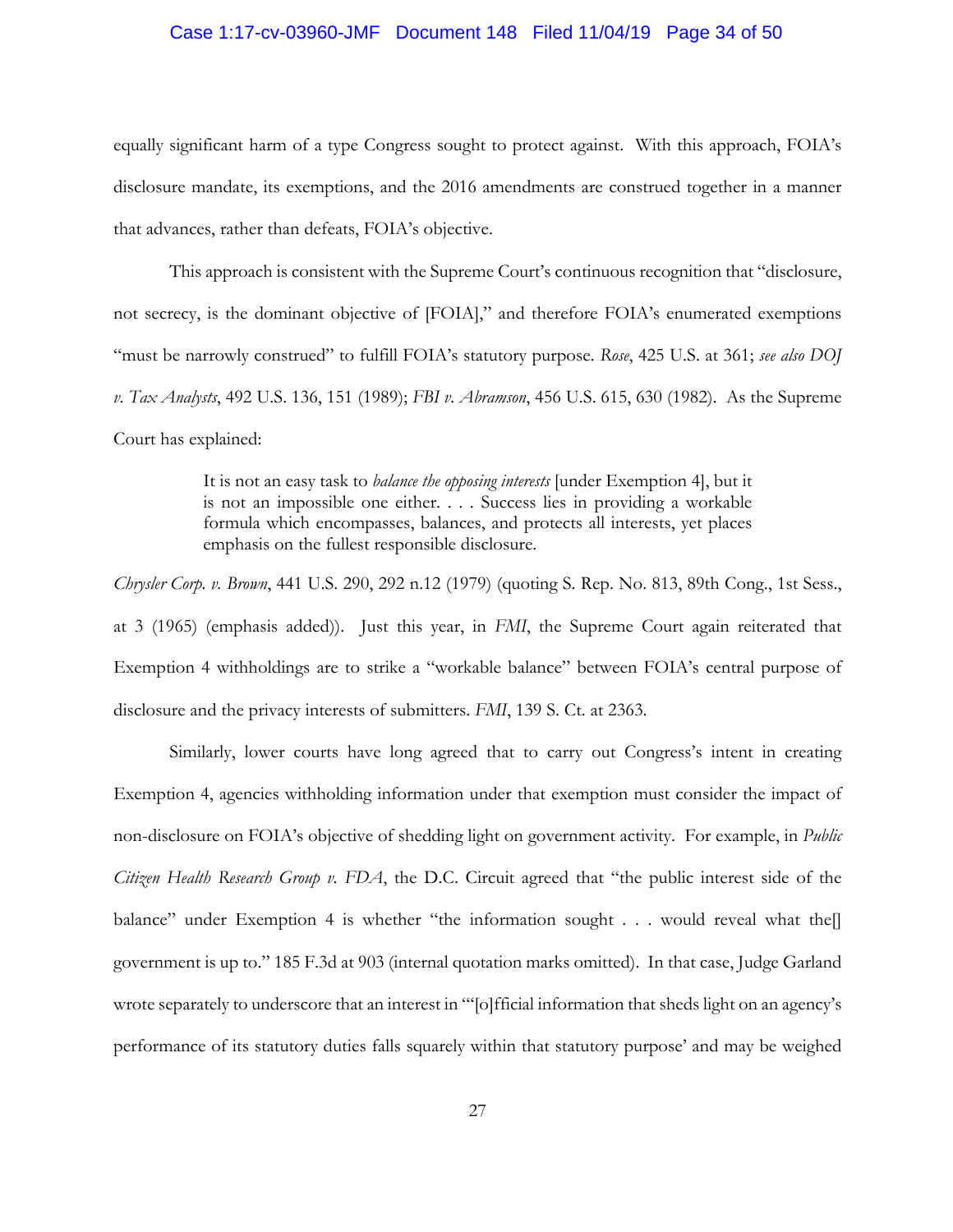equally significant harm of a type Congress sought to protect against. With this approach, FOIA's disclosure mandate, its exemptions, and the 2016 amendments are construed together in a manner that advances, rather than defeats, FOIA's objective.

This approach is consistent with the Supreme Court's continuous recognition that "disclosure, not secrecy, is the dominant objective of [FOIA]," and therefore FOIA's enumerated exemptions "must be narrowly construed" to fulfill FOIA's statutory purpose. *Rose*, 425 U.S. at 361; *see also DOJ v. Tax Analysts*, 492 U.S. 136, 151 (1989); *FBI v. Abramson*, 456 U.S. 615, 630 (1982). As the Supreme Court has explained:

> It is not an easy task to *balance the opposing interests* [under Exemption 4], but it is not an impossible one either. . . . Success lies in providing a workable formula which encompasses, balances, and protects all interests, yet places emphasis on the fullest responsible disclosure.

*Chrysler Corp. v. Brown*, 441 U.S. 290, 292 n.12 (1979) (quoting S. Rep. No. 813, 89th Cong., 1st Sess., at 3 (1965) (emphasis added)). Just this year, in *FMI*, the Supreme Court again reiterated that Exemption 4 withholdings are to strike a "workable balance" between FOIA's central purpose of disclosure and the privacy interests of submitters. *FMI*, 139 S. Ct. at 2363.

Similarly, lower courts have long agreed that to carry out Congress's intent in creating Exemption 4, agencies withholding information under that exemption must consider the impact of non-disclosure on FOIA's objective of shedding light on government activity. For example, in *Public Citizen Health Research Group v. FDA*, the D.C. Circuit agreed that "the public interest side of the balance" under Exemption 4 is whether "the information sought . . . would reveal what the[] government is up to." 185 F.3d at 903 (internal quotation marks omitted). In that case, Judge Garland wrote separately to underscore that an interest in "'[o]fficial information that sheds light on an agency's performance of its statutory duties falls squarely within that statutory purpose' and may be weighed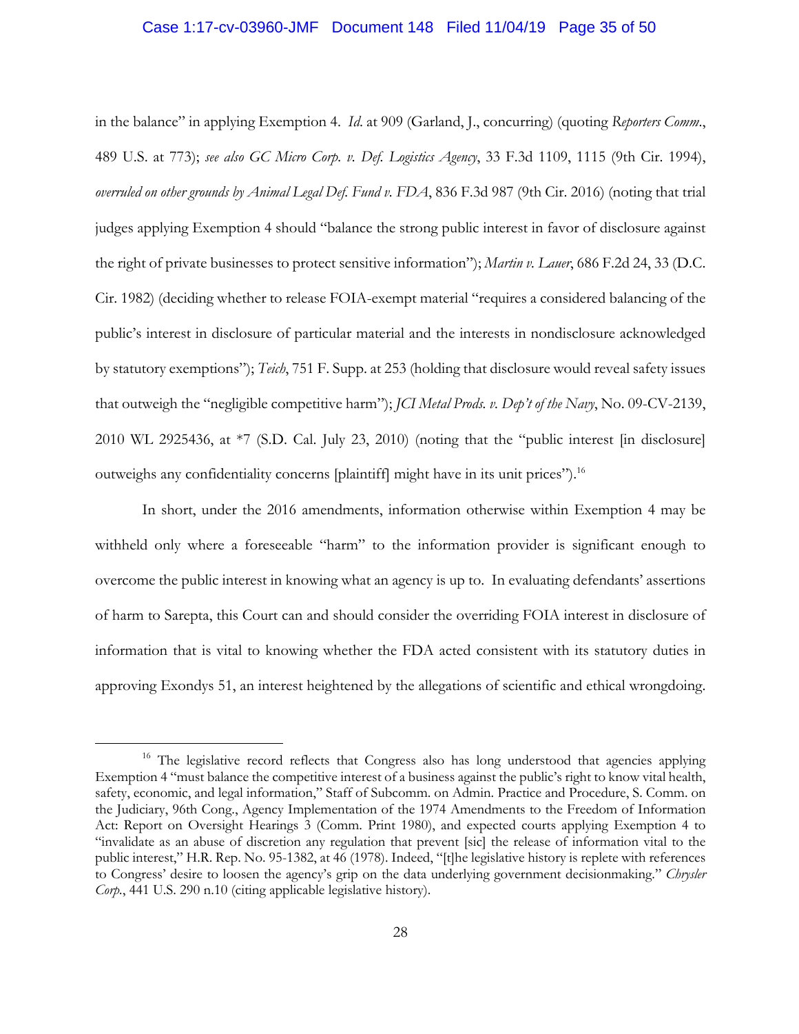in the balance" in applying Exemption 4. *Id.* at 909 (Garland, J., concurring) (quoting *Reporters Comm.*, 489 U.S. at 773); *see also GC Micro Corp. v. Def. Logistics Agency*, 33 F.3d 1109, 1115 (9th Cir. 1994), *overruled on other grounds by Animal Legal Def. Fund v. FDA*, 836 F.3d 987 (9th Cir. 2016) (noting that trial judges applying Exemption 4 should "balance the strong public interest in favor of disclosure against the right of private businesses to protect sensitive information"); *Martin v. Lauer*, 686 F.2d 24, 33 (D.C. Cir. 1982) (deciding whether to release FOIA-exempt material "requires a considered balancing of the public's interest in disclosure of particular material and the interests in nondisclosure acknowledged by statutory exemptions"); *Teich*, 751 F. Supp. at 253 (holding that disclosure would reveal safety issues that outweigh the "negligible competitive harm"); *JCI Metal Prods. v. Dep't of the Navy*, No. 09-CV-2139, 2010 WL 2925436, at *7 (S.D. Cal. July 23, 2010) (noting that the "public interest [in disclosure] outweighs any confidentiality concerns [plaintiff] might have in its unit prices").[16]

In short, under the 2016 amendments, information otherwise within Exemption 4 may be withheld only where a foreseeable "harm" to the information provider is significant enough to overcome the public interest in knowing what an agency is up to. In evaluating defendants' assertions of harm to Sarepta, this Court can and should consider the overriding FOIA interest in disclosure of information that is vital to knowing whether the FDA acted consistent with its statutory duties in approving Exondys 51, an interest heightened by the allegations of scientific and ethical wrongdoing.

---

[16] The legislative record reflects that Congress also has long understood that agencies applying Exemption 4 "must balance the competitive interest of a business against the public's right to know vital health, safety, economic, and legal information," Staff of Subcomm. on Admin. Practice and Procedure, S. Comm. on the Judiciary, 96th Cong., Agency Implementation of the 1974 Amendments to the Freedom of Information Act: Report on Oversight Hearings 3 (Comm. Print 1980), and expected courts applying Exemption 4 to "invalidate as an abuse of discretion any regulation that prevent [sic] the release of information vital to the public interest," H.R. Rep. No. 95-1382, at 46 (1978). Indeed, "[t]he legislative history is replete with references to Congress' desire to loosen the agency's grip on the data underlying government decisionmaking." *Chrysler Corp.*, 441 U.S. 290 n.10 (citing applicable legislative history).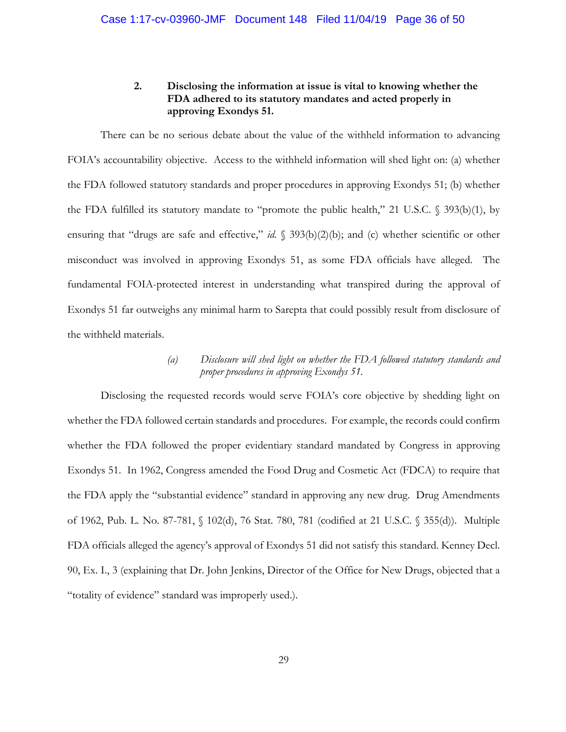### 2. Disclosing the information at issue is vital to knowing whether the FDA adhered to its statutory mandates and acted properly in approving Exondys 51.

There can be no serious debate about the value of the withheld information to advancing FOIA's accountability objective. Access to the withheld information will shed light on: (a) whether the FDA followed statutory standards and proper procedures in approving Exondys 51; (b) whether the FDA fulfilled its statutory mandate to "promote the public health," 21 U.S.C. § 393(b)(1), by ensuring that "drugs are safe and effective," *id.* § 393(b)(2)(b); and (c) whether scientific or other misconduct was involved in approving Exondys 51, as some FDA officials have alleged. The fundamental FOIA-protected interest in understanding what transpired during the approval of Exondys 51 far outweighs any minimal harm to Sarepta that could possibly result from disclosure of the withheld materials.

#### *(a) Disclosure will shed light on whether the FDA followed statutory standards and proper procedures in approving Exondys 51.*

Disclosing the requested records would serve FOIA's core objective by shedding light on whether the FDA followed certain standards and procedures. For example, the records could confirm whether the FDA followed the proper evidentiary standard mandated by Congress in approving Exondys 51. In 1962, Congress amended the Food Drug and Cosmetic Act (FDCA) to require that the FDA apply the "substantial evidence" standard in approving any new drug. Drug Amendments of 1962, Pub. L. No. 87-781, § 102(d), 76 Stat. 780, 781 (codified at 21 U.S.C. § 355(d)). Multiple FDA officials alleged the agency's approval of Exondys 51 did not satisfy this standard. Kenney Decl. 90, Ex. I., 3 (explaining that Dr. John Jenkins, Director of the Office for New Drugs, objected that a "totality of evidence" standard was improperly used.).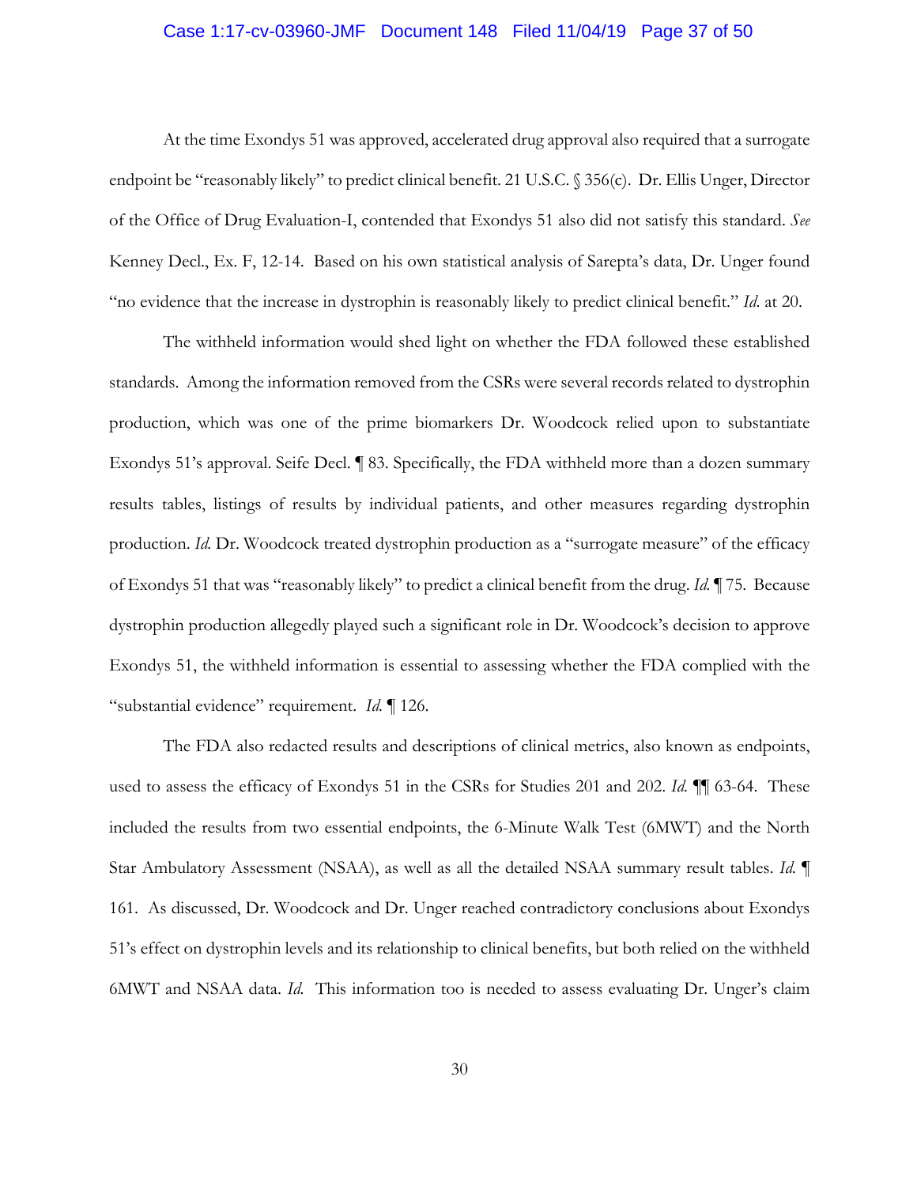At the time Exondys 51 was approved, accelerated drug approval also required that a surrogate endpoint be "reasonably likely" to predict clinical benefit. 21 U.S.C. § 356(c). Dr. Ellis Unger, Director of the Office of Drug Evaluation-I, contended that Exondys 51 also did not satisfy this standard. *See* Kenney Decl., Ex. F, 12-14. Based on his own statistical analysis of Sarepta's data, Dr. Unger found "no evidence that the increase in dystrophin is reasonably likely to predict clinical benefit." *Id.* at 20.

The withheld information would shed light on whether the FDA followed these established standards. Among the information removed from the CSRs were several records related to dystrophin production, which was one of the prime biomarkers Dr. Woodcock relied upon to substantiate Exondys 51's approval. Seife Decl. ¶ 83. Specifically, the FDA withheld more than a dozen summary results tables, listings of results by individual patients, and other measures regarding dystrophin production. *Id.* Dr. Woodcock treated dystrophin production as a "surrogate measure" of the efficacy of Exondys 51 that was "reasonably likely" to predict a clinical benefit from the drug. *Id.* ¶ 75. Because dystrophin production allegedly played such a significant role in Dr. Woodcock's decision to approve Exondys 51, the withheld information is essential to assessing whether the FDA complied with the "substantial evidence" requirement. *Id.* ¶ 126.

The FDA also redacted results and descriptions of clinical metrics, also known as endpoints, used to assess the efficacy of Exondys 51 in the CSRs for Studies 201 and 202. *Id.* ¶¶ 63-64. These included the results from two essential endpoints, the 6-Minute Walk Test (6MWT) and the North Star Ambulatory Assessment (NSAA), as well as all the detailed NSAA summary result tables. *Id.* ¶ 161. As discussed, Dr. Woodcock and Dr. Unger reached contradictory conclusions about Exondys 51's effect on dystrophin levels and its relationship to clinical benefits, but both relied on the withheld 6MWT and NSAA data. *Id.* This information too is needed to assess evaluating Dr. Unger's claim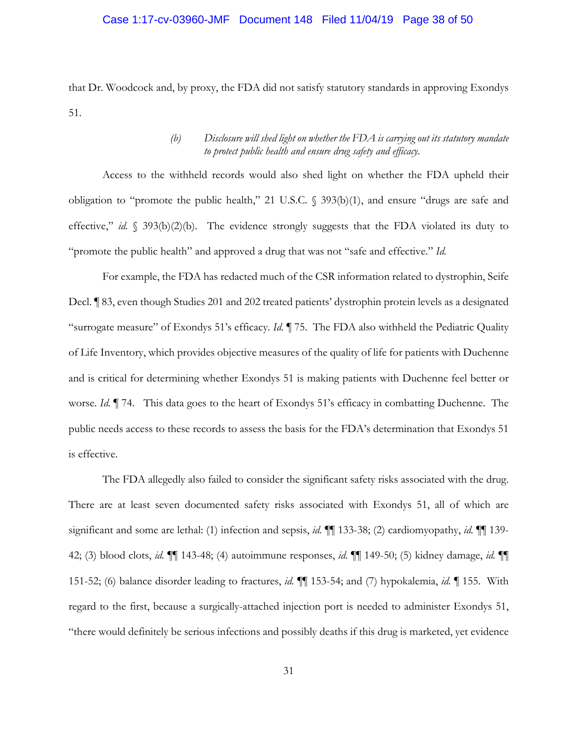that Dr. Woodcock and, by proxy, the FDA did not satisfy statutory standards in approving Exondys 51.

*(b) Disclosure will shed light on whether the FDA is carrying out its statutory mandate to protect public health and ensure drug safety and efficacy.*

Access to the withheld records would also shed light on whether the FDA upheld their obligation to "promote the public health," 21 U.S.C. § 393(b)(1), and ensure "drugs are safe and effective," *id.* § 393(b)(2)(b). The evidence strongly suggests that the FDA violated its duty to "promote the public health" and approved a drug that was not "safe and effective." *Id.*

For example, the FDA has redacted much of the CSR information related to dystrophin, Seife Decl. ¶ 83, even though Studies 201 and 202 treated patients' dystrophin protein levels as a designated "surrogate measure" of Exondys 51's efficacy. *Id.* ¶ 75. The FDA also withheld the Pediatric Quality of Life Inventory, which provides objective measures of the quality of life for patients with Duchenne and is critical for determining whether Exondys 51 is making patients with Duchenne feel better or worse. *Id.* ¶ 74. This data goes to the heart of Exondys 51's efficacy in combatting Duchenne. The public needs access to these records to assess the basis for the FDA's determination that Exondys 51 is effective.

The FDA allegedly also failed to consider the significant safety risks associated with the drug. There are at least seven documented safety risks associated with Exondys 51, all of which are significant and some are lethal: (1) infection and sepsis, *id.* ¶¶ 133-38; (2) cardiomyopathy, *id.* ¶¶ 139-42; (3) blood clots, *id.* ¶¶ 143-48; (4) autoimmune responses, *id.* ¶¶ 149-50; (5) kidney damage, *id.* ¶¶ 151-52; (6) balance disorder leading to fractures, *id.* ¶¶ 153-54; and (7) hypokalemia, *id.* ¶ 155. With regard to the first, because a surgically-attached injection port is needed to administer Exondys 51, "there would definitely be serious infections and possibly deaths if this drug is marketed, yet evidence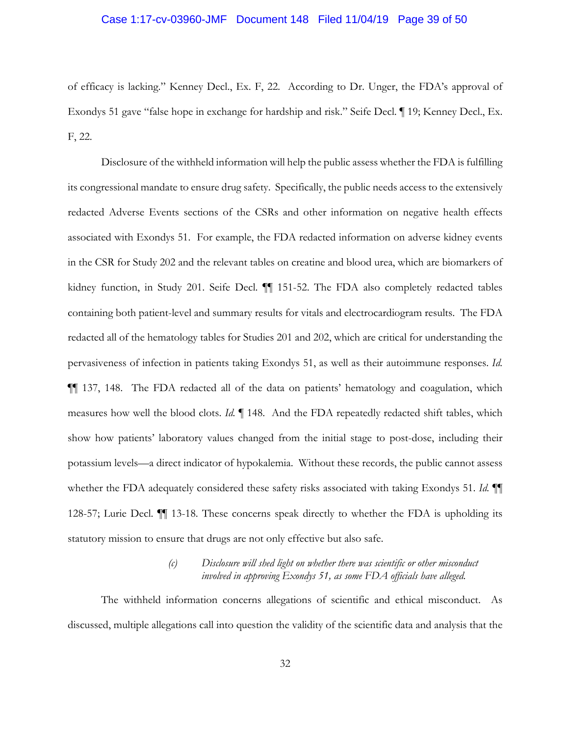of efficacy is lacking." Kenney Decl., Ex. F, 22. According to Dr. Unger, the FDA's approval of Exondys 51 gave "false hope in exchange for hardship and risk." Seife Decl. ¶ 19; Kenney Decl., Ex. F, 22.

Disclosure of the withheld information will help the public assess whether the FDA is fulfilling its congressional mandate to ensure drug safety. Specifically, the public needs access to the extensively redacted Adverse Events sections of the CSRs and other information on negative health effects associated with Exondys 51. For example, the FDA redacted information on adverse kidney events in the CSR for Study 202 and the relevant tables on creatine and blood urea, which are biomarkers of kidney function, in Study 201. Seife Decl. ¶¶ 151-52. The FDA also completely redacted tables containing both patient-level and summary results for vitals and electrocardiogram results. The FDA redacted all of the hematology tables for Studies 201 and 202, which are critical for understanding the pervasiveness of infection in patients taking Exondys 51, as well as their autoimmune responses. *Id.* ¶¶ 137, 148. The FDA redacted all of the data on patients' hematology and coagulation, which measures how well the blood clots. *Id.* ¶ 148. And the FDA repeatedly redacted shift tables, which show how patients' laboratory values changed from the initial stage to post-dose, including their potassium levels—a direct indicator of hypokalemia. Without these records, the public cannot assess whether the FDA adequately considered these safety risks associated with taking Exondys 51. *Id.* ¶¶ 128-57; Lurie Decl. ¶¶ 13-18. These concerns speak directly to whether the FDA is upholding its statutory mission to ensure that drugs are not only effective but also safe.

*(c) Disclosure will shed light on whether there was scientific or other misconduct involved in approving Exondys 51, as some FDA officials have alleged.*

The withheld information concerns allegations of scientific and ethical misconduct. As discussed, multiple allegations call into question the validity of the scientific data and analysis that the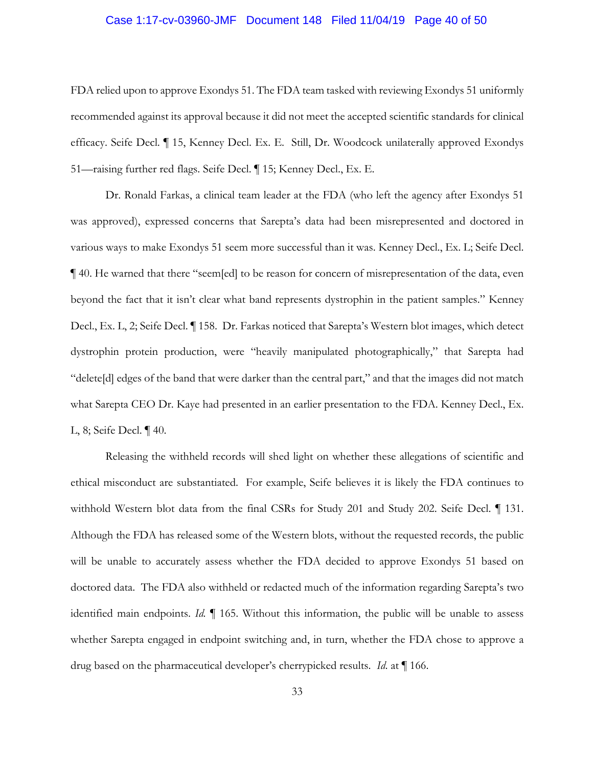FDA relied upon to approve Exondys 51. The FDA team tasked with reviewing Exondys 51 uniformly recommended against its approval because it did not meet the accepted scientific standards for clinical efficacy. Seife Decl. ¶ 15, Kenney Decl. Ex. E. Still, Dr. Woodcock unilaterally approved Exondys 51—raising further red flags. Seife Decl. ¶ 15; Kenney Decl., Ex. E.

Dr. Ronald Farkas, a clinical team leader at the FDA (who left the agency after Exondys 51 was approved), expressed concerns that Sarepta's data had been misrepresented and doctored in various ways to make Exondys 51 seem more successful than it was. Kenney Decl., Ex. L; Seife Decl. ¶ 40. He warned that there "seem[ed] to be reason for concern of misrepresentation of the data, even beyond the fact that it isn't clear what band represents dystrophin in the patient samples." Kenney Decl., Ex. L, 2; Seife Decl. ¶ 158. Dr. Farkas noticed that Sarepta's Western blot images, which detect dystrophin protein production, were "heavily manipulated photographically," that Sarepta had "delete[d] edges of the band that were darker than the central part," and that the images did not match what Sarepta CEO Dr. Kaye had presented in an earlier presentation to the FDA. Kenney Decl., Ex. L, 8; Seife Decl. ¶ 40.

Releasing the withheld records will shed light on whether these allegations of scientific and ethical misconduct are substantiated. For example, Seife believes it is likely the FDA continues to withhold Western blot data from the final CSRs for Study 201 and Study 202. Seife Decl. ¶ 131. Although the FDA has released some of the Western blots, without the requested records, the public will be unable to accurately assess whether the FDA decided to approve Exondys 51 based on doctored data. The FDA also withheld or redacted much of the information regarding Sarepta's two identified main endpoints. *Id.* ¶ 165. Without this information, the public will be unable to assess whether Sarepta engaged in endpoint switching and, in turn, whether the FDA chose to approve a drug based on the pharmaceutical developer's cherrypicked results. *Id.* at ¶ 166.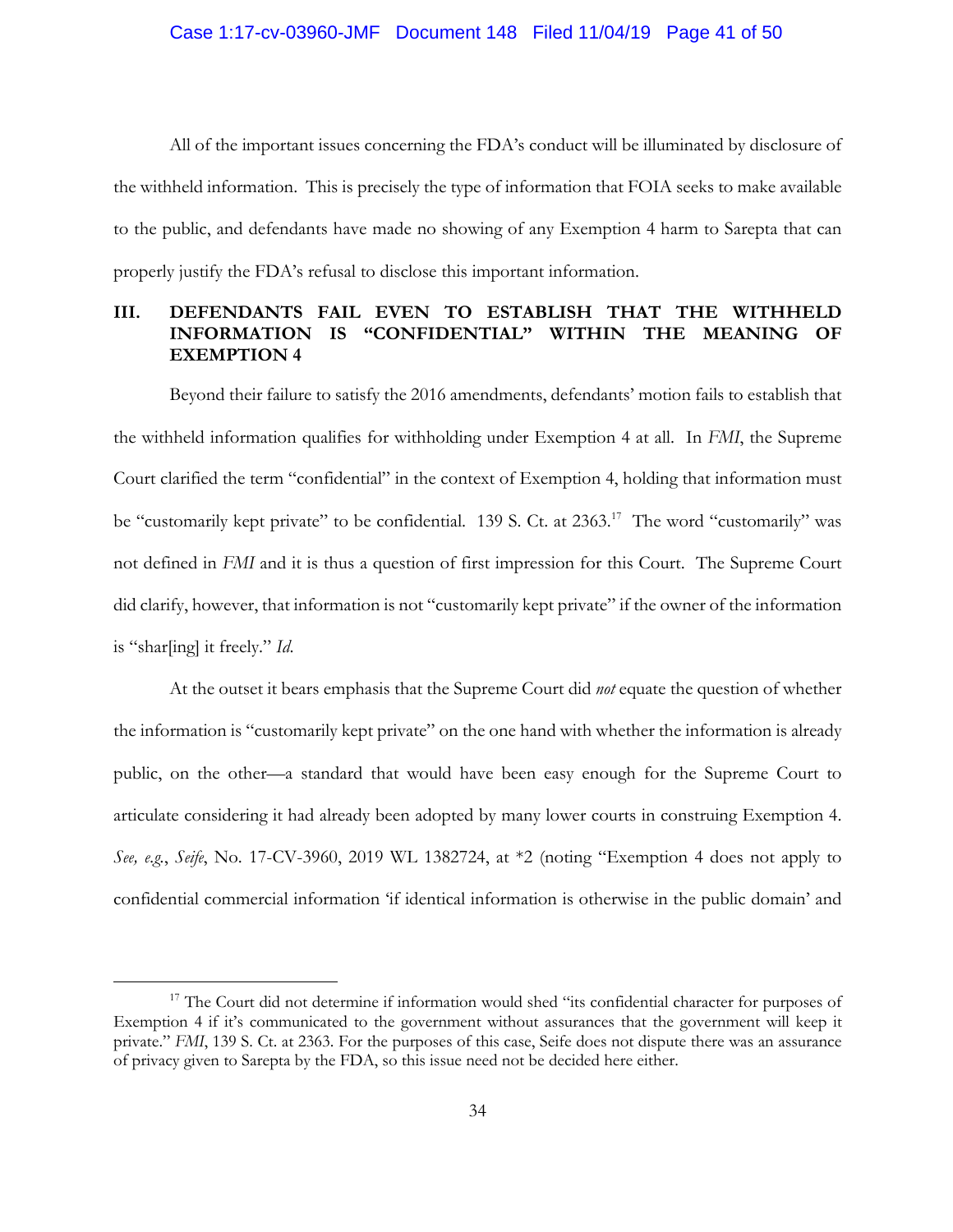All of the important issues concerning the FDA's conduct will be illuminated by disclosure of the withheld information. This is precisely the type of information that FOIA seeks to make available to the public, and defendants have made no showing of any Exemption 4 harm to Sarepta that can properly justify the FDA's refusal to disclose this important information.

## III. DEFENDANTS FAIL EVEN TO ESTABLISH THAT THE WITHHELD INFORMATION IS "CONFIDENTIAL" WITHIN THE MEANING OF EXEMPTION 4

Beyond their failure to satisfy the 2016 amendments, defendants' motion fails to establish that the withheld information qualifies for withholding under Exemption 4 at all. In *FMI*, the Supreme Court clarified the term "confidential" in the context of Exemption 4, holding that information must be "customarily kept private" to be confidential. 139 S. Ct. at 2363.[17] The word "customarily" was not defined in *FMI* and it is thus a question of first impression for this Court. The Supreme Court did clarify, however, that information is not "customarily kept private" if the owner of the information is "shar[ing] it freely." *Id.*

At the outset it bears emphasis that the Supreme Court did *not* equate the question of whether the information is "customarily kept private" on the one hand with whether the information is already public, on the other—a standard that would have been easy enough for the Supreme Court to articulate considering it had already been adopted by many lower courts in construing Exemption 4. *See, e.g.*, *Seife*, No. 17-CV-3960, 2019 WL 1382724, at *2 (noting "Exemption 4 does not apply to confidential commercial information 'if identical information is otherwise in the public domain' and

---

[17] The Court did not determine if information would shed "its confidential character for purposes of Exemption 4 if it's communicated to the government without assurances that the government will keep it private." *FMI*, 139 S. Ct. at 2363. For the purposes of this case, Seife does not dispute there was an assurance of privacy given to Sarepta by the FDA, so this issue need not be decided here either.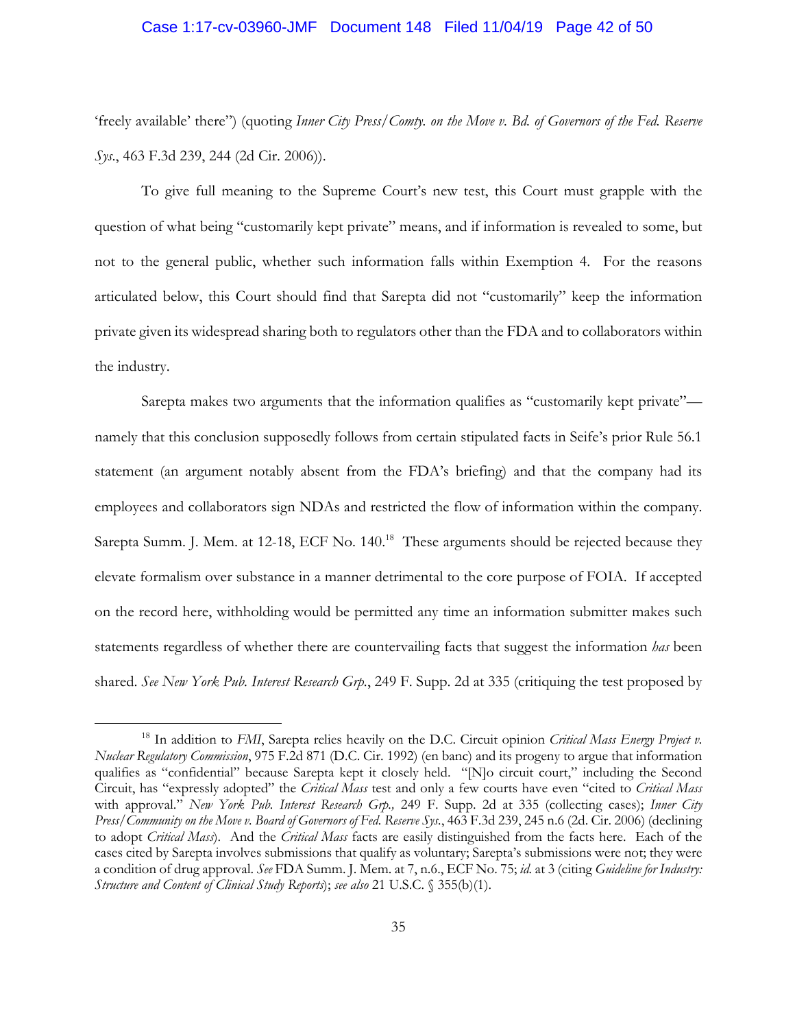'freely available' there") (quoting *Inner City Press/Comty. on the Move v. Bd. of Governors of the Fed. Reserve Sys.*, 463 F.3d 239, 244 (2d Cir. 2006)).

To give full meaning to the Supreme Court's new test, this Court must grapple with the question of what being "customarily kept private" means, and if information is revealed to some, but not to the general public, whether such information falls within Exemption 4. For the reasons articulated below, this Court should find that Sarepta did not "customarily" keep the information private given its widespread sharing both to regulators other than the FDA and to collaborators within the industry.

Sarepta makes two arguments that the information qualifies as "customarily kept private"—namely that this conclusion supposedly follows from certain stipulated facts in Seife's prior Rule 56.1 statement (an argument notably absent from the FDA's briefing) and that the company had its employees and collaborators sign NDAs and restricted the flow of information within the company. Sarepta Summ. J. Mem. at 12-18, ECF No. 140.[18] These arguments should be rejected because they elevate formalism over substance in a manner detrimental to the core purpose of FOIA. If accepted on the record here, withholding would be permitted any time an information submitter makes such statements regardless of whether there are countervailing facts that suggest the information *has* been shared. *See New York Pub. Interest Research Grp.*, 249 F. Supp. 2d at 335 (critiquing the test proposed by

---

[18] In addition to *FMI*, Sarepta relies heavily on the D.C. Circuit opinion *Critical Mass Energy Project v. Nuclear Regulatory Commission*, 975 F.2d 871 (D.C. Cir. 1992) (en banc) and its progeny to argue that information qualifies as "confidential" because Sarepta kept it closely held. "[N]o circuit court," including the Second Circuit, has "expressly adopted" the *Critical Mass* test and only a few courts have even "cited to *Critical Mass* with approval." *New York Pub. Interest Research Grp.,* 249 F. Supp. 2d at 335 (collecting cases); *Inner City Press/Community on the Move v. Board of Governors of Fed. Reserve Sys.*, 463 F.3d 239, 245 n.6 (2d. Cir. 2006) (declining to adopt *Critical Mass*). And the *Critical Mass* facts are easily distinguished from the facts here. Each of the cases cited by Sarepta involves submissions that qualify as voluntary; Sarepta's submissions were not; they were a condition of drug approval. *See* FDA Summ. J. Mem. at 7, n.6., ECF No. 75; *id.* at 3 (citing *Guideline for Industry: Structure and Content of Clinical Study Reports*); *see also* 21 U.S.C. § 355(b)(1).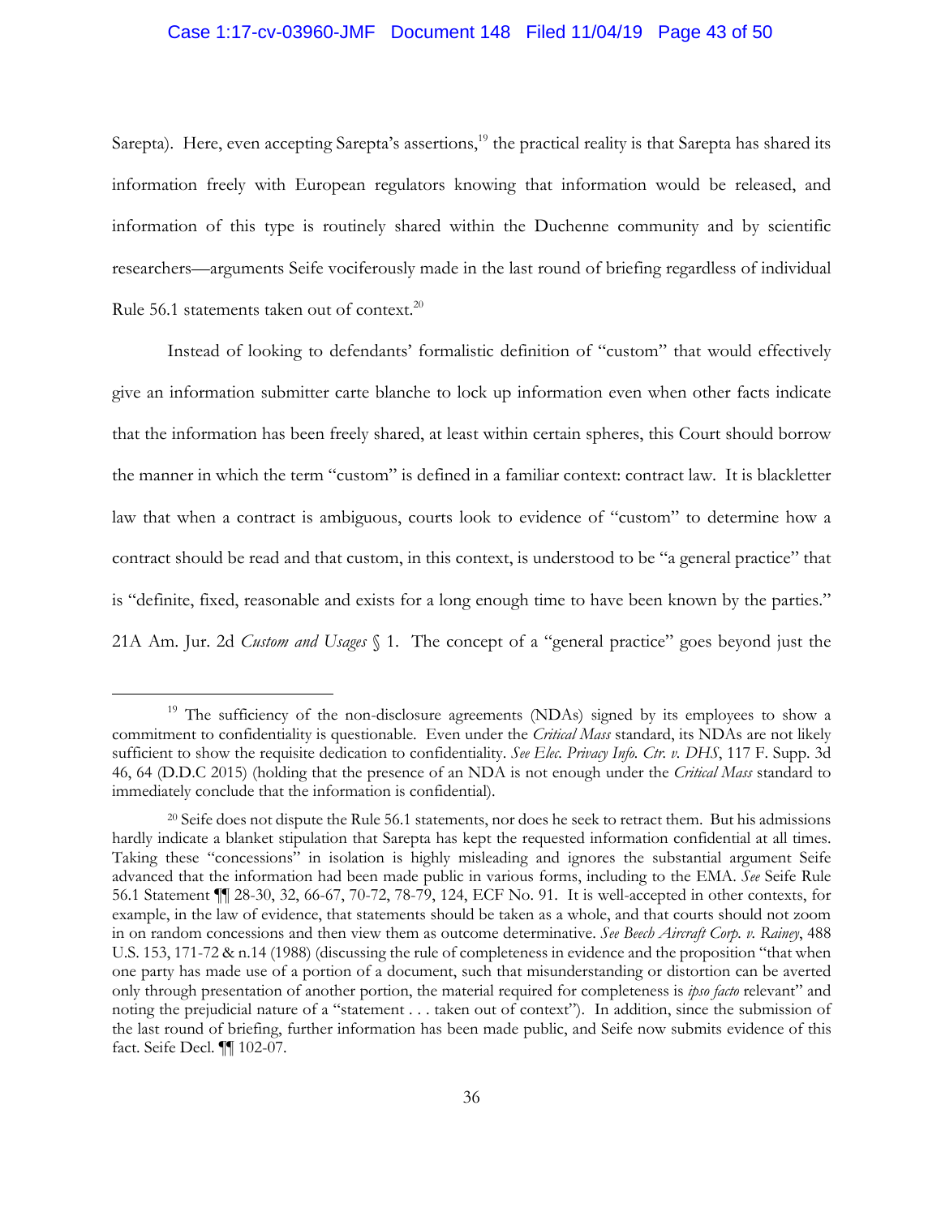Sarepta). Here, even accepting Sarepta's assertions,[19] the practical reality is that Sarepta has shared its information freely with European regulators knowing that information would be released, and information of this type is routinely shared within the Duchenne community and by scientific researchers—arguments Seife vociferously made in the last round of briefing regardless of individual Rule 56.1 statements taken out of context.[20]

Instead of looking to defendants' formalistic definition of "custom" that would effectively give an information submitter carte blanche to lock up information even when other facts indicate that the information has been freely shared, at least within certain spheres, this Court should borrow the manner in which the term "custom" is defined in a familiar context: contract law. It is blackletter law that when a contract is ambiguous, courts look to evidence of "custom" to determine how a contract should be read and that custom, in this context, is understood to be "a general practice" that is "definite, fixed, reasonable and exists for a long enough time to have been known by the parties." 21A Am. Jur. 2d *Custom and Usages* § 1. The concept of a "general practice" goes beyond just the

---

[19] The sufficiency of the non-disclosure agreements (NDAs) signed by its employees to show a commitment to confidentiality is questionable. Even under the *Critical Mass* standard, its NDAs are not likely sufficient to show the requisite dedication to confidentiality. *See Elec. Privacy Info. Ctr. v. DHS*, 117 F. Supp. 3d 46, 64 (D.D.C 2015) (holding that the presence of an NDA is not enough under the *Critical Mass* standard to immediately conclude that the information is confidential).

[20] Seife does not dispute the Rule 56.1 statements, nor does he seek to retract them. But his admissions hardly indicate a blanket stipulation that Sarepta has kept the requested information confidential at all times. Taking these "concessions" in isolation is highly misleading and ignores the substantial argument Seife advanced that the information had been made public in various forms, including to the EMA. *See* Seife Rule 56.1 Statement ¶¶ 28-30, 32, 66-67, 70-72, 78-79, 124, ECF No. 91. It is well-accepted in other contexts, for example, in the law of evidence, that statements should be taken as a whole, and that courts should not zoom in on random concessions and then view them as outcome determinative. *See Beech Aircraft Corp. v. Rainey*, 488 U.S. 153, 171-72 & n.14 (1988) (discussing the rule of completeness in evidence and the proposition "that when one party has made use of a portion of a document, such that misunderstanding or distortion can be averted only through presentation of another portion, the material required for completeness is *ipso facto* relevant" and noting the prejudicial nature of a "statement . . . taken out of context"). In addition, since the submission of the last round of briefing, further information has been made public, and Seife now submits evidence of this fact. Seife Decl. ¶¶ 102-07.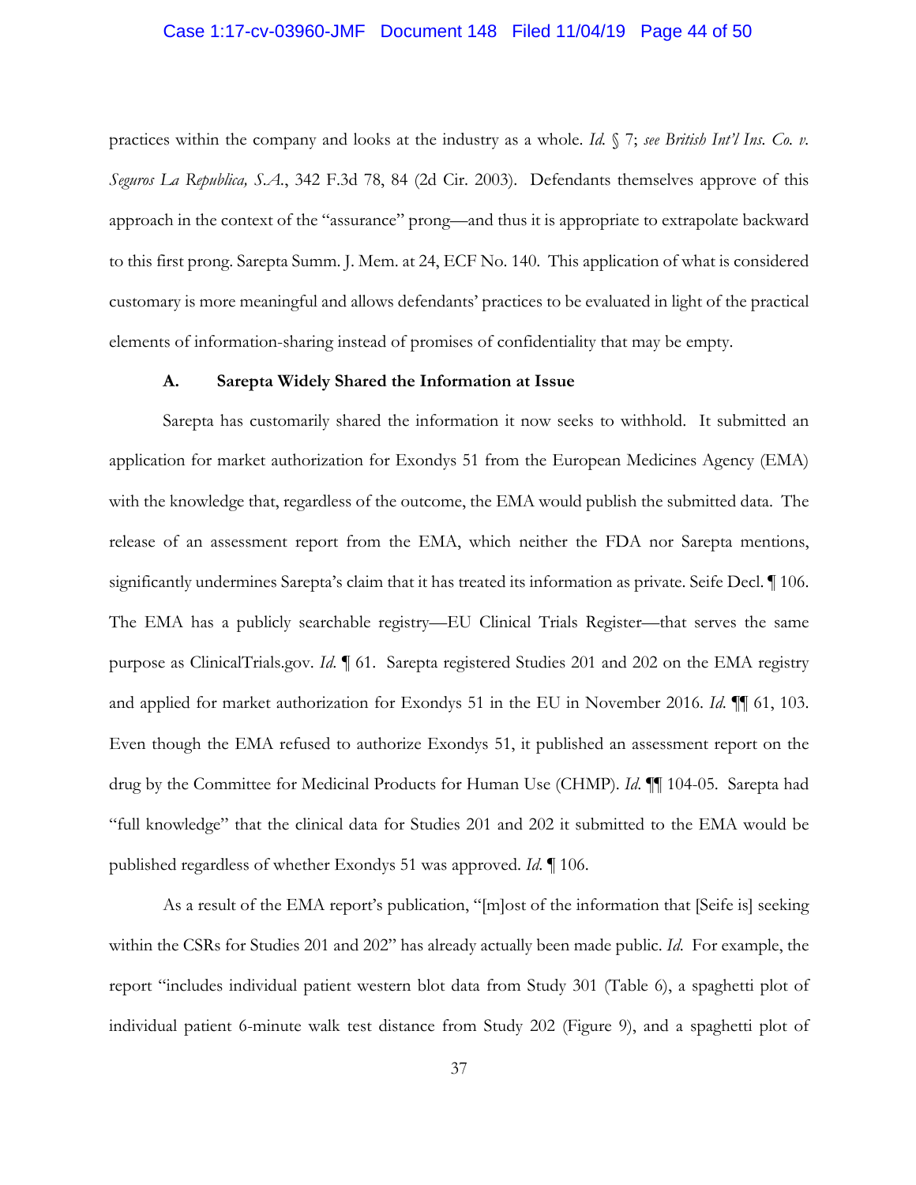practices within the company and looks at the industry as a whole. *Id.* § 7; *see British Int'l Ins. Co. v. Seguros La Republica, S.A.*, 342 F.3d 78, 84 (2d Cir. 2003). Defendants themselves approve of this approach in the context of the "assurance" prong—and thus it is appropriate to extrapolate backward to this first prong. Sarepta Summ. J. Mem. at 24, ECF No. 140. This application of what is considered customary is more meaningful and allows defendants' practices to be evaluated in light of the practical elements of information-sharing instead of promises of confidentiality that may be empty.

### A. Sarepta Widely Shared the Information at Issue

Sarepta has customarily shared the information it now seeks to withhold. It submitted an application for market authorization for Exondys 51 from the European Medicines Agency (EMA) with the knowledge that, regardless of the outcome, the EMA would publish the submitted data. The release of an assessment report from the EMA, which neither the FDA nor Sarepta mentions, significantly undermines Sarepta's claim that it has treated its information as private. Seife Decl. ¶ 106. The EMA has a publicly searchable registry—EU Clinical Trials Register—that serves the same purpose as ClinicalTrials.gov. *Id.* ¶ 61. Sarepta registered Studies 201 and 202 on the EMA registry and applied for market authorization for Exondys 51 in the EU in November 2016. *Id.* ¶¶ 61, 103. Even though the EMA refused to authorize Exondys 51, it published an assessment report on the drug by the Committee for Medicinal Products for Human Use (CHMP). *Id.* ¶¶ 104-05. Sarepta had "full knowledge" that the clinical data for Studies 201 and 202 it submitted to the EMA would be published regardless of whether Exondys 51 was approved. *Id.* ¶ 106.

As a result of the EMA report's publication, "[m]ost of the information that [Seife is] seeking within the CSRs for Studies 201 and 202" has already actually been made public. *Id.* For example, the report "includes individual patient western blot data from Study 301 (Table 6), a spaghetti plot of individual patient 6-minute walk test distance from Study 202 (Figure 9), and a spaghetti plot of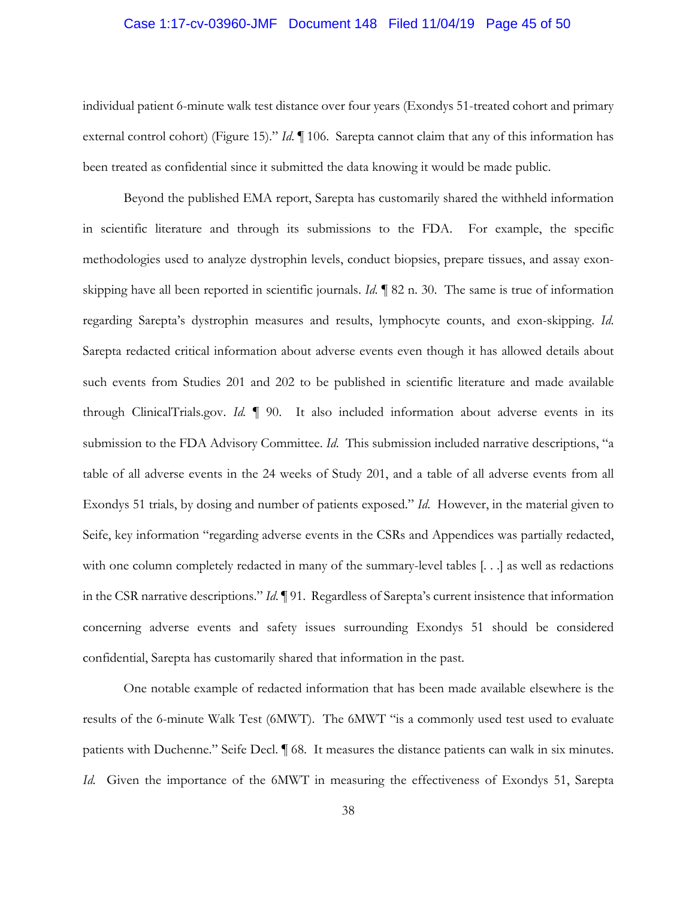individual patient 6-minute walk test distance over four years (Exondys 51-treated cohort and primary external control cohort) (Figure 15)." *Id.* ¶ 106. Sarepta cannot claim that any of this information has been treated as confidential since it submitted the data knowing it would be made public.

Beyond the published EMA report, Sarepta has customarily shared the withheld information in scientific literature and through its submissions to the FDA. For example, the specific methodologies used to analyze dystrophin levels, conduct biopsies, prepare tissues, and assay exon-skipping have all been reported in scientific journals. *Id.* ¶ 82 n. 30. The same is true of information regarding Sarepta's dystrophin measures and results, lymphocyte counts, and exon-skipping. *Id.* Sarepta redacted critical information about adverse events even though it has allowed details about such events from Studies 201 and 202 to be published in scientific literature and made available through ClinicalTrials.gov. *Id.* ¶ 90. It also included information about adverse events in its submission to the FDA Advisory Committee. *Id.* This submission included narrative descriptions, "a table of all adverse events in the 24 weeks of Study 201, and a table of all adverse events from all Exondys 51 trials, by dosing and number of patients exposed." *Id.* However, in the material given to Seife, key information "regarding adverse events in the CSRs and Appendices was partially redacted, with one column completely redacted in many of the summary-level tables [. . .] as well as redactions in the CSR narrative descriptions." *Id.* ¶ 91. Regardless of Sarepta's current insistence that information concerning adverse events and safety issues surrounding Exondys 51 should be considered confidential, Sarepta has customarily shared that information in the past.

One notable example of redacted information that has been made available elsewhere is the results of the 6-minute Walk Test (6MWT). The 6MWT "is a commonly used test used to evaluate patients with Duchenne." Seife Decl. ¶ 68. It measures the distance patients can walk in six minutes. *Id.* Given the importance of the 6MWT in measuring the effectiveness of Exondys 51, Sarepta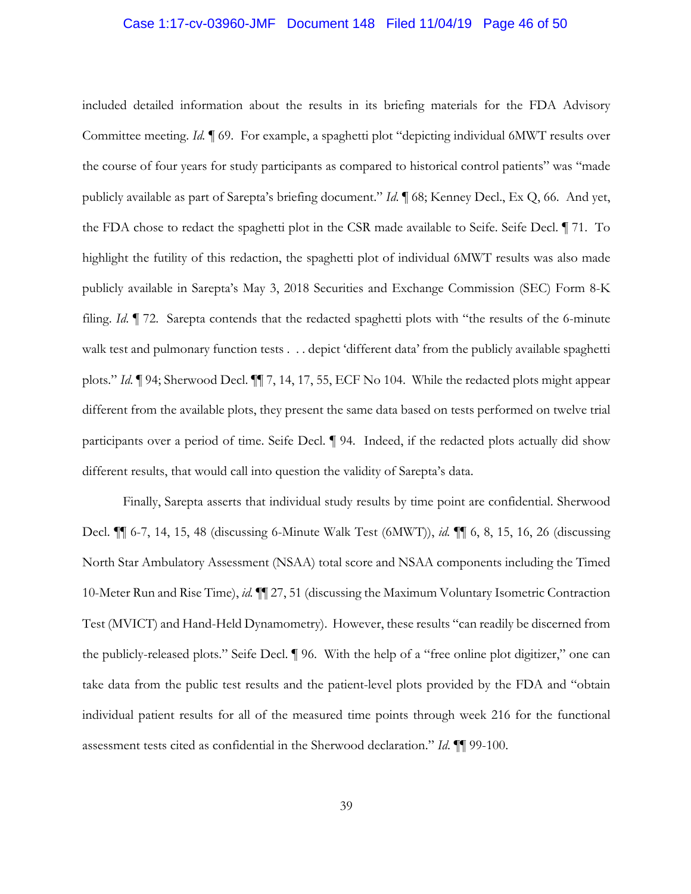included detailed information about the results in its briefing materials for the FDA Advisory Committee meeting. *Id.* ¶ 69. For example, a spaghetti plot "depicting individual 6MWT results over the course of four years for study participants as compared to historical control patients" was "made publicly available as part of Sarepta's briefing document." *Id.* ¶ 68; Kenney Decl., Ex Q, 66. And yet, the FDA chose to redact the spaghetti plot in the CSR made available to Seife. Seife Decl. ¶ 71. To highlight the futility of this redaction, the spaghetti plot of individual 6MWT results was also made publicly available in Sarepta's May 3, 2018 Securities and Exchange Commission (SEC) Form 8-K filing. *Id.* ¶ 72. Sarepta contends that the redacted spaghetti plots with "the results of the 6-minute walk test and pulmonary function tests . . . depict 'different data' from the publicly available spaghetti plots." *Id.* ¶ 94; Sherwood Decl. ¶¶ 7, 14, 17, 55, ECF No 104. While the redacted plots might appear different from the available plots, they present the same data based on tests performed on twelve trial participants over a period of time. Seife Decl. ¶ 94. Indeed, if the redacted plots actually did show different results, that would call into question the validity of Sarepta's data.

Finally, Sarepta asserts that individual study results by time point are confidential. Sherwood Decl. ¶¶ 6-7, 14, 15, 48 (discussing 6-Minute Walk Test (6MWT)), *id.* ¶¶ 6, 8, 15, 16, 26 (discussing North Star Ambulatory Assessment (NSAA) total score and NSAA components including the Timed 10-Meter Run and Rise Time), *id.* ¶¶ 27, 51 (discussing the Maximum Voluntary Isometric Contraction Test (MVICT) and Hand-Held Dynamometry). However, these results "can readily be discerned from the publicly-released plots." Seife Decl. ¶ 96. With the help of a "free online plot digitizer," one can take data from the public test results and the patient-level plots provided by the FDA and "obtain individual patient results for all of the measured time points through week 216 for the functional assessment tests cited as confidential in the Sherwood declaration." *Id.* ¶¶ 99-100.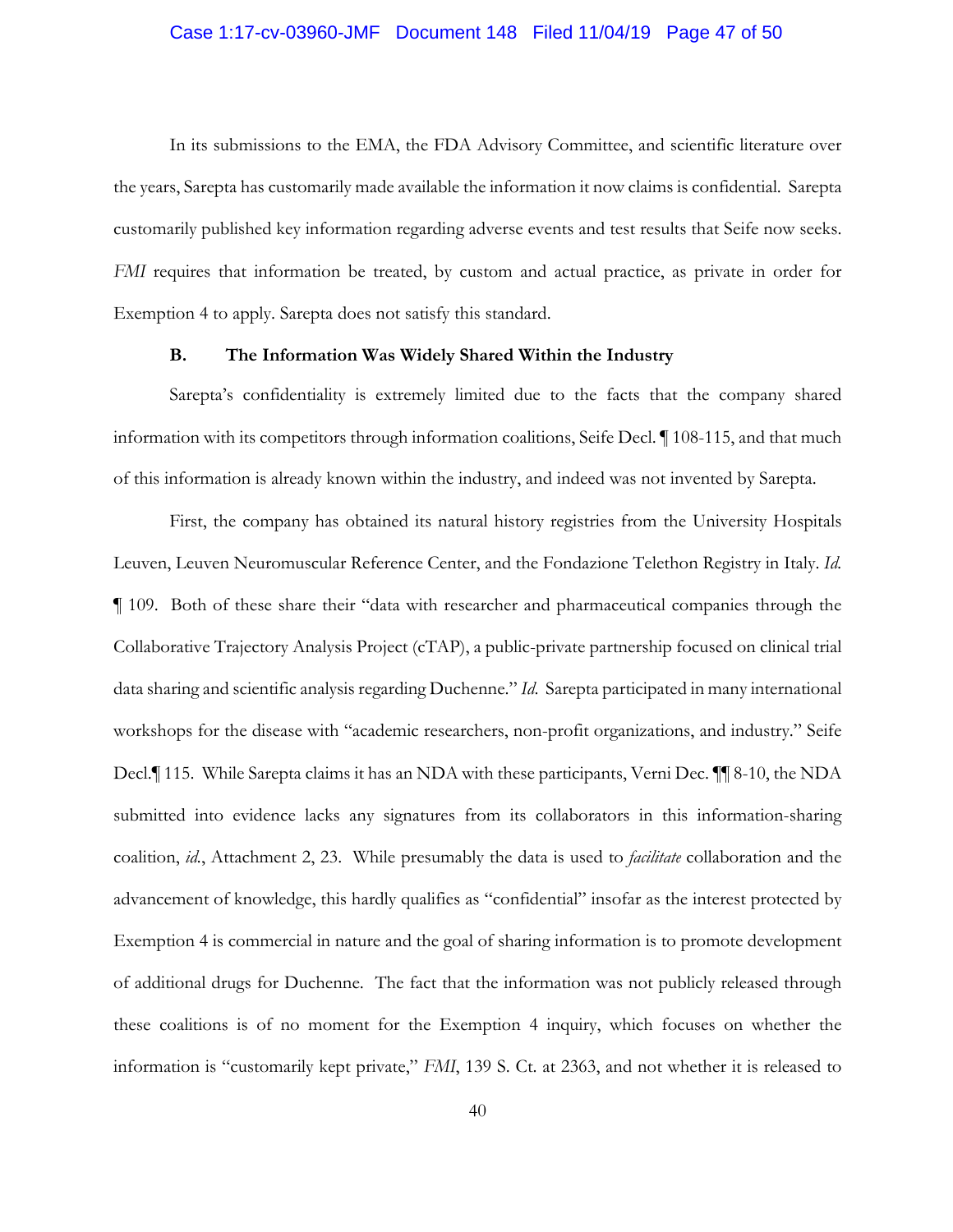In its submissions to the EMA, the FDA Advisory Committee, and scientific literature over the years, Sarepta has customarily made available the information it now claims is confidential. Sarepta customarily published key information regarding adverse events and test results that Seife now seeks. *FMI* requires that information be treated, by custom and actual practice, as private in order for Exemption 4 to apply. Sarepta does not satisfy this standard.

### B. The Information Was Widely Shared Within the Industry

Sarepta's confidentiality is extremely limited due to the facts that the company shared information with its competitors through information coalitions, Seife Decl. ¶ 108-115, and that much of this information is already known within the industry, and indeed was not invented by Sarepta.

First, the company has obtained its natural history registries from the University Hospitals Leuven, Leuven Neuromuscular Reference Center, and the Fondazione Telethon Registry in Italy. *Id.* ¶ 109. Both of these share their "data with researcher and pharmaceutical companies through the Collaborative Trajectory Analysis Project (cTAP), a public-private partnership focused on clinical trial data sharing and scientific analysis regarding Duchenne." *Id.* Sarepta participated in many international workshops for the disease with "academic researchers, non-profit organizations, and industry." Seife Decl.¶ 115. While Sarepta claims it has an NDA with these participants, Verni Dec. ¶¶ 8-10, the NDA submitted into evidence lacks any signatures from its collaborators in this information-sharing coalition, *id.*, Attachment 2, 23. While presumably the data is used to *facilitate* collaboration and the advancement of knowledge, this hardly qualifies as "confidential" insofar as the interest protected by Exemption 4 is commercial in nature and the goal of sharing information is to promote development of additional drugs for Duchenne. The fact that the information was not publicly released through these coalitions is of no moment for the Exemption 4 inquiry, which focuses on whether the information is "customarily kept private," *FMI*, 139 S. Ct. at 2363, and not whether it is released to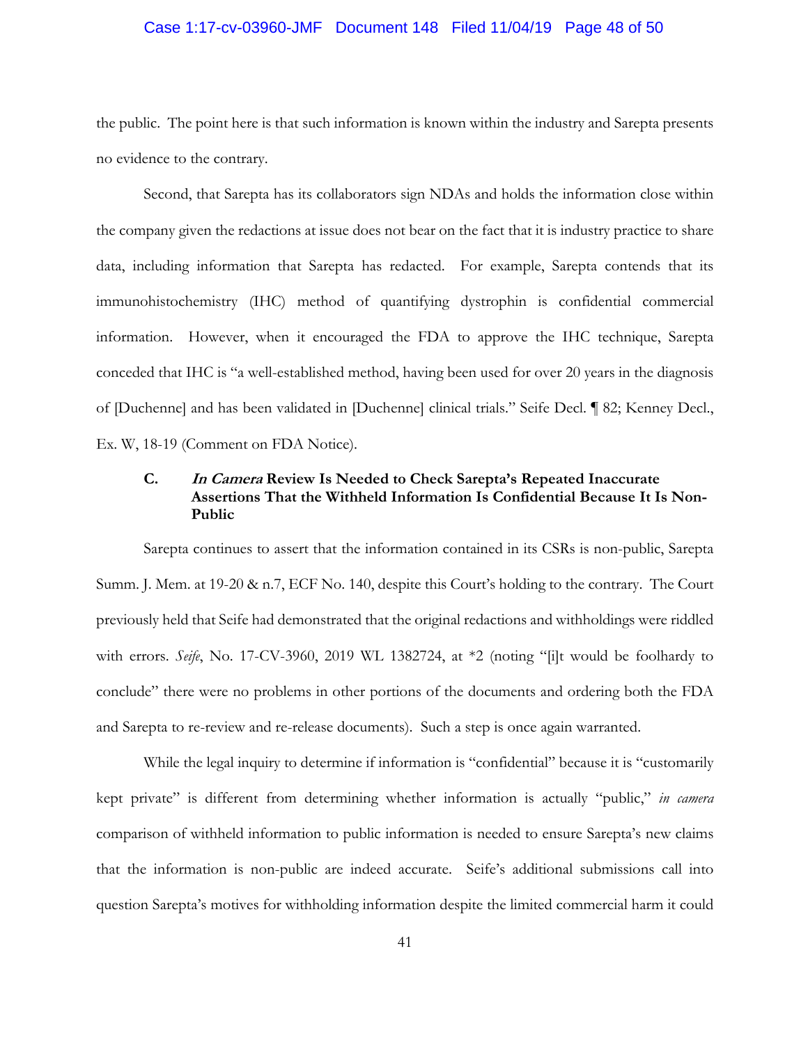the public. The point here is that such information is known within the industry and Sarepta presents no evidence to the contrary.

Second, that Sarepta has its collaborators sign NDAs and holds the information close within the company given the redactions at issue does not bear on the fact that it is industry practice to share data, including information that Sarepta has redacted. For example, Sarepta contends that its immunohistochemistry (IHC) method of quantifying dystrophin is confidential commercial information. However, when it encouraged the FDA to approve the IHC technique, Sarepta conceded that IHC is "a well-established method, having been used for over 20 years in the diagnosis of [Duchenne] and has been validated in [Duchenne] clinical trials." Seife Decl. ¶ 82; Kenney Decl., Ex. W, 18-19 (Comment on FDA Notice).

### C. *In Camera* Review Is Needed to Check Sarepta's Repeated Inaccurate Assertions That the Withheld Information Is Confidential Because It Is Non-Public

Sarepta continues to assert that the information contained in its CSRs is non-public, Sarepta Summ. J. Mem. at 19-20 & n.7, ECF No. 140, despite this Court's holding to the contrary. The Court previously held that Seife had demonstrated that the original redactions and withholdings were riddled with errors. *Seife*, No. 17-CV-3960, 2019 WL 1382724, at *2 (noting "[i]t would be foolhardy to conclude" there were no problems in other portions of the documents and ordering both the FDA and Sarepta to re-review and re-release documents). Such a step is once again warranted.

While the legal inquiry to determine if information is "confidential" because it is "customarily kept private" is different from determining whether information is actually "public," *in camera* comparison of withheld information to public information is needed to ensure Sarepta's new claims that the information is non-public are indeed accurate. Seife's additional submissions call into question Sarepta's motives for withholding information despite the limited commercial harm it could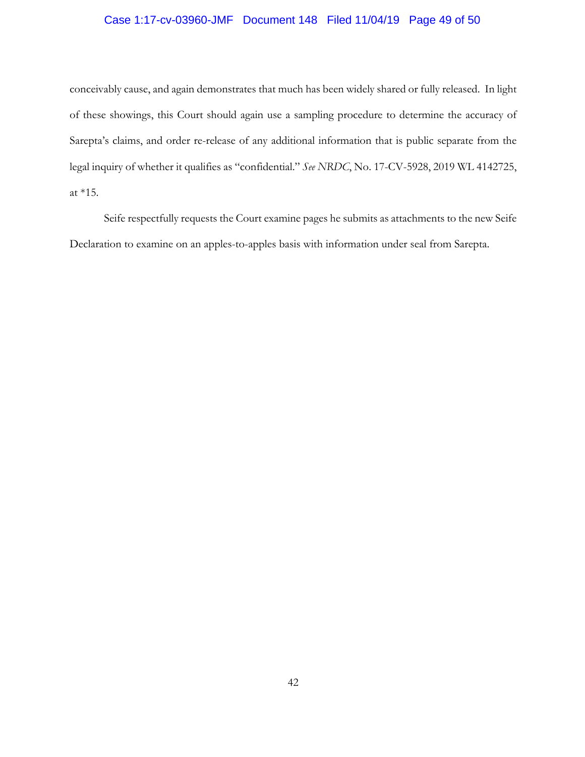conceivably cause, and again demonstrates that much has been widely shared or fully released. In light of these showings, this Court should again use a sampling procedure to determine the accuracy of Sarepta's claims, and order re-release of any additional information that is public separate from the legal inquiry of whether it qualifies as "confidential." *See NRDC*, No. 17-CV-5928, 2019 WL 4142725, at *15.

Seife respectfully requests the Court examine pages he submits as attachments to the new Seife Declaration to examine on an apples-to-apples basis with information under seal from Sarepta.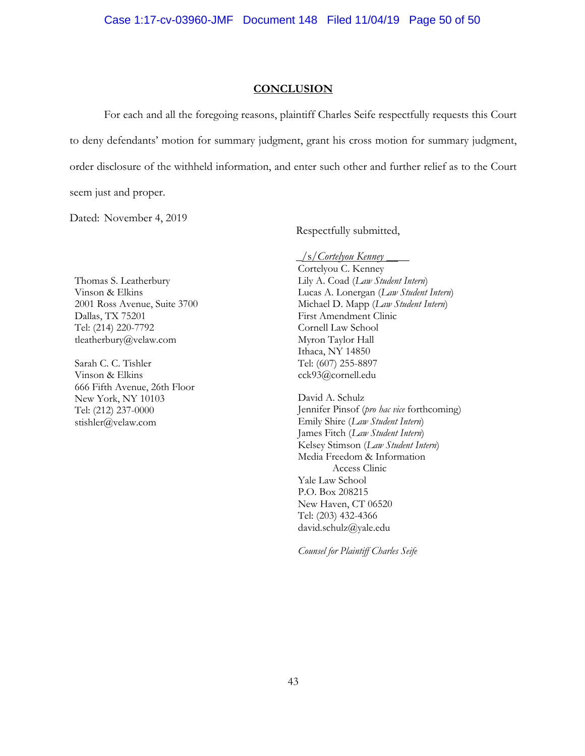## CONCLUSION

For each and all the foregoing reasons, plaintiff Charles Seife respectfully requests this Court to deny defendants' motion for summary judgment, grant his cross motion for summary judgment, order disclosure of the withheld information, and enter such other and further relief as to the Court seem just and proper.

Dated: November 4, 2019

Respectfully submitted,

_/s/*Cortelyou Kenney* ___

Cortelyou C. Kenney
Lily A. Coad (*Law Student Intern*)
Lucas A. Lonergan (*Law Student Intern*)
Michael D. Mapp (*Law Student Intern*)
First Amendment Clinic
Cornell Law School
Myron Taylor Hall
Ithaca, NY 14850
Tel: (607) 255-8897
cck93@cornell.edu

David A. Schulz
Jennifer Pinsof (*pro hac vice* forthcoming)
Emily Shire (*Law Student Intern*)
James Fitch (*Law Student Intern*)
Kelsey Stimson (*Law Student Intern*)
Media Freedom & Information Access Clinic
Yale Law School
P.O. Box 208215
New Haven, CT 06520
Tel: (203) 432-4366
david.schulz@yale.edu

*Counsel for Plaintiff Charles Seife*

Thomas S. Leatherbury
Vinson & Elkins
2001 Ross Avenue, Suite 3700
Dallas, TX 75201
Tel: (214) 220-7792
tleatherbury@velaw.com

Sarah C. C. Tishler
Vinson & Elkins
666 Fifth Avenue, 26th Floor
New York, NY 10103
Tel: (212) 237-0000
stishler@velaw.com